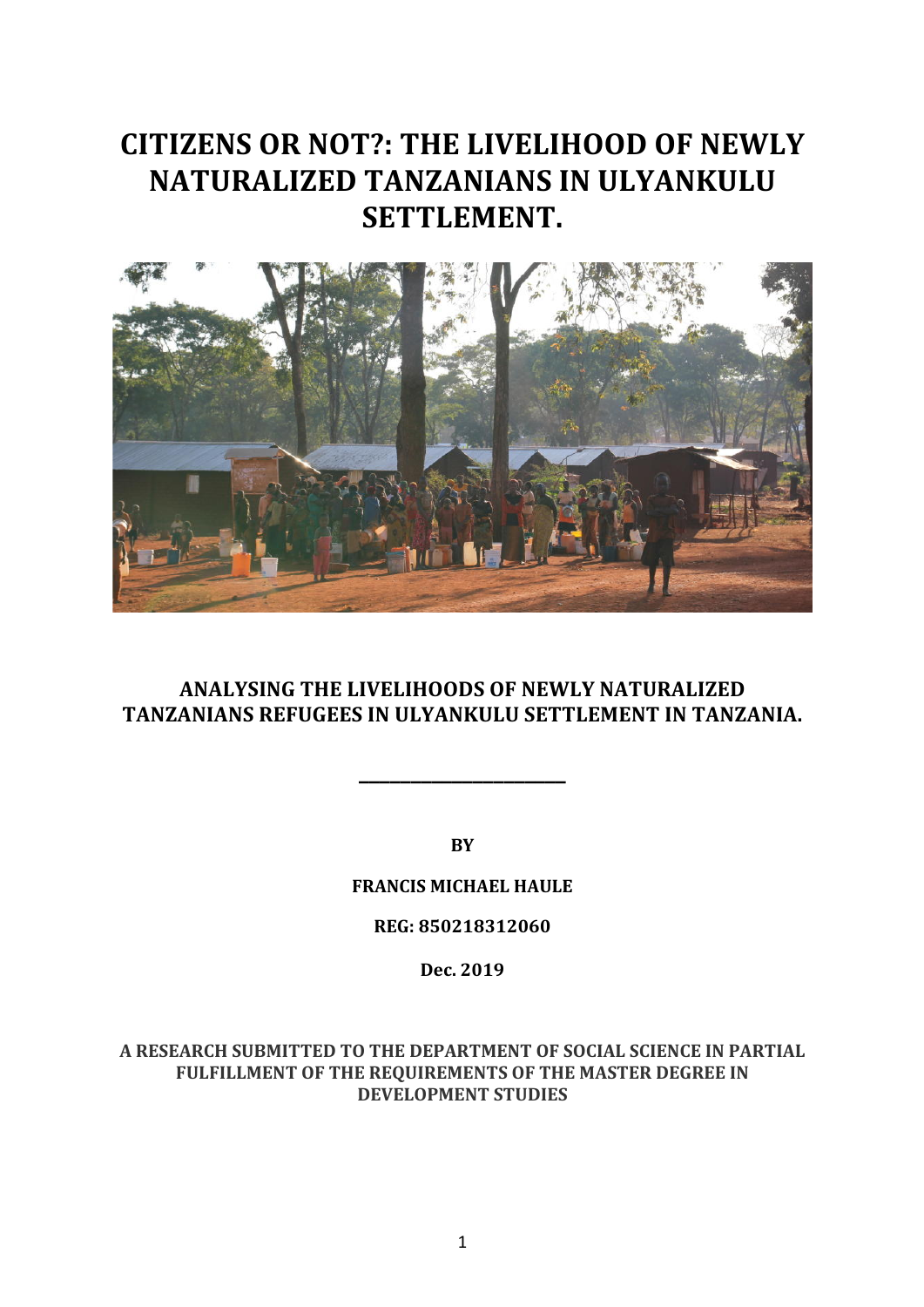# CITIZENS OR NOT?: THE LIVELIHOOD OF NEWLY NATURALIZED TANZANIANS IN ULYANKULU SETTLEMENT.

## ANALYSING THE LIVELIHOODS OF NEWLY NATURALIZED TANZANIANS REFUGEES IN ULYANKULU SETTLEMENT IN TANZANIA.

---

**BY**

**FRANCIS MICHAEL HAULE**

**REG: 850218312060**

**Dec. 2019**

**A RESEARCH SUBMITTED TO THE DEPARTMENT OF SOCIAL SCIENCE IN PARTIAL FULFILLMENT OF THE REQUIREMENTS OF THE MASTER DEGREE IN DEVELOPMENT STUDIES**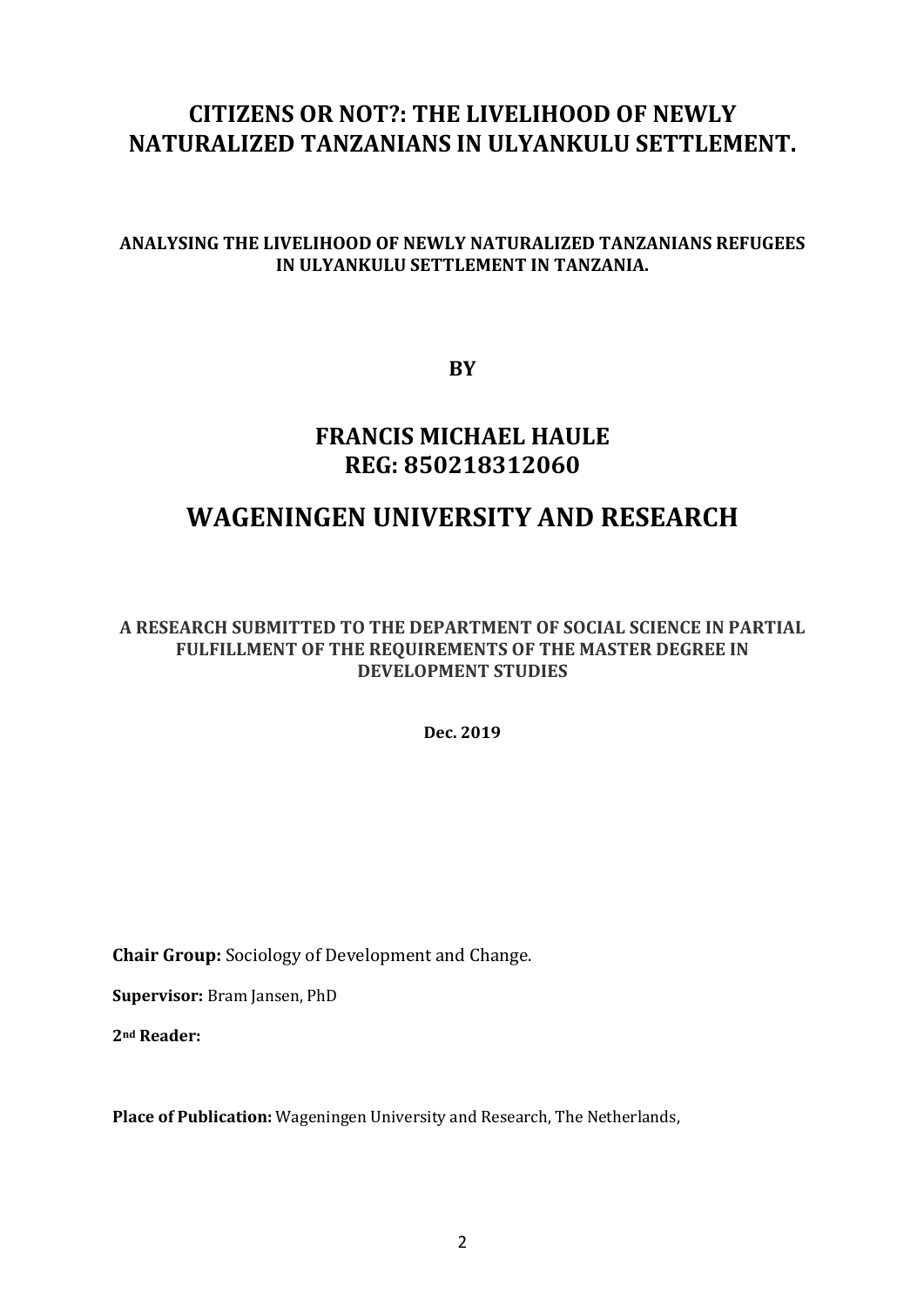# CITIZENS OR NOT?: THE LIVELIHOOD OF NEWLY NATURALIZED TANZANIANS IN ULYANKULU SETTLEMENT.

**ANALYSING THE LIVELIHOOD OF NEWLY NATURALIZED TANZANIANS REFUGEES IN ULYANKULU SETTLEMENT IN TANZANIA.**

**BY**

## FRANCIS MICHAEL HAULE
## REG: 850218312060

# WAGENINGEN UNIVERSITY AND RESEARCH

**A RESEARCH SUBMITTED TO THE DEPARTMENT OF SOCIAL SCIENCE IN PARTIAL FULFILLMENT OF THE REQUIREMENTS OF THE MASTER DEGREE IN DEVELOPMENT STUDIES**

**Dec. 2019**

**Chair Group:** Sociology of Development and Change.

**Supervisor:** Bram Jansen, PhD

**2nd Reader:**

**Place of Publication:** Wageningen University and Research, The Netherlands,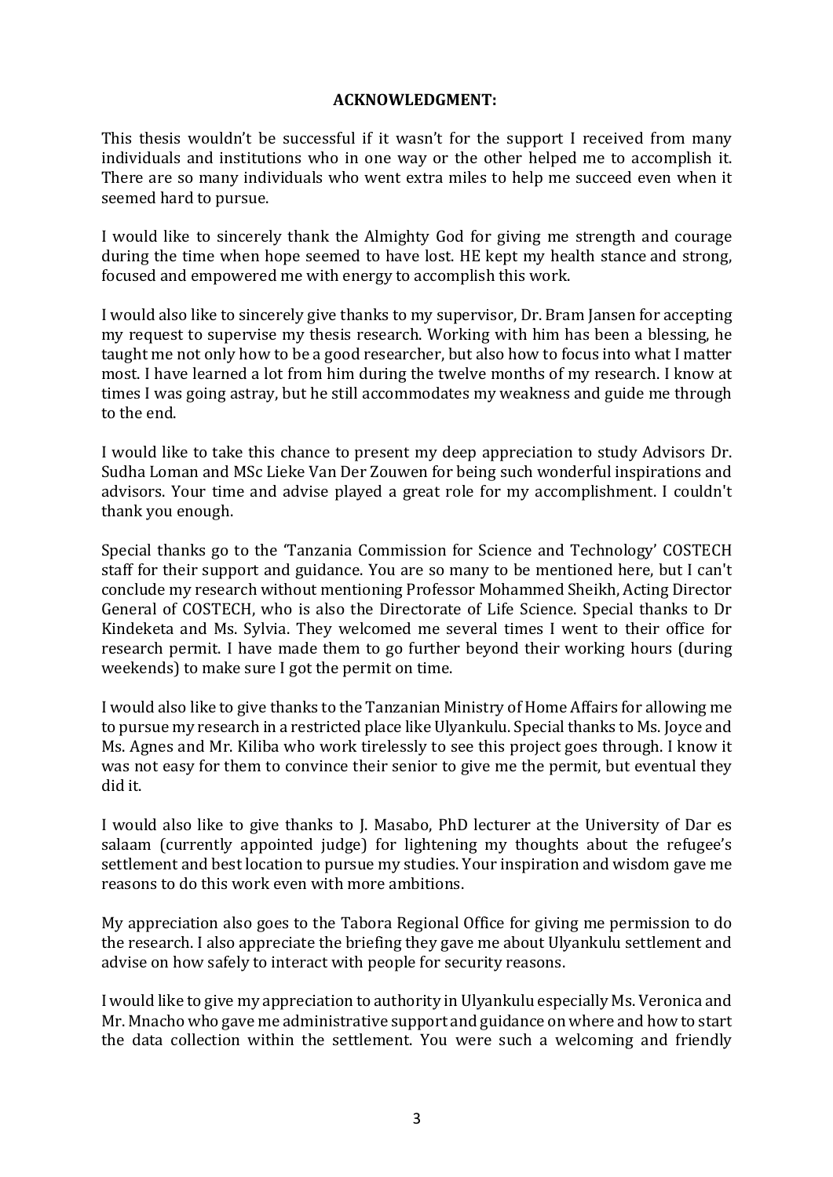**ACKNOWLEDGMENT:**

This thesis wouldn't be successful if it wasn't for the support I received from many individuals and institutions who in one way or the other helped me to accomplish it. There are so many individuals who went extra miles to help me succeed even when it seemed hard to pursue.

I would like to sincerely thank the Almighty God for giving me strength and courage during the time when hope seemed to have lost. HE kept my health stance and strong, focused and empowered me with energy to accomplish this work.

I would also like to sincerely give thanks to my supervisor, Dr. Bram Jansen for accepting my request to supervise my thesis research. Working with him has been a blessing, he taught me not only how to be a good researcher, but also how to focus into what I matter most. I have learned a lot from him during the twelve months of my research. I know at times I was going astray, but he still accommodates my weakness and guide me through to the end.

I would like to take this chance to present my deep appreciation to study Advisors Dr. Sudha Loman and MSc Lieke Van Der Zouwen for being such wonderful inspirations and advisors. Your time and advise played a great role for my accomplishment. I couldn't thank you enough.

Special thanks go to the 'Tanzania Commission for Science and Technology' COSTECH staff for their support and guidance. You are so many to be mentioned here, but I can't conclude my research without mentioning Professor Mohammed Sheikh, Acting Director General of COSTECH, who is also the Directorate of Life Science. Special thanks to Dr Kindeketa and Ms. Sylvia. They welcomed me several times I went to their office for research permit. I have made them to go further beyond their working hours (during weekends) to make sure I got the permit on time.

I would also like to give thanks to the Tanzanian Ministry of Home Affairs for allowing me to pursue my research in a restricted place like Ulyankulu. Special thanks to Ms. Joyce and Ms. Agnes and Mr. Kiliba who work tirelessly to see this project goes through. I know it was not easy for them to convince their senior to give me the permit, but eventual they did it.

I would also like to give thanks to J. Masabo, PhD lecturer at the University of Dar es salaam (currently appointed judge) for lightening my thoughts about the refugee's settlement and best location to pursue my studies. Your inspiration and wisdom gave me reasons to do this work even with more ambitions.

My appreciation also goes to the Tabora Regional Office for giving me permission to do the research. I also appreciate the briefing they gave me about Ulyankulu settlement and advise on how safely to interact with people for security reasons.

I would like to give my appreciation to authority in Ulyankulu especially Ms. Veronica and Mr. Mnacho who gave me administrative support and guidance on where and how to start the data collection within the settlement. You were such a welcoming and friendly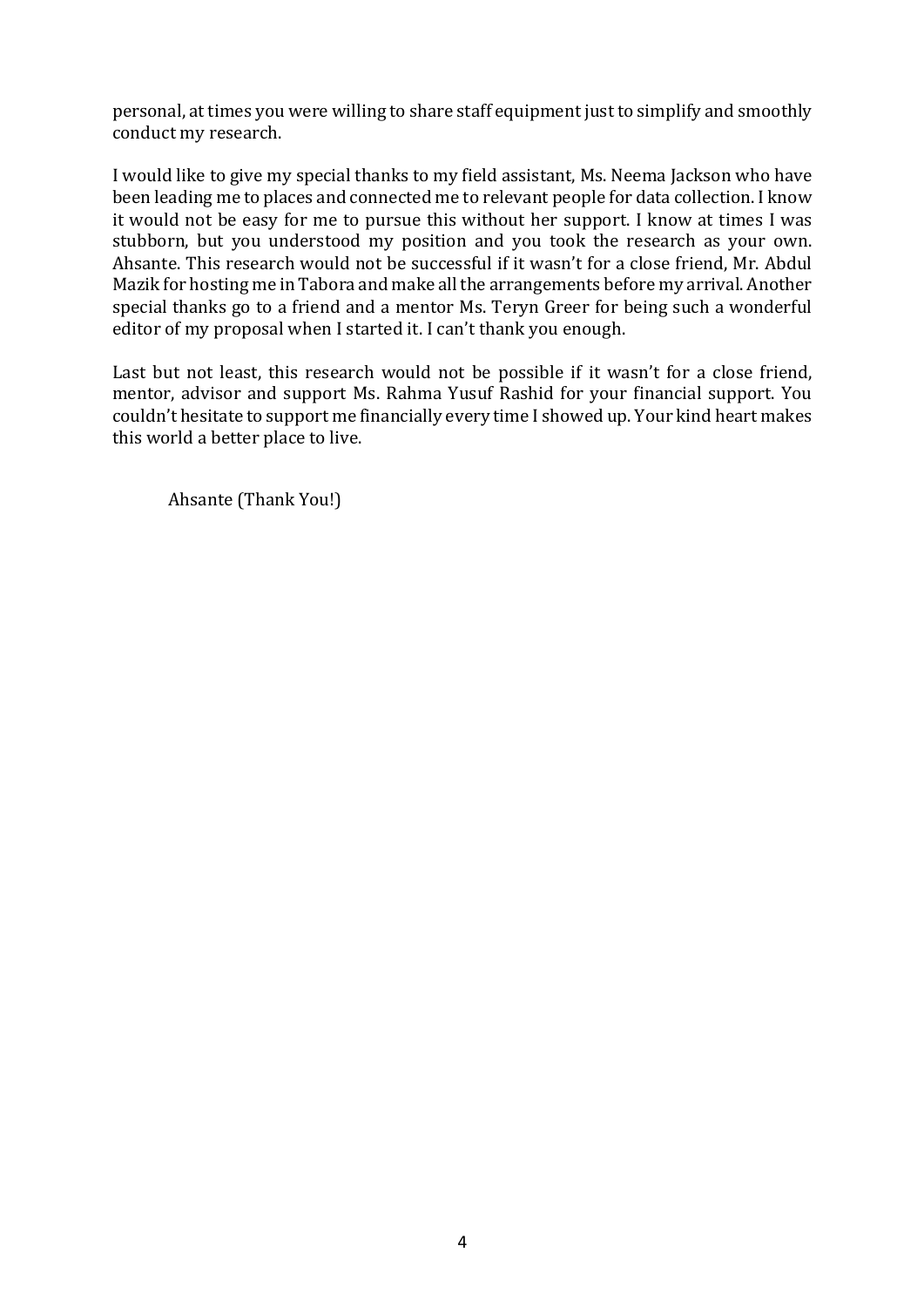personal, at times you were willing to share staff equipment just to simplify and smoothly conduct my research.

I would like to give my special thanks to my field assistant, Ms. Neema Jackson who have been leading me to places and connected me to relevant people for data collection. I know it would not be easy for me to pursue this without her support. I know at times I was stubborn, but you understood my position and you took the research as your own. Ahsante. This research would not be successful if it wasn't for a close friend, Mr. Abdul Mazik for hosting me in Tabora and make all the arrangements before my arrival. Another special thanks go to a friend and a mentor Ms. Teryn Greer for being such a wonderful editor of my proposal when I started it. I can't thank you enough.

Last but not least, this research would not be possible if it wasn't for a close friend, mentor, advisor and support Ms. Rahma Yusuf Rashid for your financial support. You couldn't hesitate to support me financially every time I showed up. Your kind heart makes this world a better place to live.

Ahsante (Thank You!)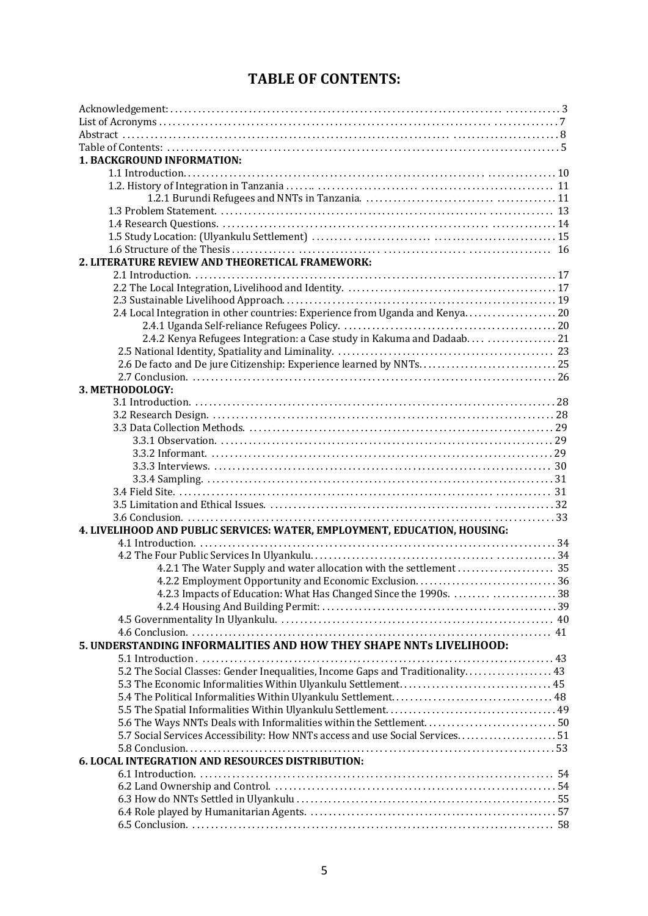# TABLE OF CONTENTS:

Acknowledgement: ... 3
List of Acronyms ... 7
Abstract ... 8
Table of Contents: ... 5

**1. BACKGROUND INFORMATION:**

- 1.1 Introduction ... 10
- 1.2. History of Integration in Tanzania ... 11
    - 1.2.1 Burundi Refugees and NNTs in Tanzania ... 11
- 1.3 Problem Statement ... 13
- 1.4 Research Questions ... 14
- 1.5 Study Location: (Ulyankulu Settlement) ... 15
- 1.6 Structure of the Thesis ... 16

**2. LITERATURE REVIEW AND THEORETICAL FRAMEWORK:**

- 2.1 Introduction ... 17
- 2.2 The Local Integration, Livelihood and Identity ... 17
- 2.3 Sustainable Livelihood Approach ... 19
- 2.4 Local Integration in other countries: Experience from Uganda and Kenya ... 20
    - 2.4.1 Uganda Self-reliance Refugees Policy ... 20
    - 2.4.2 Kenya Refugees Integration: a Case study in Kakuma and Dadaab ... 21
- 2.5 National Identity, Spatiality and Liminality ... 23
- 2.6 De facto and De jure Citizenship: Experience learned by NNTs ... 25
- 2.7 Conclusion ... 26

**3. METHODOLOGY:**

- 3.1 Introduction ... 28
- 3.2 Research Design ... 28
- 3.3 Data Collection Methods ... 29
    - 3.3.1 Observation ... 29
    - 3.3.2 Informant ... 29
    - 3.3.3 Interviews ... 30
    - 3.3.4 Sampling ... 31
- 3.4 Field Site ... 31
- 3.5 Limitation and Ethical Issues ... 32
- 3.6 Conclusion ... 33

**4. LIVELIHOOD AND PUBLIC SERVICES: WATER, EMPLOYMENT, EDUCATION, HOUSING:**

- 4.1 Introduction ... 34
- 4.2 The Four Public Services In Ulyankulu ... 34
    - 4.2.1 The Water Supply and water allocation with the settlement ... 35
    - 4.2.2 Employment Opportunity and Economic Exclusion ... 36
    - 4.2.3 Impacts of Education: What Has Changed Since the 1990s ... 38
    - 4.2.4 Housing And Building Permit: ... 39
- 4.5 Governmentality In Ulyankulu ... 40
- 4.6 Conclusion ... 41

**5. UNDERSTANDING INFORMALITIES AND HOW THEY SHAPE NNTs LIVELIHOOD:**

- 5.1 Introduction ... 43
- 5.2 The Social Classes: Gender Inequalities, Income Gaps and Traditionality ... 43
- 5.3 The Economic Informalities Within Ulyankulu Settlement ... 45
- 5.4 The Political Informalities Within Ulyankulu Settlement ... 48
- 5.5 The Spatial Informalities Within Ulyankulu Settlement ... 49
- 5.6 The Ways NNTs Deals with Informalities within the Settlement ... 50
- 5.7 Social Services Accessibility: How NNTs access and use Social Services ... 51
- 5.8 Conclusion ... 53

**6. LOCAL INTEGRATION AND RESOURCES DISTRIBUTION:**

- 6.1 Introduction ... 54
- 6.2 Land Ownership and Control ... 54
- 6.3 How do NNTs Settled in Ulyankulu ... 55
- 6.4 Role played by Humanitarian Agents ... 57
- 6.5 Conclusion ... 58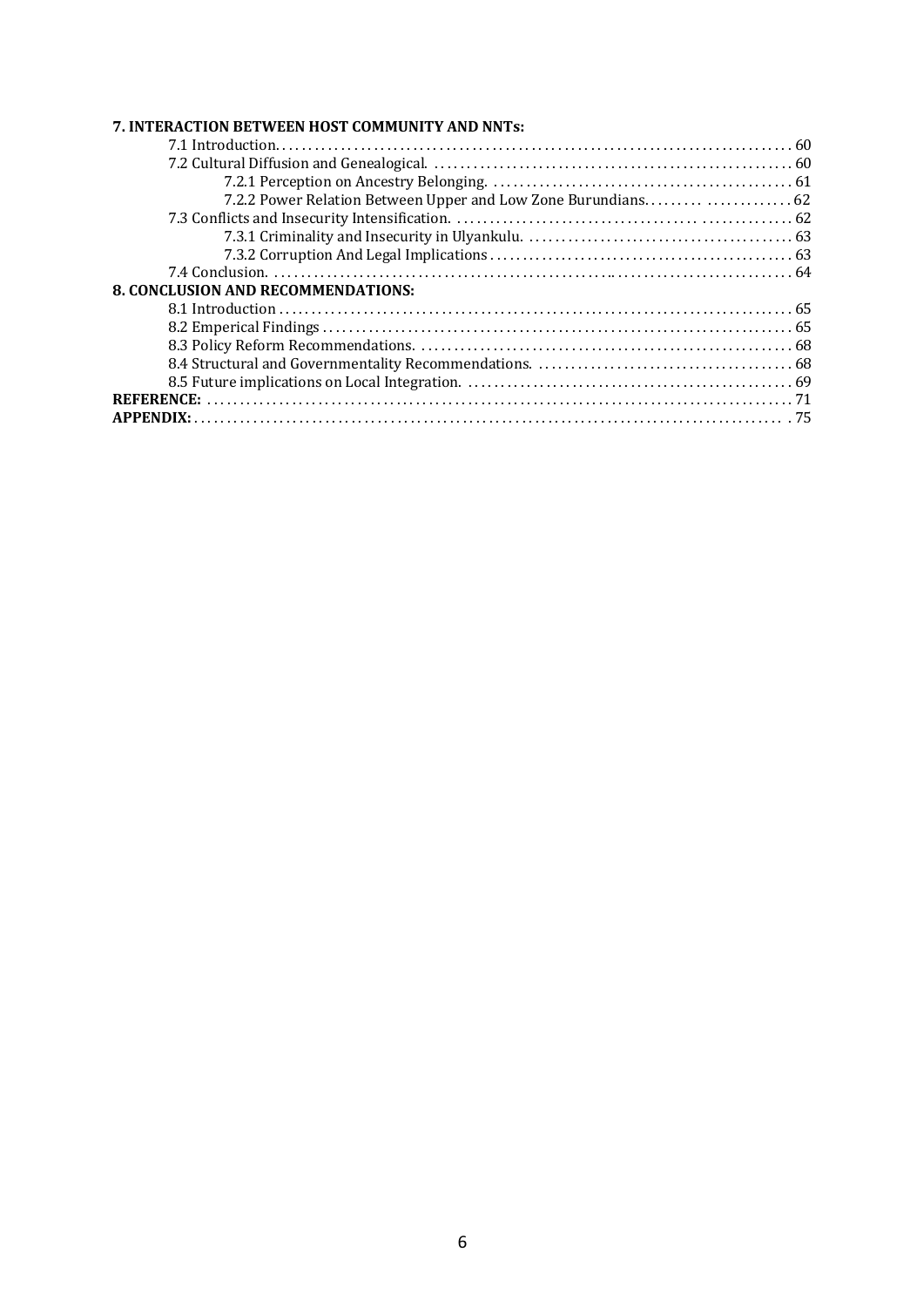**7. INTERACTION BETWEEN HOST COMMUNITY AND NNTs:**

- 7.1 Introduction. . . . . . . . . . . . . . . . . . . . . . . . . . . . . . . . . . . . . . . . . . . . . . . . . . . . . . . . . . . . . . . . . . . . . . . . . . . . . . 60
- 7.2 Cultural Diffusion and Genealogical. . . . . . . . . . . . . . . . . . . . . . . . . . . . . . . . . . . . . . . . . . . . . . . . . . . . . . . 60
  - 7.2.1 Perception on Ancestry Belonging. . . . . . . . . . . . . . . . . . . . . . . . . . . . . . . . . . . . . . . . . . . . . . 61
  - 7.2.2 Power Relation Between Upper and Low Zone Burundians. . . . . . . . . . . . . . . . . . . . . . 62
- 7.3 Conflicts and Insecurity Intensification. . . . . . . . . . . . . . . . . . . . . . . . . . . . . . . . . . . . . . . . . . . . . . . . . . 62
  - 7.3.1 Criminality and Insecurity in Ulyankulu. . . . . . . . . . . . . . . . . . . . . . . . . . . . . . . . . . . . . . . . . . 63
  - 7.3.2 Corruption And Legal Implications . . . . . . . . . . . . . . . . . . . . . . . . . . . . . . . . . . . . . . . . . . . . . . 63
- 7.4 Conclusion. . . . . . . . . . . . . . . . . . . . . . . . . . . . . . . . . . . . . . . . . . . . . . . . . . . . . . . . . . . . . . . . . . . . . . . . . . . . . 64

**8. CONCLUSION AND RECOMMENDATIONS:**

- 8.1 Introduction . . . . . . . . . . . . . . . . . . . . . . . . . . . . . . . . . . . . . . . . . . . . . . . . . . . . . . . . . . . . . . . . . . . . . . . . . . . . 65
- 8.2 Emperical Findings . . . . . . . . . . . . . . . . . . . . . . . . . . . . . . . . . . . . . . . . . . . . . . . . . . . . . . . . . . . . . . . . . . . . . . 65
- 8.3 Policy Reform Recommendations. . . . . . . . . . . . . . . . . . . . . . . . . . . . . . . . . . . . . . . . . . . . . . . . . . . . . . . . . 68
- 8.4 Structural and Governmentality Recommendations. . . . . . . . . . . . . . . . . . . . . . . . . . . . . . . . . . . . . . . 68
- 8.5 Future implications on Local Integration. . . . . . . . . . . . . . . . . . . . . . . . . . . . . . . . . . . . . . . . . . . . . . . . . 69

**REFERENCE:** . . . . . . . . . . . . . . . . . . . . . . . . . . . . . . . . . . . . . . . . . . . . . . . . . . . . . . . . . . . . . . . . . . . . . . . . . . . . . . . . . 71

**APPENDIX:** . . . . . . . . . . . . . . . . . . . . . . . . . . . . . . . . . . . . . . . . . . . . . . . . . . . . . . . . . . . . . . . . . . . . . . . . . . . . . . . . . 75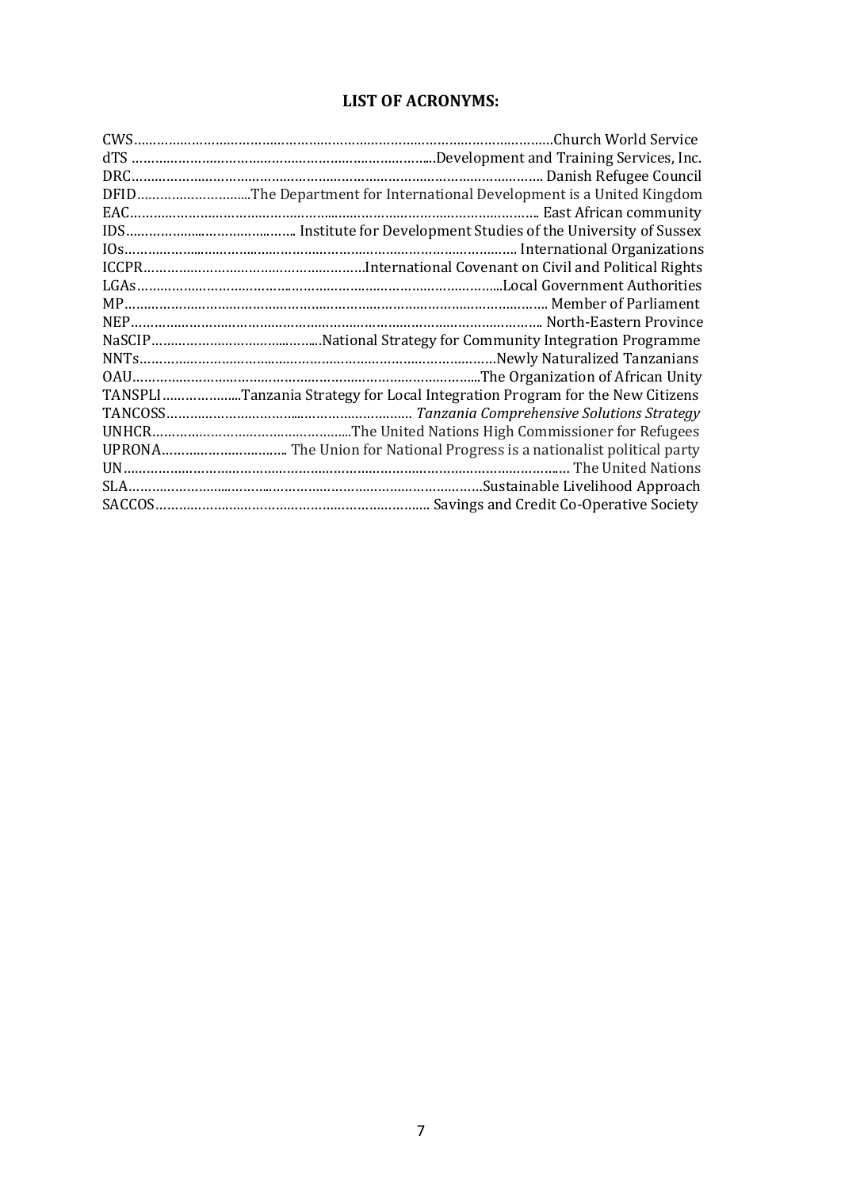## LIST OF ACRONYMS:

CWS……………………………………………………………………………………………Church World Service
dTS ………………………………………………………………………....Development and Training Services, Inc.
DRC…………………………………………………………………………………………. Danish Refugee Council
DFID………………………...The Department for International Development is a United Kingdom
EAC………………………………………………………………………………………….. East African community
IDS……………………………………….. Institute for Development Studies of the University of Sussex
IOs………………………………………………………………………………………. International Organizations
ICCPR…………………………………………………International Covenant on Civil and Political Rights
LGAs………………………………………………………………………………….....Local Government Authorities
MP………………………………………………………………………………………………. Member of Parliament
NEP…………………………………………………………………………………………….. North-Eastern Province
NaSCIP………………………………………….National Strategy for Community Integration Programme
NNTs…………………………………………………………………………………………Newly Naturalized Tanzanians
OAU……………………………………………………………………………...The Organization of African Unity
TANSPLI………………...Tanzania Strategy for Local Integration Program for the New Citizens
TANCOSS………………………………………………………… *Tanzania Comprehensive Solutions Strategy*
UNHCR…………………………………………...The United Nations High Commissioner for Refugees
UPRONA…………………………….. The Union for National Progress is a nationalist political party
UN………………………………………………………………………………………………… The United Nations
SLA……………………………………………………………………………………Sustainable Livelihood Approach
SACCOS……………………………………………………………….. Savings and Credit Co-Operative Society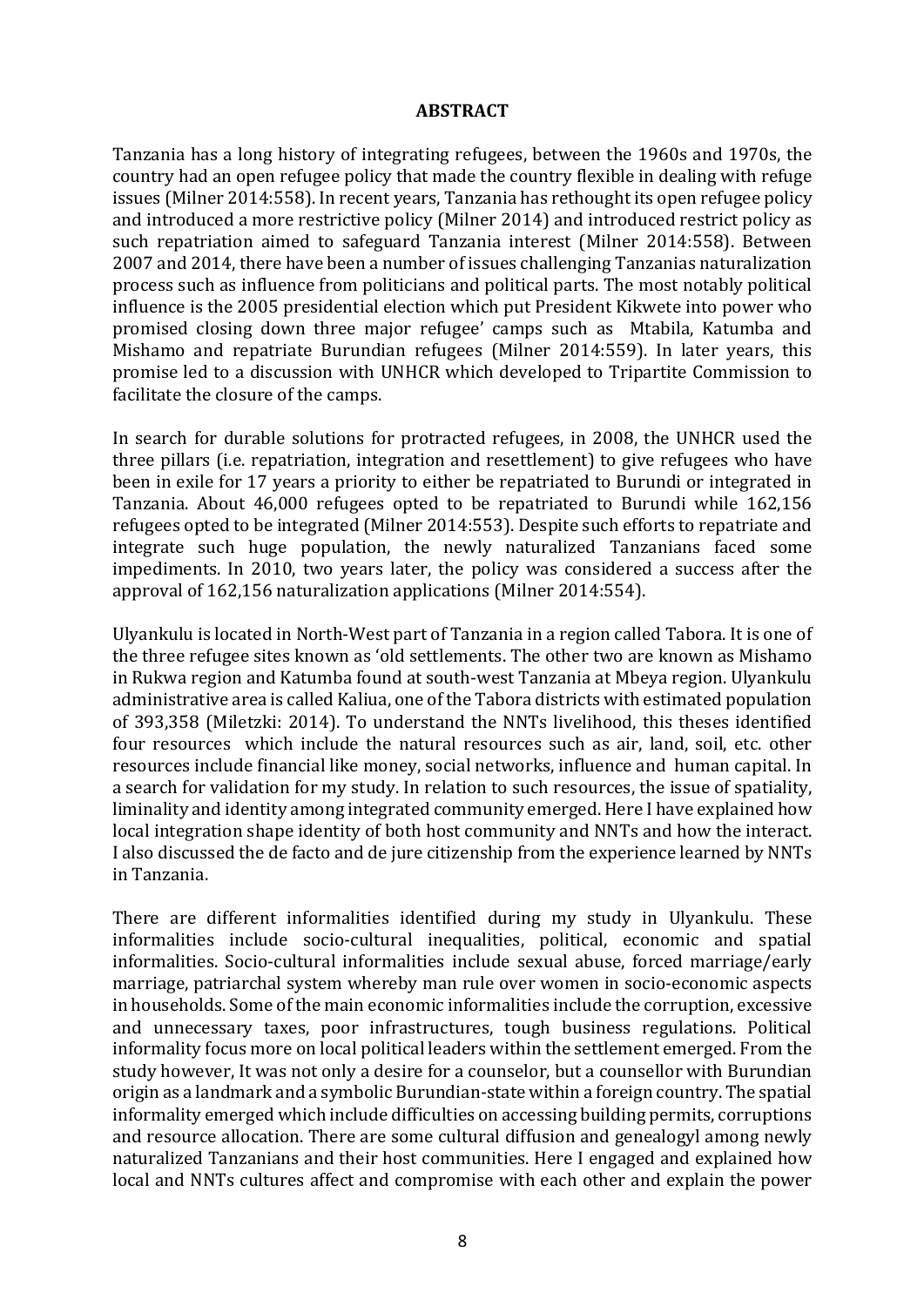**ABSTRACT**

Tanzania has a long history of integrating refugees, between the 1960s and 1970s, the country had an open refugee policy that made the country flexible in dealing with refuge issues (Milner 2014:558). In recent years, Tanzania has rethought its open refugee policy and introduced a more restrictive policy (Milner 2014) and introduced restrict policy as such repatriation aimed to safeguard Tanzania interest (Milner 2014:558). Between 2007 and 2014, there have been a number of issues challenging Tanzanias naturalization process such as influence from politicians and political parts. The most notably political influence is the 2005 presidential election which put President Kikwete into power who promised closing down three major refugee' camps such as Mtabila, Katumba and Mishamo and repatriate Burundian refugees (Milner 2014:559). In later years, this promise led to a discussion with UNHCR which developed to Tripartite Commission to facilitate the closure of the camps.

In search for durable solutions for protracted refugees, in 2008, the UNHCR used the three pillars (i.e. repatriation, integration and resettlement) to give refugees who have been in exile for 17 years a priority to either be repatriated to Burundi or integrated in Tanzania. About 46,000 refugees opted to be repatriated to Burundi while 162,156 refugees opted to be integrated (Milner 2014:553). Despite such efforts to repatriate and integrate such huge population, the newly naturalized Tanzanians faced some impediments. In 2010, two years later, the policy was considered a success after the approval of 162,156 naturalization applications (Milner 2014:554).

Ulyankulu is located in North-West part of Tanzania in a region called Tabora. It is one of the three refugee sites known as 'old settlements. The other two are known as Mishamo in Rukwa region and Katumba found at south-west Tanzania at Mbeya region. Ulyankulu administrative area is called Kaliua, one of the Tabora districts with estimated population of 393,358 (Miletzki: 2014). To understand the NNTs livelihood, this theses identified four resources which include the natural resources such as air, land, soil, etc. other resources include financial like money, social networks, influence and human capital. In a search for validation for my study. In relation to such resources, the issue of spatiality, liminality and identity among integrated community emerged. Here I have explained how local integration shape identity of both host community and NNTs and how the interact. I also discussed the de facto and de jure citizenship from the experience learned by NNTs in Tanzania.

There are different informalities identified during my study in Ulyankulu. These informalities include socio-cultural inequalities, political, economic and spatial informalities. Socio-cultural informalities include sexual abuse, forced marriage/early marriage, patriarchal system whereby man rule over women in socio-economic aspects in households. Some of the main economic informalities include the corruption, excessive and unnecessary taxes, poor infrastructures, tough business regulations. Political informality focus more on local political leaders within the settlement emerged. From the study however, It was not only a desire for a counselor, but a counsellor with Burundian origin as a landmark and a symbolic Burundian-state within a foreign country. The spatial informality emerged which include difficulties on accessing building permits, corruptions and resource allocation. There are some cultural diffusion and genealogyl among newly naturalized Tanzanians and their host communities. Here I engaged and explained how local and NNTs cultures affect and compromise with each other and explain the power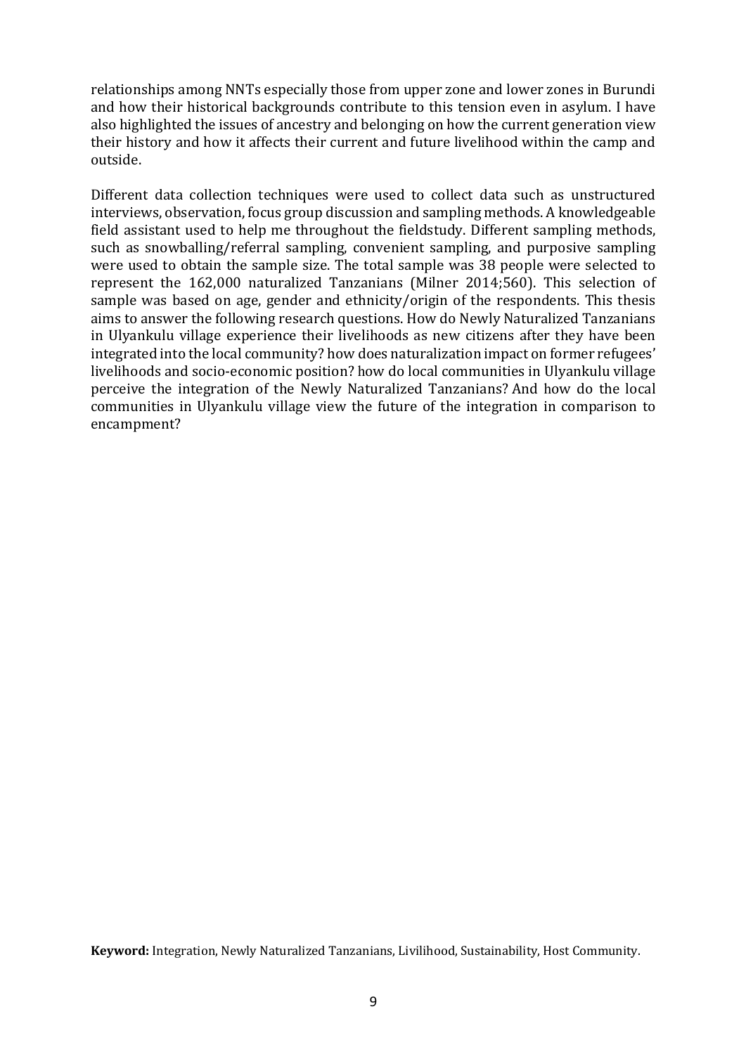relationships among NNTs especially those from upper zone and lower zones in Burundi and how their historical backgrounds contribute to this tension even in asylum. I have also highlighted the issues of ancestry and belonging on how the current generation view their history and how it affects their current and future livelihood within the camp and outside.

Different data collection techniques were used to collect data such as unstructured interviews, observation, focus group discussion and sampling methods. A knowledgeable field assistant used to help me throughout the fieldstudy. Different sampling methods, such as snowballing/referral sampling, convenient sampling, and purposive sampling were used to obtain the sample size. The total sample was 38 people were selected to represent the 162,000 naturalized Tanzanians (Milner 2014;560). This selection of sample was based on age, gender and ethnicity/origin of the respondents. This thesis aims to answer the following research questions. How do Newly Naturalized Tanzanians in Ulyankulu village experience their livelihoods as new citizens after they have been integrated into the local community? how does naturalization impact on former refugees' livelihoods and socio-economic position? how do local communities in Ulyankulu village perceive the integration of the Newly Naturalized Tanzanians? And how do the local communities in Ulyankulu village view the future of the integration in comparison to encampment?

**Keyword:** Integration, Newly Naturalized Tanzanians, Livilihood, Sustainability, Host Community.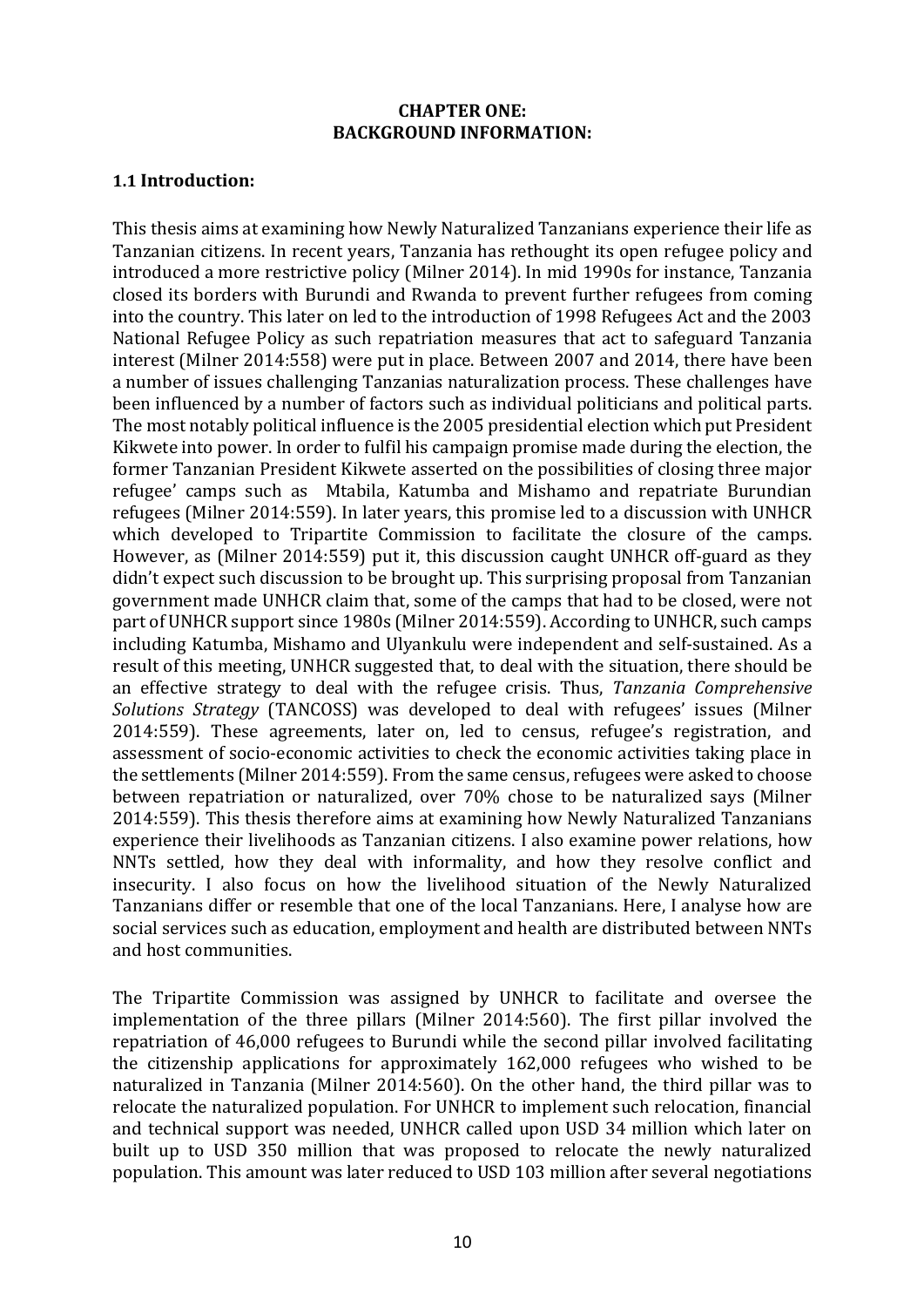**CHAPTER ONE:**
**BACKGROUND INFORMATION:**

### 1.1 Introduction:

This thesis aims at examining how Newly Naturalized Tanzanians experience their life as Tanzanian citizens. In recent years, Tanzania has rethought its open refugee policy and introduced a more restrictive policy (Milner 2014). In mid 1990s for instance, Tanzania closed its borders with Burundi and Rwanda to prevent further refugees from coming into the country. This later on led to the introduction of 1998 Refugees Act and the 2003 National Refugee Policy as such repatriation measures that act to safeguard Tanzania interest (Milner 2014:558) were put in place. Between 2007 and 2014, there have been a number of issues challenging Tanzanias naturalization process. These challenges have been influenced by a number of factors such as individual politicians and political parts. The most notably political influence is the 2005 presidential election which put President Kikwete into power. In order to fulfil his campaign promise made during the election, the former Tanzanian President Kikwete asserted on the possibilities of closing three major refugee' camps such as Mtabila, Katumba and Mishamo and repatriate Burundian refugees (Milner 2014:559). In later years, this promise led to a discussion with UNHCR which developed to Tripartite Commission to facilitate the closure of the camps. However, as (Milner 2014:559) put it, this discussion caught UNHCR off-guard as they didn't expect such discussion to be brought up. This surprising proposal from Tanzanian government made UNHCR claim that, some of the camps that had to be closed, were not part of UNHCR support since 1980s (Milner 2014:559). According to UNHCR, such camps including Katumba, Mishamo and Ulyankulu were independent and self-sustained. As a result of this meeting, UNHCR suggested that, to deal with the situation, there should be an effective strategy to deal with the refugee crisis. Thus, *Tanzania Comprehensive Solutions Strategy* (TANCOSS) was developed to deal with refugees' issues (Milner 2014:559). These agreements, later on, led to census, refugee's registration, and assessment of socio-economic activities to check the economic activities taking place in the settlements (Milner 2014:559). From the same census, refugees were asked to choose between repatriation or naturalized, over 70% chose to be naturalized says (Milner 2014:559). This thesis therefore aims at examining how Newly Naturalized Tanzanians experience their livelihoods as Tanzanian citizens. I also examine power relations, how NNTs settled, how they deal with informality, and how they resolve conflict and insecurity. I also focus on how the livelihood situation of the Newly Naturalized Tanzanians differ or resemble that one of the local Tanzanians. Here, I analyse how are social services such as education, employment and health are distributed between NNTs and host communities.

The Tripartite Commission was assigned by UNHCR to facilitate and oversee the implementation of the three pillars (Milner 2014:560). The first pillar involved the repatriation of 46,000 refugees to Burundi while the second pillar involved facilitating the citizenship applications for approximately 162,000 refugees who wished to be naturalized in Tanzania (Milner 2014:560). On the other hand, the third pillar was to relocate the naturalized population. For UNHCR to implement such relocation, financial and technical support was needed, UNHCR called upon USD 34 million which later on built up to USD 350 million that was proposed to relocate the newly naturalized population. This amount was later reduced to USD 103 million after several negotiations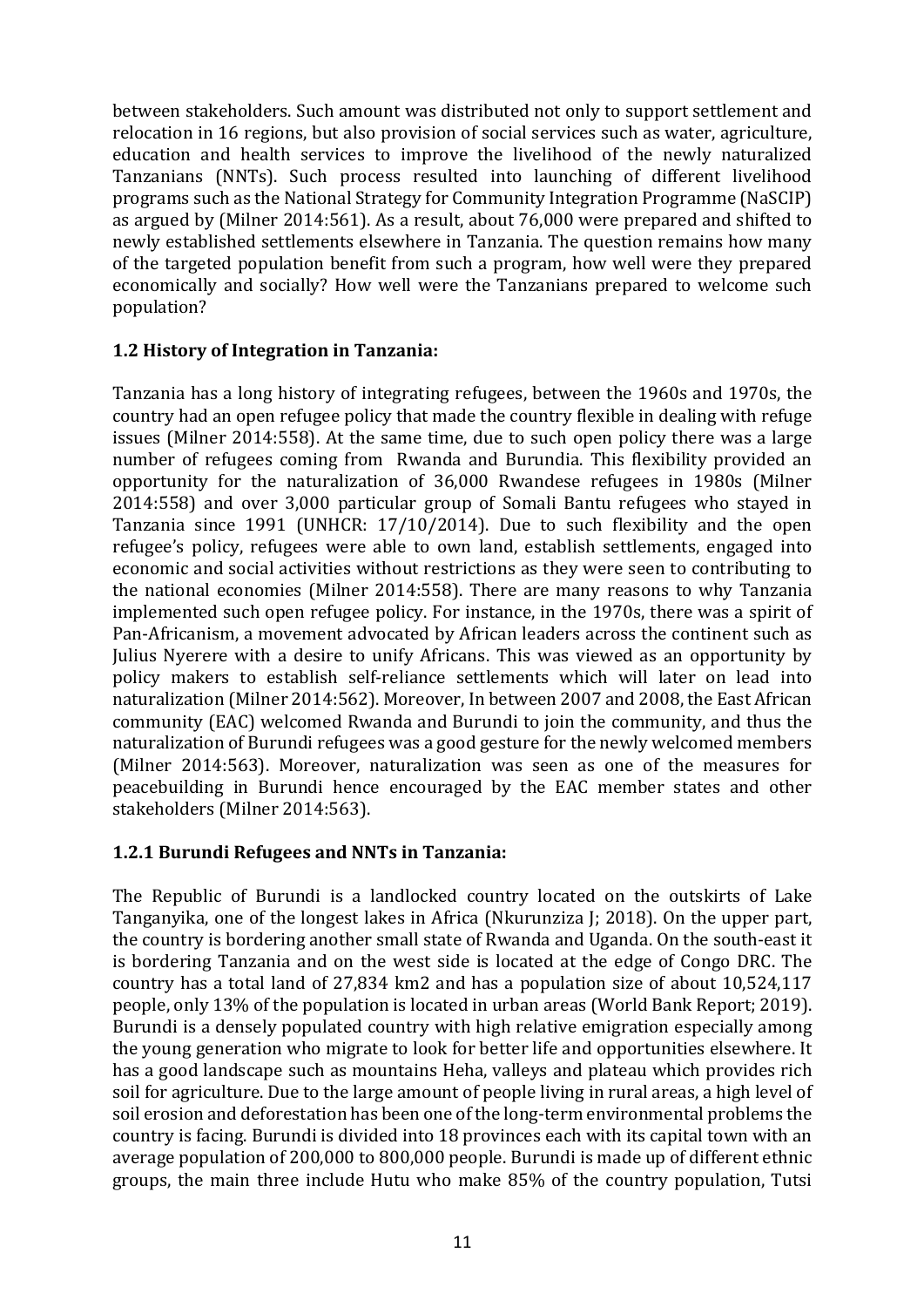between stakeholders. Such amount was distributed not only to support settlement and relocation in 16 regions, but also provision of social services such as water, agriculture, education and health services to improve the livelihood of the newly naturalized Tanzanians (NNTs). Such process resulted into launching of different livelihood programs such as the National Strategy for Community Integration Programme (NaSCIP) as argued by (Milner 2014:561). As a result, about 76,000 were prepared and shifted to newly established settlements elsewhere in Tanzania. The question remains how many of the targeted population benefit from such a program, how well were they prepared economically and socially? How well were the Tanzanians prepared to welcome such population?

### 1.2 History of Integration in Tanzania:

Tanzania has a long history of integrating refugees, between the 1960s and 1970s, the country had an open refugee policy that made the country flexible in dealing with refuge issues (Milner 2014:558). At the same time, due to such open policy there was a large number of refugees coming from Rwanda and Burundia. This flexibility provided an opportunity for the naturalization of 36,000 Rwandese refugees in 1980s (Milner 2014:558) and over 3,000 particular group of Somali Bantu refugees who stayed in Tanzania since 1991 (UNHCR: 17/10/2014). Due to such flexibility and the open refugee's policy, refugees were able to own land, establish settlements, engaged into economic and social activities without restrictions as they were seen to contributing to the national economies (Milner 2014:558). There are many reasons to why Tanzania implemented such open refugee policy. For instance, in the 1970s, there was a spirit of Pan-Africanism, a movement advocated by African leaders across the continent such as Julius Nyerere with a desire to unify Africans. This was viewed as an opportunity by policy makers to establish self-reliance settlements which will later on lead into naturalization (Milner 2014:562). Moreover, In between 2007 and 2008, the East African community (EAC) welcomed Rwanda and Burundi to join the community, and thus the naturalization of Burundi refugees was a good gesture for the newly welcomed members (Milner 2014:563). Moreover, naturalization was seen as one of the measures for peacebuilding in Burundi hence encouraged by the EAC member states and other stakeholders (Milner 2014:563).

#### 1.2.1 Burundi Refugees and NNTs in Tanzania:

The Republic of Burundi is a landlocked country located on the outskirts of Lake Tanganyika, one of the longest lakes in Africa (Nkurunziza J; 2018). On the upper part, the country is bordering another small state of Rwanda and Uganda. On the south-east it is bordering Tanzania and on the west side is located at the edge of Congo DRC. The country has a total land of 27,834 km2 and has a population size of about 10,524,117 people, only 13% of the population is located in urban areas (World Bank Report; 2019). Burundi is a densely populated country with high relative emigration especially among the young generation who migrate to look for better life and opportunities elsewhere. It has a good landscape such as mountains Heha, valleys and plateau which provides rich soil for agriculture. Due to the large amount of people living in rural areas, a high level of soil erosion and deforestation has been one of the long-term environmental problems the country is facing. Burundi is divided into 18 provinces each with its capital town with an average population of 200,000 to 800,000 people. Burundi is made up of different ethnic groups, the main three include Hutu who make 85% of the country population, Tutsi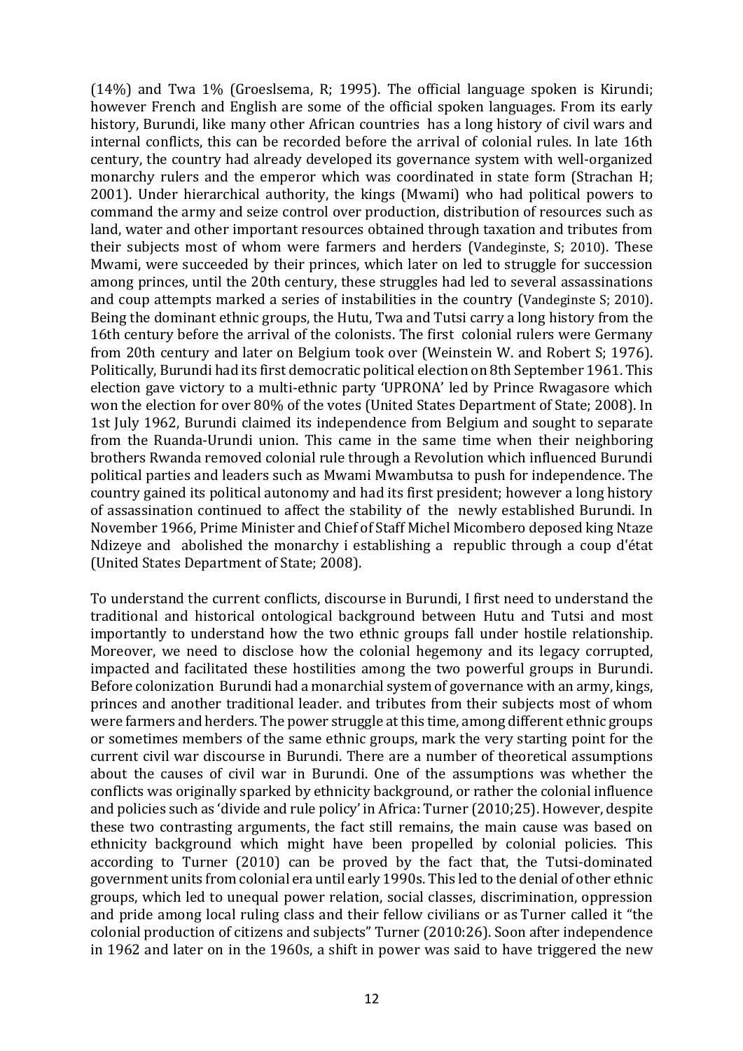(14%) and Twa 1% (Groeslsema, R; 1995). The official language spoken is Kirundi; however French and English are some of the official spoken languages. From its early history, Burundi, like many other African countries has a long history of civil wars and internal conflicts, this can be recorded before the arrival of colonial rules. In late 16th century, the country had already developed its governance system with well-organized monarchy rulers and the emperor which was coordinated in state form (Strachan H; 2001). Under hierarchical authority, the kings (Mwami) who had political powers to command the army and seize control over production, distribution of resources such as land, water and other important resources obtained through taxation and tributes from their subjects most of whom were farmers and herders (Vandeginste, S; 2010). These Mwami, were succeeded by their princes, which later on led to struggle for succession among princes, until the 20th century, these struggles had led to several assassinations and coup attempts marked a series of instabilities in the country (Vandeginste S; 2010). Being the dominant ethnic groups, the Hutu, Twa and Tutsi carry a long history from the 16th century before the arrival of the colonists. The first colonial rulers were Germany from 20th century and later on Belgium took over (Weinstein W. and Robert S; 1976). Politically, Burundi had its first democratic political election on 8th September 1961. This election gave victory to a multi-ethnic party 'UPRONA' led by Prince Rwagasore which won the election for over 80% of the votes (United States Department of State; 2008). In 1st July 1962, Burundi claimed its independence from Belgium and sought to separate from the Ruanda-Urundi union. This came in the same time when their neighboring brothers Rwanda removed colonial rule through a Revolution which influenced Burundi political parties and leaders such as Mwami Mwambutsa to push for independence. The country gained its political autonomy and had its first president; however a long history of assassination continued to affect the stability of the newly established Burundi. In November 1966, Prime Minister and Chief of Staff Michel Micombero deposed king Ntaze Ndizeye and abolished the monarchy i establishing a republic through a coup d'état (United States Department of State; 2008).

To understand the current conflicts, discourse in Burundi, I first need to understand the traditional and historical ontological background between Hutu and Tutsi and most importantly to understand how the two ethnic groups fall under hostile relationship. Moreover, we need to disclose how the colonial hegemony and its legacy corrupted, impacted and facilitated these hostilities among the two powerful groups in Burundi. Before colonization Burundi had a monarchial system of governance with an army, kings, princes and another traditional leader. and tributes from their subjects most of whom were farmers and herders. The power struggle at this time, among different ethnic groups or sometimes members of the same ethnic groups, mark the very starting point for the current civil war discourse in Burundi. There are a number of theoretical assumptions about the causes of civil war in Burundi. One of the assumptions was whether the conflicts was originally sparked by ethnicity background, or rather the colonial influence and policies such as 'divide and rule policy' in Africa: Turner (2010;25). However, despite these two contrasting arguments, the fact still remains, the main cause was based on ethnicity background which might have been propelled by colonial policies. This according to Turner (2010) can be proved by the fact that, the Tutsi-dominated government units from colonial era until early 1990s. This led to the denial of other ethnic groups, which led to unequal power relation, social classes, discrimination, oppression and pride among local ruling class and their fellow civilians or as Turner called it "the colonial production of citizens and subjects" Turner (2010:26). Soon after independence in 1962 and later on in the 1960s, a shift in power was said to have triggered the new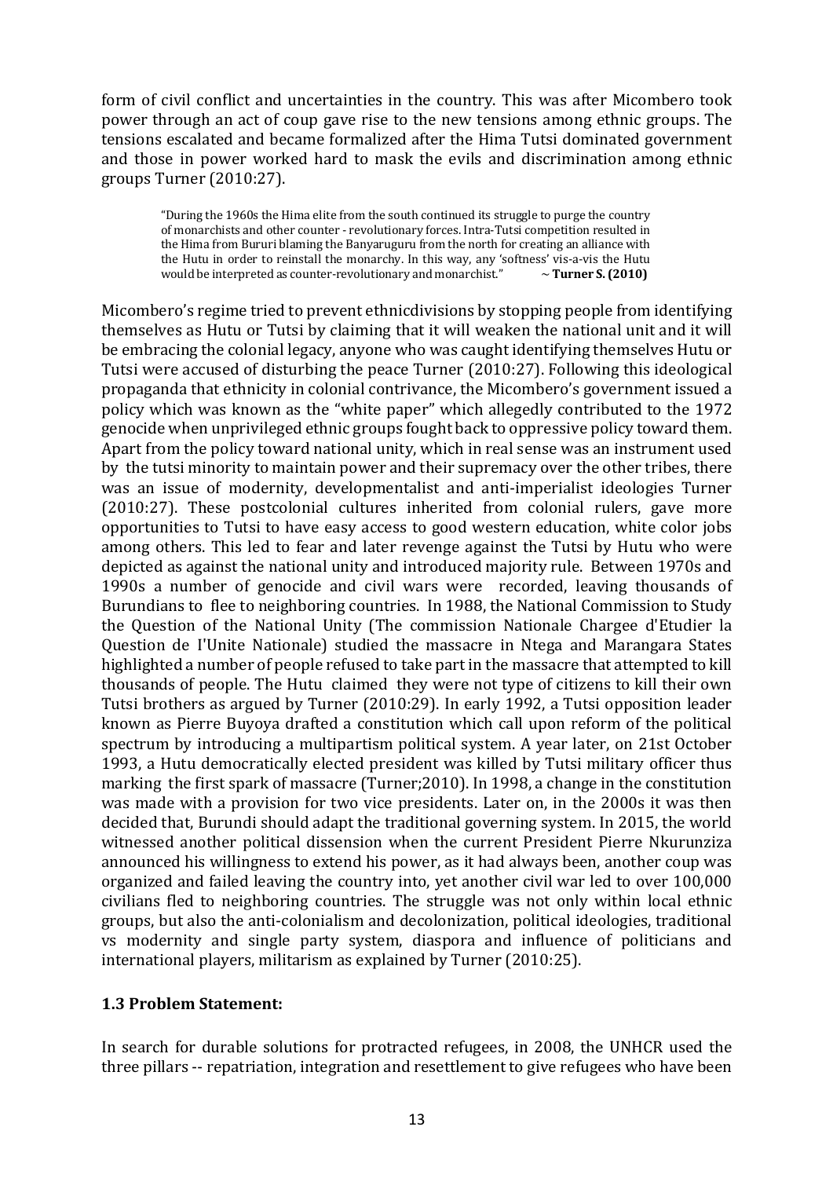form of civil conflict and uncertainties in the country. This was after Micombero took power through an act of coup gave rise to the new tensions among ethnic groups. The tensions escalated and became formalized after the Hima Tutsi dominated government and those in power worked hard to mask the evils and discrimination among ethnic groups Turner (2010:27).

> "During the 1960s the Hima elite from the south continued its struggle to purge the country of monarchists and other counter - revolutionary forces. Intra-Tutsi competition resulted in the Hima from Bururi blaming the Banyaruguru from the north for creating an alliance with the Hutu in order to reinstall the monarchy. In this way, any 'softness' vis-a-vis the Hutu would be interpreted as counter-revolutionary and monarchist." ~ **Turner S. (2010)**

Micombero's regime tried to prevent ethnicdivisions by stopping people from identifying themselves as Hutu or Tutsi by claiming that it will weaken the national unit and it will be embracing the colonial legacy, anyone who was caught identifying themselves Hutu or Tutsi were accused of disturbing the peace Turner (2010:27). Following this ideological propaganda that ethnicity in colonial contrivance, the Micombero's government issued a policy which was known as the "white paper" which allegedly contributed to the 1972 genocide when unprivileged ethnic groups fought back to oppressive policy toward them. Apart from the policy toward national unity, which in real sense was an instrument used by the tutsi minority to maintain power and their supremacy over the other tribes, there was an issue of modernity, developmentalist and anti-imperialist ideologies Turner (2010:27). These postcolonial cultures inherited from colonial rulers, gave more opportunities to Tutsi to have easy access to good western education, white color jobs among others. This led to fear and later revenge against the Tutsi by Hutu who were depicted as against the national unity and introduced majority rule. Between 1970s and 1990s a number of genocide and civil wars were recorded, leaving thousands of Burundians to flee to neighboring countries. In 1988, the National Commission to Study the Question of the National Unity (The commission Nationale Chargee d'Etudier la Question de I'Unite Nationale) studied the massacre in Ntega and Marangara States highlighted a number of people refused to take part in the massacre that attempted to kill thousands of people. The Hutu claimed they were not type of citizens to kill their own Tutsi brothers as argued by Turner (2010:29). In early 1992, a Tutsi opposition leader known as Pierre Buyoya drafted a constitution which call upon reform of the political spectrum by introducing a multipartism political system. A year later, on 21st October 1993, a Hutu democratically elected president was killed by Tutsi military officer thus marking the first spark of massacre (Turner;2010). In 1998, a change in the constitution was made with a provision for two vice presidents. Later on, in the 2000s it was then decided that, Burundi should adapt the traditional governing system. In 2015, the world witnessed another political dissension when the current President Pierre Nkurunziza announced his willingness to extend his power, as it had always been, another coup was organized and failed leaving the country into, yet another civil war led to over 100,000 civilians fled to neighboring countries. The struggle was not only within local ethnic groups, but also the anti-colonialism and decolonization, political ideologies, traditional vs modernity and single party system, diaspora and influence of politicians and international players, militarism as explained by Turner (2010:25).

### 1.3 Problem Statement:

In search for durable solutions for protracted refugees, in 2008, the UNHCR used the three pillars -- repatriation, integration and resettlement to give refugees who have been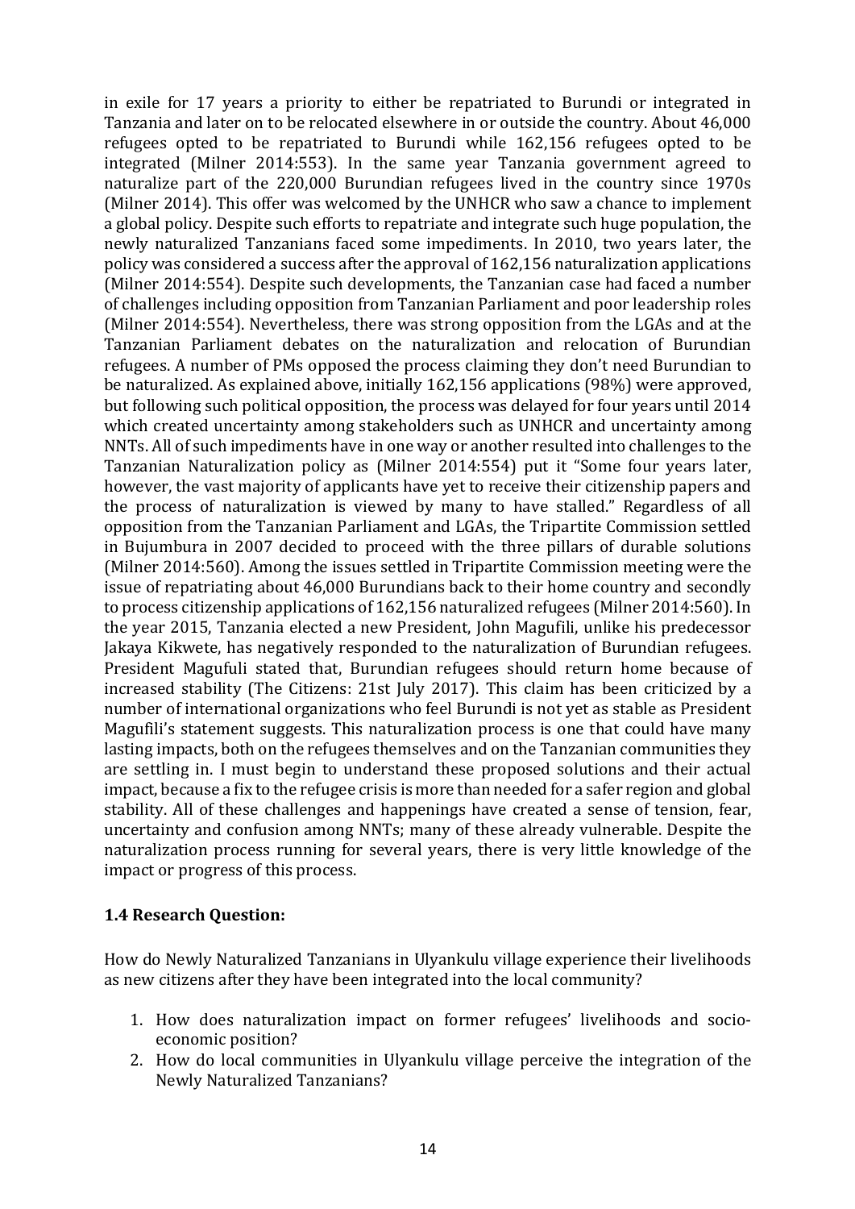in exile for 17 years a priority to either be repatriated to Burundi or integrated in Tanzania and later on to be relocated elsewhere in or outside the country. About 46,000 refugees opted to be repatriated to Burundi while 162,156 refugees opted to be integrated (Milner 2014:553). In the same year Tanzania government agreed to naturalize part of the 220,000 Burundian refugees lived in the country since 1970s (Milner 2014). This offer was welcomed by the UNHCR who saw a chance to implement a global policy. Despite such efforts to repatriate and integrate such huge population, the newly naturalized Tanzanians faced some impediments. In 2010, two years later, the policy was considered a success after the approval of 162,156 naturalization applications (Milner 2014:554). Despite such developments, the Tanzanian case had faced a number of challenges including opposition from Tanzanian Parliament and poor leadership roles (Milner 2014:554). Nevertheless, there was strong opposition from the LGAs and at the Tanzanian Parliament debates on the naturalization and relocation of Burundian refugees. A number of PMs opposed the process claiming they don't need Burundian to be naturalized. As explained above, initially 162,156 applications (98%) were approved, but following such political opposition, the process was delayed for four years until 2014 which created uncertainty among stakeholders such as UNHCR and uncertainty among NNTs. All of such impediments have in one way or another resulted into challenges to the Tanzanian Naturalization policy as (Milner 2014:554) put it "Some four years later, however, the vast majority of applicants have yet to receive their citizenship papers and the process of naturalization is viewed by many to have stalled." Regardless of all opposition from the Tanzanian Parliament and LGAs, the Tripartite Commission settled in Bujumbura in 2007 decided to proceed with the three pillars of durable solutions (Milner 2014:560). Among the issues settled in Tripartite Commission meeting were the issue of repatriating about 46,000 Burundians back to their home country and secondly to process citizenship applications of 162,156 naturalized refugees (Milner 2014:560). In the year 2015, Tanzania elected a new President, John Magufili, unlike his predecessor Jakaya Kikwete, has negatively responded to the naturalization of Burundian refugees. President Magufuli stated that, Burundian refugees should return home because of increased stability (The Citizens: 21st July 2017). This claim has been criticized by a number of international organizations who feel Burundi is not yet as stable as President Magufili's statement suggests. This naturalization process is one that could have many lasting impacts, both on the refugees themselves and on the Tanzanian communities they are settling in. I must begin to understand these proposed solutions and their actual impact, because a fix to the refugee crisis is more than needed for a safer region and global stability. All of these challenges and happenings have created a sense of tension, fear, uncertainty and confusion among NNTs; many of these already vulnerable. Despite the naturalization process running for several years, there is very little knowledge of the impact or progress of this process.

### 1.4 Research Question:

How do Newly Naturalized Tanzanians in Ulyankulu village experience their livelihoods as new citizens after they have been integrated into the local community?

1. How does naturalization impact on former refugees' livelihoods and socio-economic position?
2. How do local communities in Ulyankulu village perceive the integration of the Newly Naturalized Tanzanians?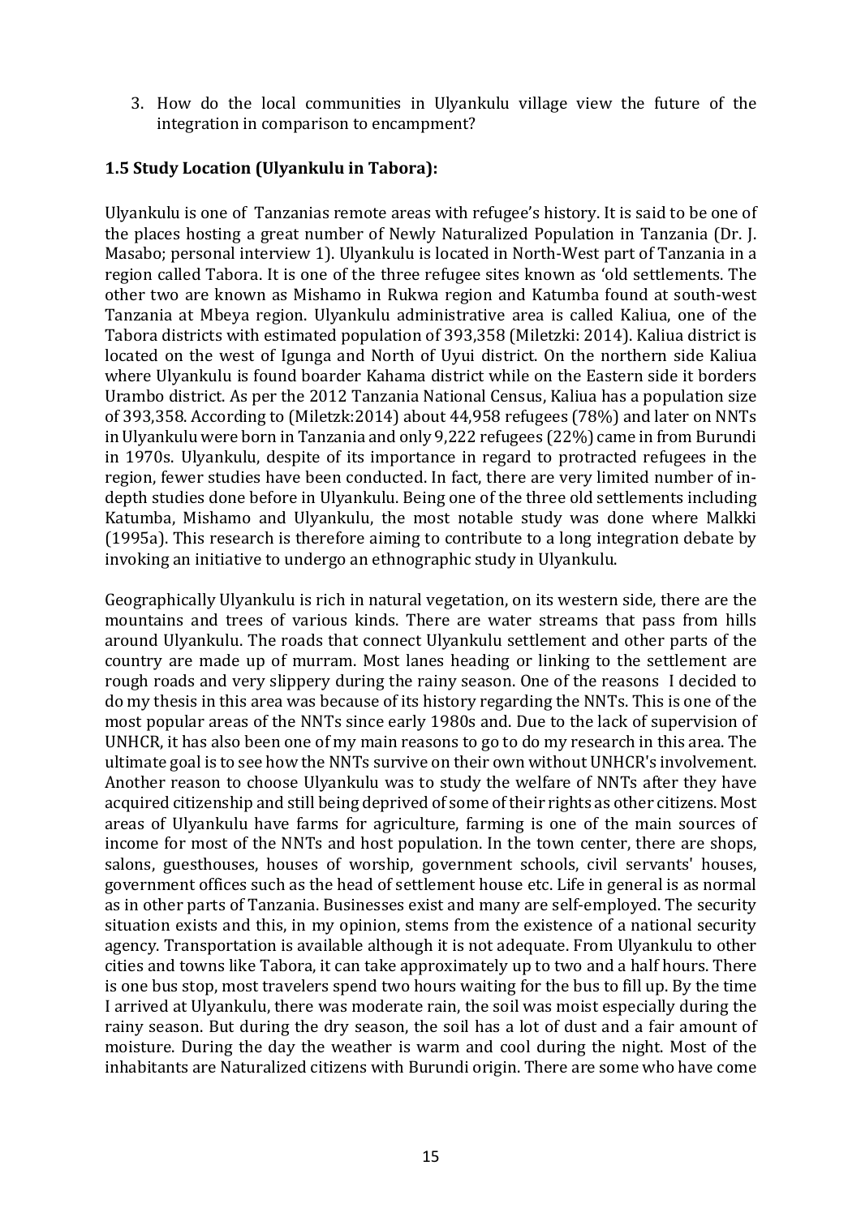3. How do the local communities in Ulyankulu village view the future of the integration in comparison to encampment?

### 1.5 Study Location (Ulyankulu in Tabora):

Ulyankulu is one of Tanzanias remote areas with refugee's history. It is said to be one of the places hosting a great number of Newly Naturalized Population in Tanzania (Dr. J. Masabo; personal interview 1). Ulyankulu is located in North-West part of Tanzania in a region called Tabora. It is one of the three refugee sites known as 'old settlements. The other two are known as Mishamo in Rukwa region and Katumba found at south-west Tanzania at Mbeya region. Ulyankulu administrative area is called Kaliua, one of the Tabora districts with estimated population of 393,358 (Miletzki: 2014). Kaliua district is located on the west of Igunga and North of Uyui district. On the northern side Kaliua where Ulyankulu is found boarder Kahama district while on the Eastern side it borders Urambo district. As per the 2012 Tanzania National Census, Kaliua has a population size of 393,358. According to (Miletzk:2014) about 44,958 refugees (78%) and later on NNTs in Ulyankulu were born in Tanzania and only 9,222 refugees (22%) came in from Burundi in 1970s. Ulyankulu, despite of its importance in regard to protracted refugees in the region, fewer studies have been conducted. In fact, there are very limited number of in-depth studies done before in Ulyankulu. Being one of the three old settlements including Katumba, Mishamo and Ulyankulu, the most notable study was done where Malkki (1995a). This research is therefore aiming to contribute to a long integration debate by invoking an initiative to undergo an ethnographic study in Ulyankulu.

Geographically Ulyankulu is rich in natural vegetation, on its western side, there are the mountains and trees of various kinds. There are water streams that pass from hills around Ulyankulu. The roads that connect Ulyankulu settlement and other parts of the country are made up of murram. Most lanes heading or linking to the settlement are rough roads and very slippery during the rainy season. One of the reasons I decided to do my thesis in this area was because of its history regarding the NNTs. This is one of the most popular areas of the NNTs since early 1980s and. Due to the lack of supervision of UNHCR, it has also been one of my main reasons to go to do my research in this area. The ultimate goal is to see how the NNTs survive on their own without UNHCR's involvement. Another reason to choose Ulyankulu was to study the welfare of NNTs after they have acquired citizenship and still being deprived of some of their rights as other citizens. Most areas of Ulyankulu have farms for agriculture, farming is one of the main sources of income for most of the NNTs and host population. In the town center, there are shops, salons, guesthouses, houses of worship, government schools, civil servants' houses, government offices such as the head of settlement house etc. Life in general is as normal as in other parts of Tanzania. Businesses exist and many are self-employed. The security situation exists and this, in my opinion, stems from the existence of a national security agency. Transportation is available although it is not adequate. From Ulyankulu to other cities and towns like Tabora, it can take approximately up to two and a half hours. There is one bus stop, most travelers spend two hours waiting for the bus to fill up. By the time I arrived at Ulyankulu, there was moderate rain, the soil was moist especially during the rainy season. But during the dry season, the soil has a lot of dust and a fair amount of moisture. During the day the weather is warm and cool during the night. Most of the inhabitants are Naturalized citizens with Burundi origin. There are some who have come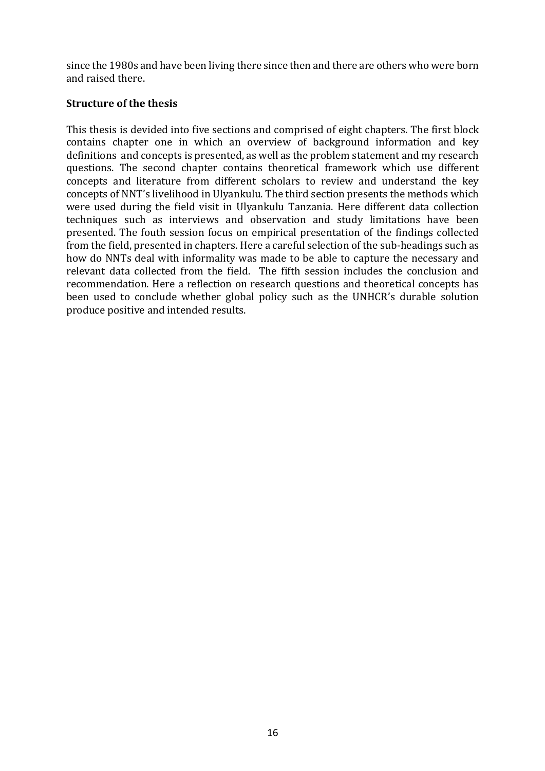since the 1980s and have been living there since then and there are others who were born and raised there.

**Structure of the thesis**

This thesis is devided into five sections and comprised of eight chapters. The first block contains chapter one in which an overview of background information and key definitions and concepts is presented, as well as the problem statement and my research questions. The second chapter contains theoretical framework which use different concepts and literature from different scholars to review and understand the key concepts of NNT's livelihood in Ulyankulu. The third section presents the methods which were used during the field visit in Ulyankulu Tanzania. Here different data collection techniques such as interviews and observation and study limitations have been presented. The fouth session focus on empirical presentation of the findings collected from the field, presented in chapters. Here a careful selection of the sub-headings such as how do NNTs deal with informality was made to be able to capture the necessary and relevant data collected from the field. The fifth session includes the conclusion and recommendation. Here a reflection on research questions and theoretical concepts has been used to conclude whether global policy such as the UNHCR's durable solution produce positive and intended results.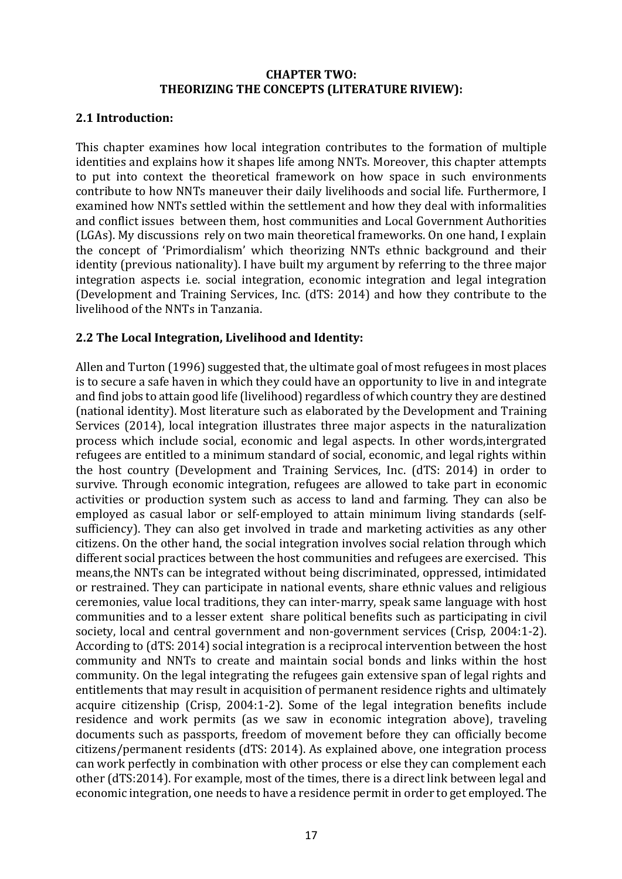**CHAPTER TWO:**
**THEORIZING THE CONCEPTS (LITERATURE RIVIEW):**

## 2.1 Introduction:

This chapter examines how local integration contributes to the formation of multiple identities and explains how it shapes life among NNTs. Moreover, this chapter attempts to put into context the theoretical framework on how space in such environments contribute to how NNTs maneuver their daily livelihoods and social life. Furthermore, I examined how NNTs settled within the settlement and how they deal with informalities and conflict issues between them, host communities and Local Government Authorities (LGAs). My discussions rely on two main theoretical frameworks. On one hand, I explain the concept of 'Primordialism' which theorizing NNTs ethnic background and their identity (previous nationality). I have built my argument by referring to the three major integration aspects i.e. social integration, economic integration and legal integration (Development and Training Services, Inc. (dTS: 2014) and how they contribute to the livelihood of the NNTs in Tanzania.

## 2.2 The Local Integration, Livelihood and Identity:

Allen and Turton (1996) suggested that, the ultimate goal of most refugees in most places is to secure a safe haven in which they could have an opportunity to live in and integrate and find jobs to attain good life (livelihood) regardless of which country they are destined (national identity). Most literature such as elaborated by the Development and Training Services (2014), local integration illustrates three major aspects in the naturalization process which include social, economic and legal aspects. In other words,intergrated refugees are entitled to a minimum standard of social, economic, and legal rights within the host country (Development and Training Services, Inc. (dTS: 2014) in order to survive. Through economic integration, refugees are allowed to take part in economic activities or production system such as access to land and farming. They can also be employed as casual labor or self-employed to attain minimum living standards (self-sufficiency). They can also get involved in trade and marketing activities as any other citizens. On the other hand, the social integration involves social relation through which different social practices between the host communities and refugees are exercised. This means,the NNTs can be integrated without being discriminated, oppressed, intimidated or restrained. They can participate in national events, share ethnic values and religious ceremonies, value local traditions, they can inter-marry, speak same language with host communities and to a lesser extent share political benefits such as participating in civil society, local and central government and non-government services (Crisp, 2004:1-2). According to (dTS: 2014) social integration is a reciprocal intervention between the host community and NNTs to create and maintain social bonds and links within the host community. On the legal integrating the refugees gain extensive span of legal rights and entitlements that may result in acquisition of permanent residence rights and ultimately acquire citizenship (Crisp, 2004:1-2). Some of the legal integration benefits include residence and work permits (as we saw in economic integration above), traveling documents such as passports, freedom of movement before they can officially become citizens/permanent residents (dTS: 2014). As explained above, one integration process can work perfectly in combination with other process or else they can complement each other (dTS:2014). For example, most of the times, there is a direct link between legal and economic integration, one needs to have a residence permit in order to get employed. The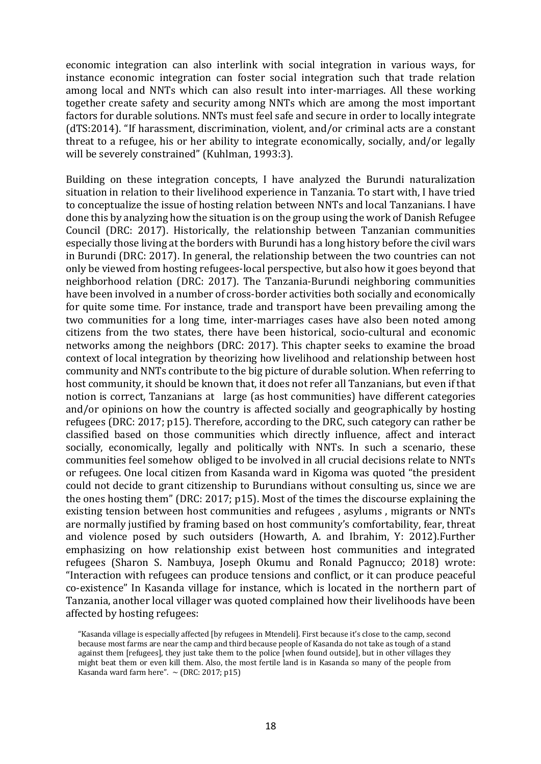economic integration can also interlink with social integration in various ways, for instance economic integration can foster social integration such that trade relation among local and NNTs which can also result into inter-marriages. All these working together create safety and security among NNTs which are among the most important factors for durable solutions. NNTs must feel safe and secure in order to locally integrate (dTS:2014). "If harassment, discrimination, violent, and/or criminal acts are a constant threat to a refugee, his or her ability to integrate economically, socially, and/or legally will be severely constrained" (Kuhlman, 1993:3).

Building on these integration concepts, I have analyzed the Burundi naturalization situation in relation to their livelihood experience in Tanzania. To start with, I have tried to conceptualize the issue of hosting relation between NNTs and local Tanzanians. I have done this by analyzing how the situation is on the group using the work of Danish Refugee Council (DRC: 2017). Historically, the relationship between Tanzanian communities especially those living at the borders with Burundi has a long history before the civil wars in Burundi (DRC: 2017). In general, the relationship between the two countries can not only be viewed from hosting refugees-local perspective, but also how it goes beyond that neighborhood relation (DRC: 2017). The Tanzania-Burundi neighboring communities have been involved in a number of cross-border activities both socially and economically for quite some time. For instance, trade and transport have been prevailing among the two communities for a long time, inter-marriages cases have also been noted among citizens from the two states, there have been historical, socio-cultural and economic networks among the neighbors (DRC: 2017). This chapter seeks to examine the broad context of local integration by theorizing how livelihood and relationship between host community and NNTs contribute to the big picture of durable solution. When referring to host community, it should be known that, it does not refer all Tanzanians, but even if that notion is correct, Tanzanians at large (as host communities) have different categories and/or opinions on how the country is affected socially and geographically by hosting refugees (DRC: 2017; p15). Therefore, according to the DRC, such category can rather be classified based on those communities which directly influence, affect and interact socially, economically, legally and politically with NNTs. In such a scenario, these communities feel somehow obliged to be involved in all crucial decisions relate to NNTs or refugees. One local citizen from Kasanda ward in Kigoma was quoted "the president could not decide to grant citizenship to Burundians without consulting us, since we are the ones hosting them" (DRC: 2017; p15). Most of the times the discourse explaining the existing tension between host communities and refugees , asylums , migrants or NNTs are normally justified by framing based on host community's comfortability, fear, threat and violence posed by such outsiders (Howarth, A. and Ibrahim, Y: 2012).Further emphasizing on how relationship exist between host communities and integrated refugees (Sharon S. Nambuya, Joseph Okumu and Ronald Pagnucco; 2018) wrote: "Interaction with refugees can produce tensions and conflict, or it can produce peaceful co-existence" In Kasanda village for instance, which is located in the northern part of Tanzania, another local villager was quoted complained how their livelihoods have been affected by hosting refugees:

> "Kasanda village is especially affected [by refugees in Mtendeli]. First because it's close to the camp, second because most farms are near the camp and third because people of Kasanda do not take as tough of a stand against them [refugees], they just take them to the police [when found outside], but in other villages they might beat them or even kill them. Also, the most fertile land is in Kasanda so many of the people from Kasanda ward farm here". ~ (DRC: 2017; p15)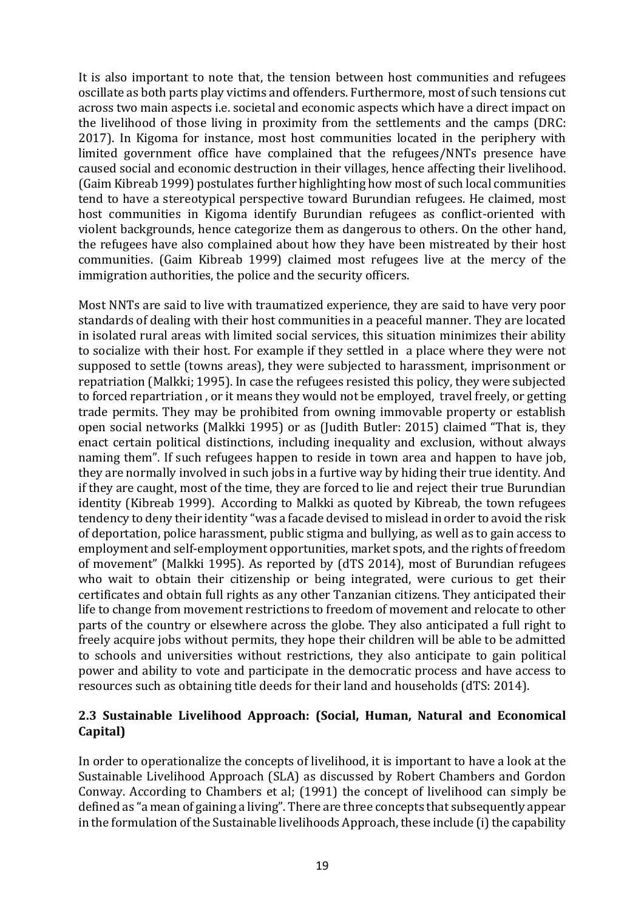It is also important to note that, the tension between host communities and refugees oscillate as both parts play victims and offenders. Furthermore, most of such tensions cut across two main aspects i.e. societal and economic aspects which have a direct impact on the livelihood of those living in proximity from the settlements and the camps (DRC: 2017). In Kigoma for instance, most host communities located in the periphery with limited government office have complained that the refugees/NNTs presence have caused social and economic destruction in their villages, hence affecting their livelihood. (Gaim Kibreab 1999) postulates further highlighting how most of such local communities tend to have a stereotypical perspective toward Burundian refugees. He claimed, most host communities in Kigoma identify Burundian refugees as conflict-oriented with violent backgrounds, hence categorize them as dangerous to others. On the other hand, the refugees have also complained about how they have been mistreated by their host communities. (Gaim Kibreab 1999) claimed most refugees live at the mercy of the immigration authorities, the police and the security officers.

Most NNTs are said to live with traumatized experience, they are said to have very poor standards of dealing with their host communities in a peaceful manner. They are located in isolated rural areas with limited social services, this situation minimizes their ability to socialize with their host. For example if they settled in a place where they were not supposed to settle (towns areas), they were subjected to harassment, imprisonment or repatriation (Malkki; 1995). In case the refugees resisted this policy, they were subjected to forced repartriation , or it means they would not be employed, travel freely, or getting trade permits. They may be prohibited from owning immovable property or establish open social networks (Malkki 1995) or as (Judith Butler: 2015) claimed "That is, they enact certain political distinctions, including inequality and exclusion, without always naming them". If such refugees happen to reside in town area and happen to have job, they are normally involved in such jobs in a furtive way by hiding their true identity. And if they are caught, most of the time, they are forced to lie and reject their true Burundian identity (Kibreab 1999). According to Malkki as quoted by Kibreab, the town refugees tendency to deny their identity "was a facade devised to mislead in order to avoid the risk of deportation, police harassment, public stigma and bullying, as well as to gain access to employment and self-employment opportunities, market spots, and the rights of freedom of movement" (Malkki 1995). As reported by (dTS 2014), most of Burundian refugees who wait to obtain their citizenship or being integrated, were curious to get their certificates and obtain full rights as any other Tanzanian citizens. They anticipated their life to change from movement restrictions to freedom of movement and relocate to other parts of the country or elsewhere across the globe. They also anticipated a full right to freely acquire jobs without permits, they hope their children will be able to be admitted to schools and universities without restrictions, they also anticipate to gain political power and ability to vote and participate in the democratic process and have access to resources such as obtaining title deeds for their land and households (dTS: 2014).

### 2.3 Sustainable Livelihood Approach: (Social, Human, Natural and Economical Capital)

In order to operationalize the concepts of livelihood, it is important to have a look at the Sustainable Livelihood Approach (SLA) as discussed by Robert Chambers and Gordon Conway. According to Chambers et al; (1991) the concept of livelihood can simply be defined as "a mean of gaining a living". There are three concepts that subsequently appear in the formulation of the Sustainable livelihoods Approach, these include (i) the capability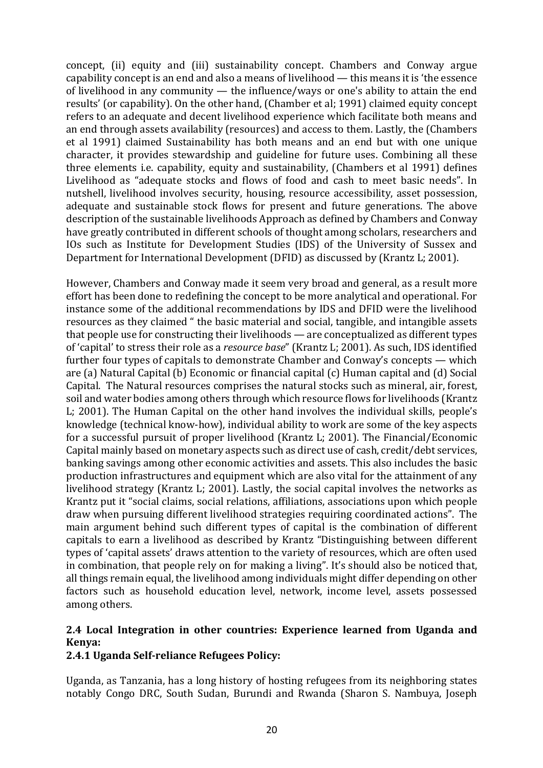concept, (ii) equity and (iii) sustainability concept. Chambers and Conway argue capability concept is an end and also a means of livelihood — this means it is 'the essence of livelihood in any community — the influence/ways or one's ability to attain the end results' (or capability). On the other hand, (Chamber et al; 1991) claimed equity concept refers to an adequate and decent livelihood experience which facilitate both means and an end through assets availability (resources) and access to them. Lastly, the (Chambers et al 1991) claimed Sustainability has both means and an end but with one unique character, it provides stewardship and guideline for future uses. Combining all these three elements i.e. capability, equity and sustainability, (Chambers et al 1991) defines Livelihood as "adequate stocks and flows of food and cash to meet basic needs". In nutshell, livelihood involves security, housing, resource accessibility, asset possession, adequate and sustainable stock flows for present and future generations. The above description of the sustainable livelihoods Approach as defined by Chambers and Conway have greatly contributed in different schools of thought among scholars, researchers and IOs such as Institute for Development Studies (IDS) of the University of Sussex and Department for International Development (DFID) as discussed by (Krantz L; 2001).

However, Chambers and Conway made it seem very broad and general, as a result more effort has been done to redefining the concept to be more analytical and operational. For instance some of the additional recommendations by IDS and DFID were the livelihood resources as they claimed " the basic material and social, tangible, and intangible assets that people use for constructing their livelihoods — are conceptualized as different types of 'capital' to stress their role as a *resource base*" (Krantz L; 2001). As such, IDS identified further four types of capitals to demonstrate Chamber and Conway's concepts — which are (a) Natural Capital (b) Economic or financial capital (c) Human capital and (d) Social Capital. The Natural resources comprises the natural stocks such as mineral, air, forest, soil and water bodies among others through which resource flows for livelihoods (Krantz L; 2001). The Human Capital on the other hand involves the individual skills, people's knowledge (technical know-how), individual ability to work are some of the key aspects for a successful pursuit of proper livelihood (Krantz L; 2001). The Financial/Economic Capital mainly based on monetary aspects such as direct use of cash, credit/debt services, banking savings among other economic activities and assets. This also includes the basic production infrastructures and equipment which are also vital for the attainment of any livelihood strategy (Krantz L; 2001). Lastly, the social capital involves the networks as Krantz put it "social claims, social relations, affiliations, associations upon which people draw when pursuing different livelihood strategies requiring coordinated actions". The main argument behind such different types of capital is the combination of different capitals to earn a livelihood as described by Krantz "Distinguishing between different types of 'capital assets' draws attention to the variety of resources, which are often used in combination, that people rely on for making a living". It's should also be noticed that, all things remain equal, the livelihood among individuals might differ depending on other factors such as household education level, network, income level, assets possessed among others.

### 2.4 Local Integration in other countries: Experience learned from Uganda and Kenya:

#### 2.4.1 Uganda Self-reliance Refugees Policy:

Uganda, as Tanzania, has a long history of hosting refugees from its neighboring states notably Congo DRC, South Sudan, Burundi and Rwanda (Sharon S. Nambuya, Joseph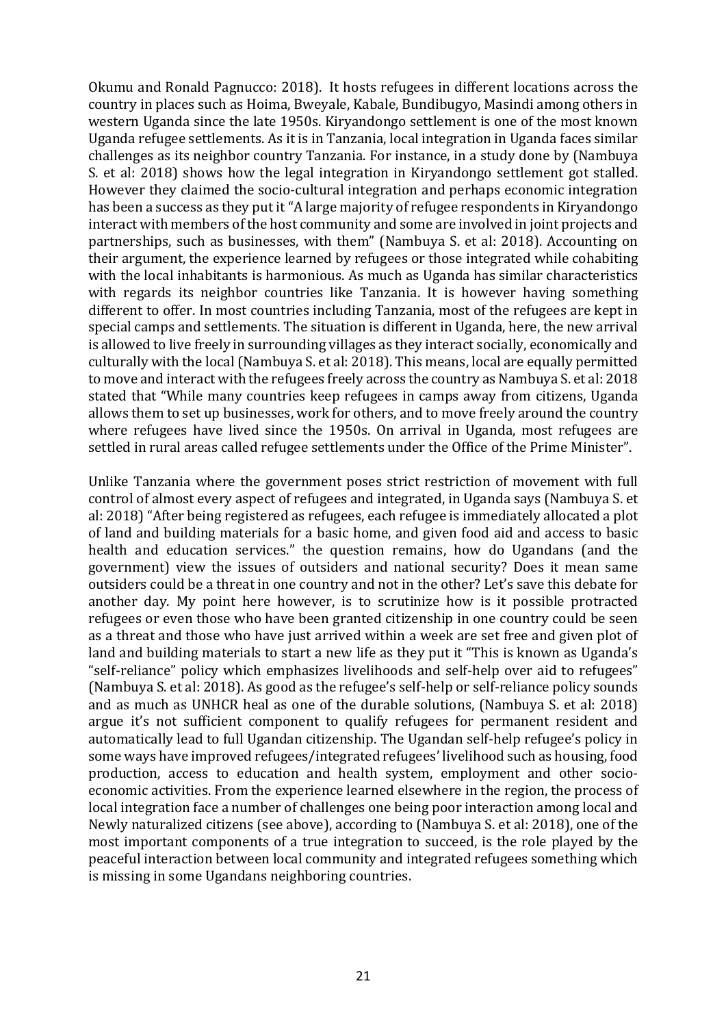Okumu and Ronald Pagnucco: 2018). It hosts refugees in different locations across the country in places such as Hoima, Bweyale, Kabale, Bundibugyo, Masindi among others in western Uganda since the late 1950s. Kiryandongo settlement is one of the most known Uganda refugee settlements. As it is in Tanzania, local integration in Uganda faces similar challenges as its neighbor country Tanzania. For instance, in a study done by (Nambuya S. et al: 2018) shows how the legal integration in Kiryandongo settlement got stalled. However they claimed the socio-cultural integration and perhaps economic integration has been a success as they put it "A large majority of refugee respondents in Kiryandongo interact with members of the host community and some are involved in joint projects and partnerships, such as businesses, with them" (Nambuya S. et al: 2018). Accounting on their argument, the experience learned by refugees or those integrated while cohabiting with the local inhabitants is harmonious. As much as Uganda has similar characteristics with regards its neighbor countries like Tanzania. It is however having something different to offer. In most countries including Tanzania, most of the refugees are kept in special camps and settlements. The situation is different in Uganda, here, the new arrival is allowed to live freely in surrounding villages as they interact socially, economically and culturally with the local (Nambuya S. et al: 2018). This means, local are equally permitted to move and interact with the refugees freely across the country as Nambuya S. et al: 2018 stated that "While many countries keep refugees in camps away from citizens, Uganda allows them to set up businesses, work for others, and to move freely around the country where refugees have lived since the 1950s. On arrival in Uganda, most refugees are settled in rural areas called refugee settlements under the Office of the Prime Minister".

Unlike Tanzania where the government poses strict restriction of movement with full control of almost every aspect of refugees and integrated, in Uganda says (Nambuya S. et al: 2018) "After being registered as refugees, each refugee is immediately allocated a plot of land and building materials for a basic home, and given food aid and access to basic health and education services." the question remains, how do Ugandans (and the government) view the issues of outsiders and national security? Does it mean same outsiders could be a threat in one country and not in the other? Let's save this debate for another day. My point here however, is to scrutinize how is it possible protracted refugees or even those who have been granted citizenship in one country could be seen as a threat and those who have just arrived within a week are set free and given plot of land and building materials to start a new life as they put it "This is known as Uganda's "self-reliance" policy which emphasizes livelihoods and self-help over aid to refugees" (Nambuya S. et al: 2018). As good as the refugee's self-help or self-reliance policy sounds and as much as UNHCR heal as one of the durable solutions, (Nambuya S. et al: 2018) argue it's not sufficient component to qualify refugees for permanent resident and automatically lead to full Ugandan citizenship. The Ugandan self-help refugee's policy in some ways have improved refugees/integrated refugees' livelihood such as housing, food production, access to education and health system, employment and other socio-economic activities. From the experience learned elsewhere in the region, the process of local integration face a number of challenges one being poor interaction among local and Newly naturalized citizens (see above), according to (Nambuya S. et al: 2018), one of the most important components of a true integration to succeed, is the role played by the peaceful interaction between local community and integrated refugees something which is missing in some Ugandans neighboring countries.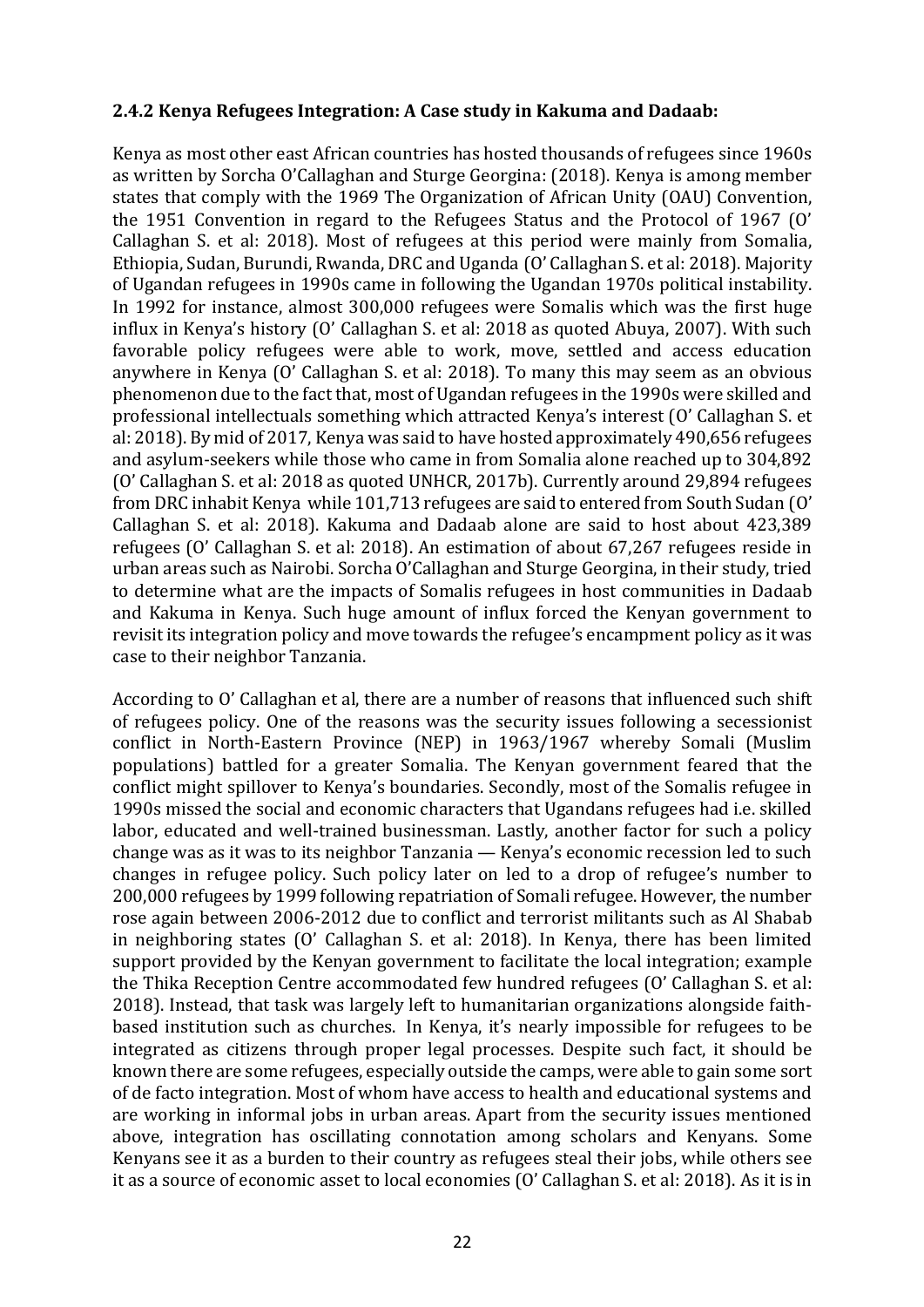### 2.4.2 Kenya Refugees Integration: A Case study in Kakuma and Dadaab:

Kenya as most other east African countries has hosted thousands of refugees since 1960s as written by Sorcha O'Callaghan and Sturge Georgina: (2018). Kenya is among member states that comply with the 1969 The Organization of African Unity (OAU) Convention, the 1951 Convention in regard to the Refugees Status and the Protocol of 1967 (O' Callaghan S. et al: 2018). Most of refugees at this period were mainly from Somalia, Ethiopia, Sudan, Burundi, Rwanda, DRC and Uganda (O' Callaghan S. et al: 2018). Majority of Ugandan refugees in 1990s came in following the Ugandan 1970s political instability. In 1992 for instance, almost 300,000 refugees were Somalis which was the first huge influx in Kenya's history (O' Callaghan S. et al: 2018 as quoted Abuya, 2007). With such favorable policy refugees were able to work, move, settled and access education anywhere in Kenya (O' Callaghan S. et al: 2018). To many this may seem as an obvious phenomenon due to the fact that, most of Ugandan refugees in the 1990s were skilled and professional intellectuals something which attracted Kenya's interest (O' Callaghan S. et al: 2018). By mid of 2017, Kenya was said to have hosted approximately 490,656 refugees and asylum-seekers while those who came in from Somalia alone reached up to 304,892 (O' Callaghan S. et al: 2018 as quoted UNHCR, 2017b). Currently around 29,894 refugees from DRC inhabit Kenya while 101,713 refugees are said to entered from South Sudan (O' Callaghan S. et al: 2018). Kakuma and Dadaab alone are said to host about 423,389 refugees (O' Callaghan S. et al: 2018). An estimation of about 67,267 refugees reside in urban areas such as Nairobi. Sorcha O'Callaghan and Sturge Georgina, in their study, tried to determine what are the impacts of Somalis refugees in host communities in Dadaab and Kakuma in Kenya. Such huge amount of influx forced the Kenyan government to revisit its integration policy and move towards the refugee's encampment policy as it was case to their neighbor Tanzania.

According to O' Callaghan et al, there are a number of reasons that influenced such shift of refugees policy. One of the reasons was the security issues following a secessionist conflict in North-Eastern Province (NEP) in 1963/1967 whereby Somali (Muslim populations) battled for a greater Somalia. The Kenyan government feared that the conflict might spillover to Kenya's boundaries. Secondly, most of the Somalis refugee in 1990s missed the social and economic characters that Ugandans refugees had i.e. skilled labor, educated and well-trained businessman. Lastly, another factor for such a policy change was as it was to its neighbor Tanzania — Kenya's economic recession led to such changes in refugee policy. Such policy later on led to a drop of refugee's number to 200,000 refugees by 1999 following repatriation of Somali refugee. However, the number rose again between 2006-2012 due to conflict and terrorist militants such as Al Shabab in neighboring states (O' Callaghan S. et al: 2018). In Kenya, there has been limited support provided by the Kenyan government to facilitate the local integration; example the Thika Reception Centre accommodated few hundred refugees (O' Callaghan S. et al: 2018). Instead, that task was largely left to humanitarian organizations alongside faith-based institution such as churches. In Kenya, it's nearly impossible for refugees to be integrated as citizens through proper legal processes. Despite such fact, it should be known there are some refugees, especially outside the camps, were able to gain some sort of de facto integration. Most of whom have access to health and educational systems and are working in informal jobs in urban areas. Apart from the security issues mentioned above, integration has oscillating connotation among scholars and Kenyans. Some Kenyans see it as a burden to their country as refugees steal their jobs, while others see it as a source of economic asset to local economies (O' Callaghan S. et al: 2018). As it is in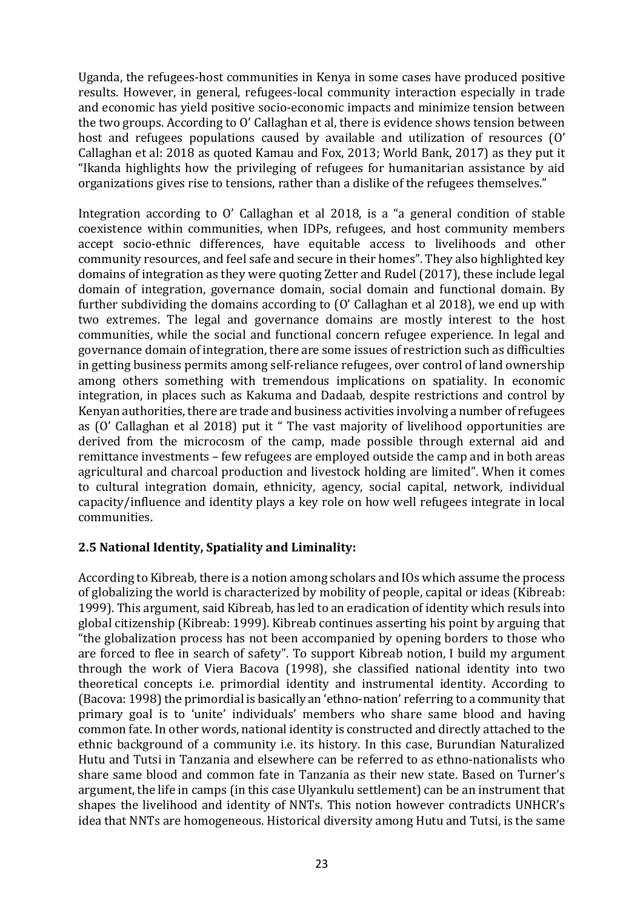Uganda, the refugees-host communities in Kenya in some cases have produced positive results. However, in general, refugees-local community interaction especially in trade and economic has yield positive socio-economic impacts and minimize tension between the two groups. According to O' Callaghan et al, there is evidence shows tension between host and refugees populations caused by available and utilization of resources (O' Callaghan et al: 2018 as quoted Kamau and Fox, 2013; World Bank, 2017) as they put it "Ikanda highlights how the privileging of refugees for humanitarian assistance by aid organizations gives rise to tensions, rather than a dislike of the refugees themselves."

Integration according to O' Callaghan et al 2018, is a "a general condition of stable coexistence within communities, when IDPs, refugees, and host community members accept socio-ethnic differences, have equitable access to livelihoods and other community resources, and feel safe and secure in their homes". They also highlighted key domains of integration as they were quoting Zetter and Rudel (2017), these include legal domain of integration, governance domain, social domain and functional domain. By further subdividing the domains according to (O' Callaghan et al 2018), we end up with two extremes. The legal and governance domains are mostly interest to the host communities, while the social and functional concern refugee experience. In legal and governance domain of integration, there are some issues of restriction such as difficulties in getting business permits among self-reliance refugees, over control of land ownership among others something with tremendous implications on spatiality. In economic integration, in places such as Kakuma and Dadaab, despite restrictions and control by Kenyan authorities, there are trade and business activities involving a number of refugees as (O' Callaghan et al 2018) put it " The vast majority of livelihood opportunities are derived from the microcosm of the camp, made possible through external aid and remittance investments – few refugees are employed outside the camp and in both areas agricultural and charcoal production and livestock holding are limited". When it comes to cultural integration domain, ethnicity, agency, social capital, network, individual capacity/influence and identity plays a key role on how well refugees integrate in local communities.

## 2.5 National Identity, Spatiality and Liminality:

According to Kibreab, there is a notion among scholars and IOs which assume the process of globalizing the world is characterized by mobility of people, capital or ideas (Kibreab: 1999). This argument, said Kibreab, has led to an eradication of identity which resuls into global citizenship (Kibreab: 1999). Kibreab continues asserting his point by arguing that "the globalization process has not been accompanied by opening borders to those who are forced to flee in search of safety". To support Kibreab notion, I build my argument through the work of Viera Bacova (1998), she classified national identity into two theoretical concepts i.e. primordial identity and instrumental identity. According to (Bacova: 1998) the primordial is basically an 'ethno-nation' referring to a community that primary goal is to 'unite' individuals' members who share same blood and having common fate. In other words, national identity is constructed and directly attached to the ethnic background of a community i.e. its history. In this case, Burundian Naturalized Hutu and Tutsi in Tanzania and elsewhere can be referred to as ethno-nationalists who share same blood and common fate in Tanzania as their new state. Based on Turner's argument, the life in camps (in this case Ulyankulu settlement) can be an instrument that shapes the livelihood and identity of NNTs. This notion however contradicts UNHCR's idea that NNTs are homogeneous. Historical diversity among Hutu and Tutsi, is the same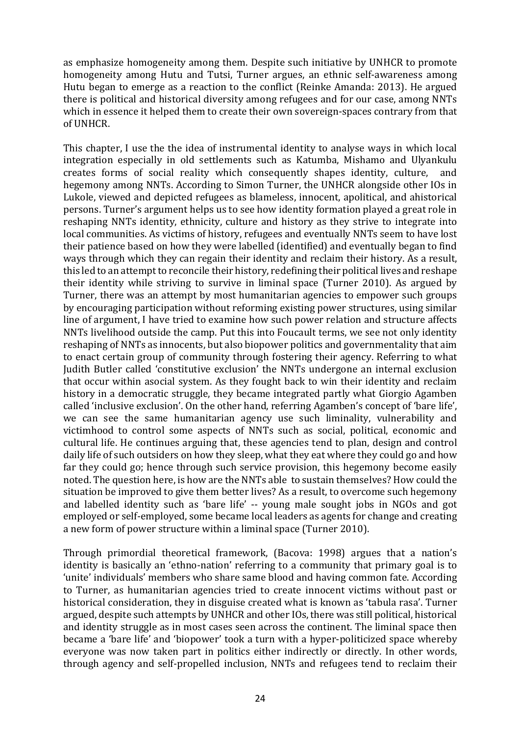as emphasize homogeneity among them. Despite such initiative by UNHCR to promote homogeneity among Hutu and Tutsi, Turner argues, an ethnic self-awareness among Hutu began to emerge as a reaction to the conflict (Reinke Amanda: 2013). He argued there is political and historical diversity among refugees and for our case, among NNTs which in essence it helped them to create their own sovereign-spaces contrary from that of UNHCR.

This chapter, I use the the idea of instrumental identity to analyse ways in which local integration especially in old settlements such as Katumba, Mishamo and Ulyankulu creates forms of social reality which consequently shapes identity, culture, and hegemony among NNTs. According to Simon Turner, the UNHCR alongside other IOs in Lukole, viewed and depicted refugees as blameless, innocent, apolitical, and ahistorical persons. Turner's argument helps us to see how identity formation played a great role in reshaping NNTs identity, ethnicity, culture and history as they strive to integrate into local communities. As victims of history, refugees and eventually NNTs seem to have lost their patience based on how they were labelled (identified) and eventually began to find ways through which they can regain their identity and reclaim their history. As a result, this led to an attempt to reconcile their history, redefining their political lives and reshape their identity while striving to survive in liminal space (Turner 2010). As argued by Turner, there was an attempt by most humanitarian agencies to empower such groups by encouraging participation without reforming existing power structures, using similar line of argument, I have tried to examine how such power relation and structure affects NNTs livelihood outside the camp. Put this into Foucault terms, we see not only identity reshaping of NNTs as innocents, but also biopower politics and governmentality that aim to enact certain group of community through fostering their agency. Referring to what Judith Butler called 'constitutive exclusion' the NNTs undergone an internal exclusion that occur within asocial system. As they fought back to win their identity and reclaim history in a democratic struggle, they became integrated partly what Giorgio Agamben called 'inclusive exclusion'. On the other hand, referring Agamben's concept of 'bare life', we can see the same humanitarian agency use such liminality, vulnerability and victimhood to control some aspects of NNTs such as social, political, economic and cultural life. He continues arguing that, these agencies tend to plan, design and control daily life of such outsiders on how they sleep, what they eat where they could go and how far they could go; hence through such service provision, this hegemony become easily noted. The question here, is how are the NNTs able to sustain themselves? How could the situation be improved to give them better lives? As a result, to overcome such hegemony and labelled identity such as 'bare life' -- young male sought jobs in NGOs and got employed or self-employed, some became local leaders as agents for change and creating a new form of power structure within a liminal space (Turner 2010).

Through primordial theoretical framework, (Bacova: 1998) argues that a nation's identity is basically an 'ethno-nation' referring to a community that primary goal is to 'unite' individuals' members who share same blood and having common fate. According to Turner, as humanitarian agencies tried to create innocent victims without past or historical consideration, they in disguise created what is known as 'tabula rasa'. Turner argued, despite such attempts by UNHCR and other IOs, there was still political, historical and identity struggle as in most cases seen across the continent. The liminal space then became a 'bare life' and 'biopower' took a turn with a hyper-politicized space whereby everyone was now taken part in politics either indirectly or directly. In other words, through agency and self-propelled inclusion, NNTs and refugees tend to reclaim their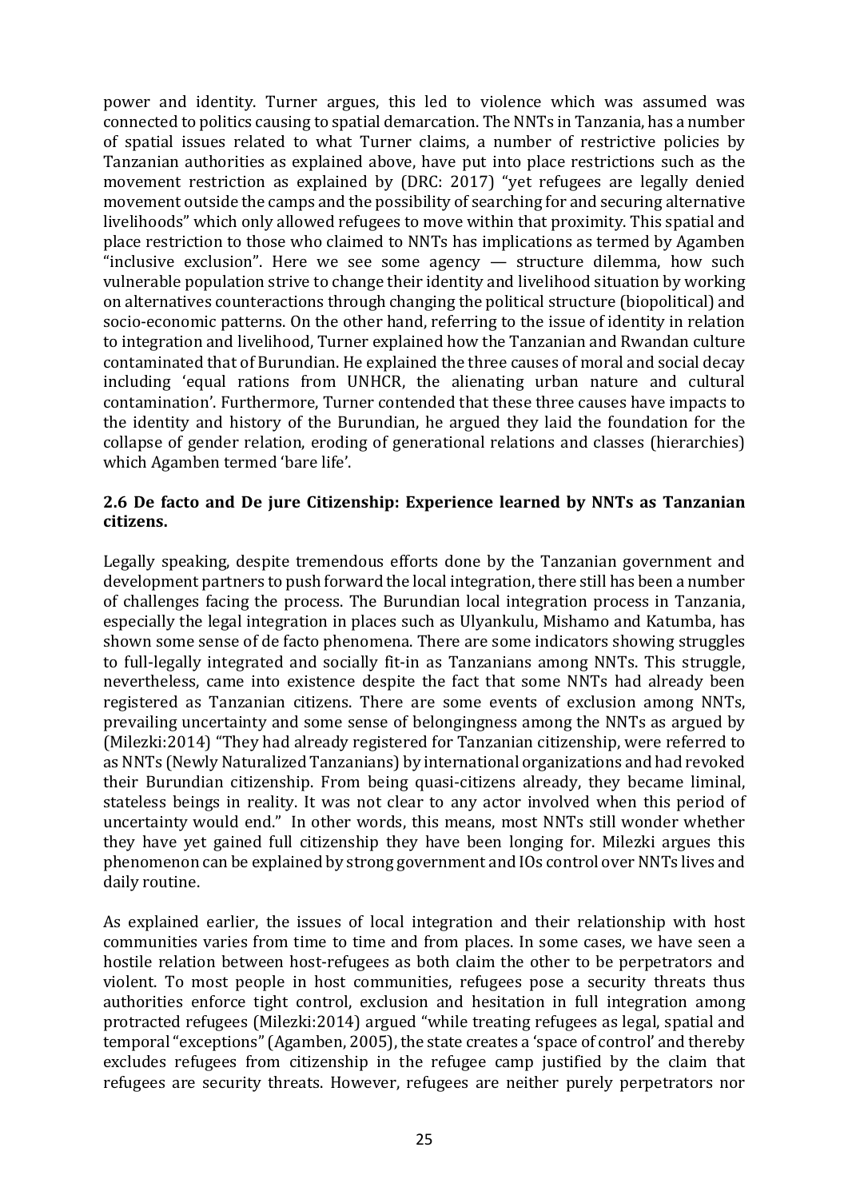power and identity. Turner argues, this led to violence which was assumed was connected to politics causing to spatial demarcation. The NNTs in Tanzania, has a number of spatial issues related to what Turner claims, a number of restrictive policies by Tanzanian authorities as explained above, have put into place restrictions such as the movement restriction as explained by (DRC: 2017) "yet refugees are legally denied movement outside the camps and the possibility of searching for and securing alternative livelihoods" which only allowed refugees to move within that proximity. This spatial and place restriction to those who claimed to NNTs has implications as termed by Agamben "inclusive exclusion". Here we see some agency — structure dilemma, how such vulnerable population strive to change their identity and livelihood situation by working on alternatives counteractions through changing the political structure (biopolitical) and socio-economic patterns. On the other hand, referring to the issue of identity in relation to integration and livelihood, Turner explained how the Tanzanian and Rwandan culture contaminated that of Burundian. He explained the three causes of moral and social decay including 'equal rations from UNHCR, the alienating urban nature and cultural contamination'. Furthermore, Turner contended that these three causes have impacts to the identity and history of the Burundian, he argued they laid the foundation for the collapse of gender relation, eroding of generational relations and classes (hierarchies) which Agamben termed 'bare life'.

### 2.6 De facto and De jure Citizenship: Experience learned by NNTs as Tanzanian citizens.

Legally speaking, despite tremendous efforts done by the Tanzanian government and development partners to push forward the local integration, there still has been a number of challenges facing the process. The Burundian local integration process in Tanzania, especially the legal integration in places such as Ulyankulu, Mishamo and Katumba, has shown some sense of de facto phenomena. There are some indicators showing struggles to full-legally integrated and socially fit-in as Tanzanians among NNTs. This struggle, nevertheless, came into existence despite the fact that some NNTs had already been registered as Tanzanian citizens. There are some events of exclusion among NNTs, prevailing uncertainty and some sense of belongingness among the NNTs as argued by (Milezki:2014) "They had already registered for Tanzanian citizenship, were referred to as NNTs (Newly Naturalized Tanzanians) by international organizations and had revoked their Burundian citizenship. From being quasi-citizens already, they became liminal, stateless beings in reality. It was not clear to any actor involved when this period of uncertainty would end." In other words, this means, most NNTs still wonder whether they have yet gained full citizenship they have been longing for. Milezki argues this phenomenon can be explained by strong government and IOs control over NNTs lives and daily routine.

As explained earlier, the issues of local integration and their relationship with host communities varies from time to time and from places. In some cases, we have seen a hostile relation between host-refugees as both claim the other to be perpetrators and violent. To most people in host communities, refugees pose a security threats thus authorities enforce tight control, exclusion and hesitation in full integration among protracted refugees (Milezki:2014) argued "while treating refugees as legal, spatial and temporal "exceptions" (Agamben, 2005), the state creates a 'space of control' and thereby excludes refugees from citizenship in the refugee camp justified by the claim that refugees are security threats. However, refugees are neither purely perpetrators nor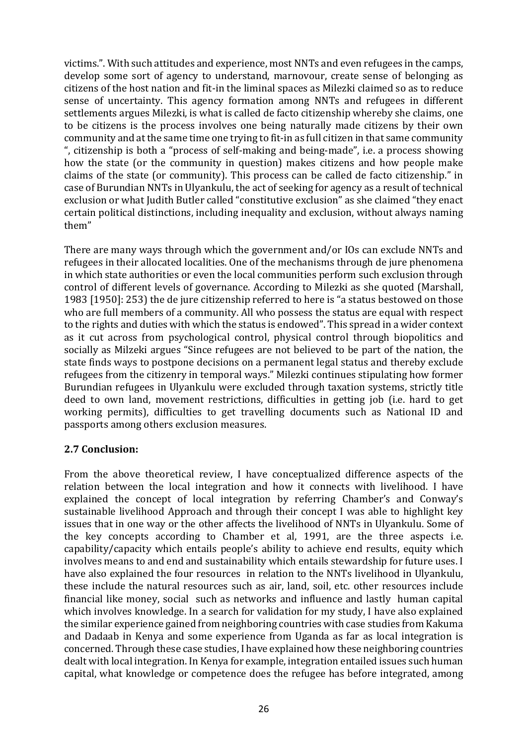victims.". With such attitudes and experience, most NNTs and even refugees in the camps, develop some sort of agency to understand, marnovour, create sense of belonging as citizens of the host nation and fit-in the liminal spaces as Milezki claimed so as to reduce sense of uncertainty. This agency formation among NNTs and refugees in different settlements argues Milezki, is what is called de facto citizenship whereby she claims, one to be citizens is the process involves one being naturally made citizens by their own community and at the same time one trying to fit-in as full citizen in that same community ", citizenship is both a "process of self-making and being-made", i.e. a process showing how the state (or the community in question) makes citizens and how people make claims of the state (or community). This process can be called de facto citizenship." in case of Burundian NNTs in Ulyankulu, the act of seeking for agency as a result of technical exclusion or what Judith Butler called "constitutive exclusion" as she claimed "they enact certain political distinctions, including inequality and exclusion, without always naming them"

There are many ways through which the government and/or IOs can exclude NNTs and refugees in their allocated localities. One of the mechanisms through de jure phenomena in which state authorities or even the local communities perform such exclusion through control of different levels of governance. According to Milezki as she quoted (Marshall, 1983 [1950]: 253) the de jure citizenship referred to here is "a status bestowed on those who are full members of a community. All who possess the status are equal with respect to the rights and duties with which the status is endowed". This spread in a wider context as it cut across from psychological control, physical control through biopolitics and socially as Milzeki argues "Since refugees are not believed to be part of the nation, the state finds ways to postpone decisions on a permanent legal status and thereby exclude refugees from the citizenry in temporal ways." Milezki continues stipulating how former Burundian refugees in Ulyankulu were excluded through taxation systems, strictly title deed to own land, movement restrictions, difficulties in getting job (i.e. hard to get working permits), difficulties to get travelling documents such as National ID and passports among others exclusion measures.

## 2.7 Conclusion:

From the above theoretical review, I have conceptualized difference aspects of the relation between the local integration and how it connects with livelihood. I have explained the concept of local integration by referring Chamber's and Conway's sustainable livelihood Approach and through their concept I was able to highlight key issues that in one way or the other affects the livelihood of NNTs in Ulyankulu. Some of the key concepts according to Chamber et al, 1991, are the three aspects i.e. capability/capacity which entails people's ability to achieve end results, equity which involves means to and end and sustainability which entails stewardship for future uses. I have also explained the four resources in relation to the NNTs livelihood in Ulyankulu, these include the natural resources such as air, land, soil, etc. other resources include financial like money, social such as networks and influence and lastly human capital which involves knowledge. In a search for validation for my study, I have also explained the similar experience gained from neighboring countries with case studies from Kakuma and Dadaab in Kenya and some experience from Uganda as far as local integration is concerned. Through these case studies, I have explained how these neighboring countries dealt with local integration. In Kenya for example, integration entailed issues such human capital, what knowledge or competence does the refugee has before integrated, among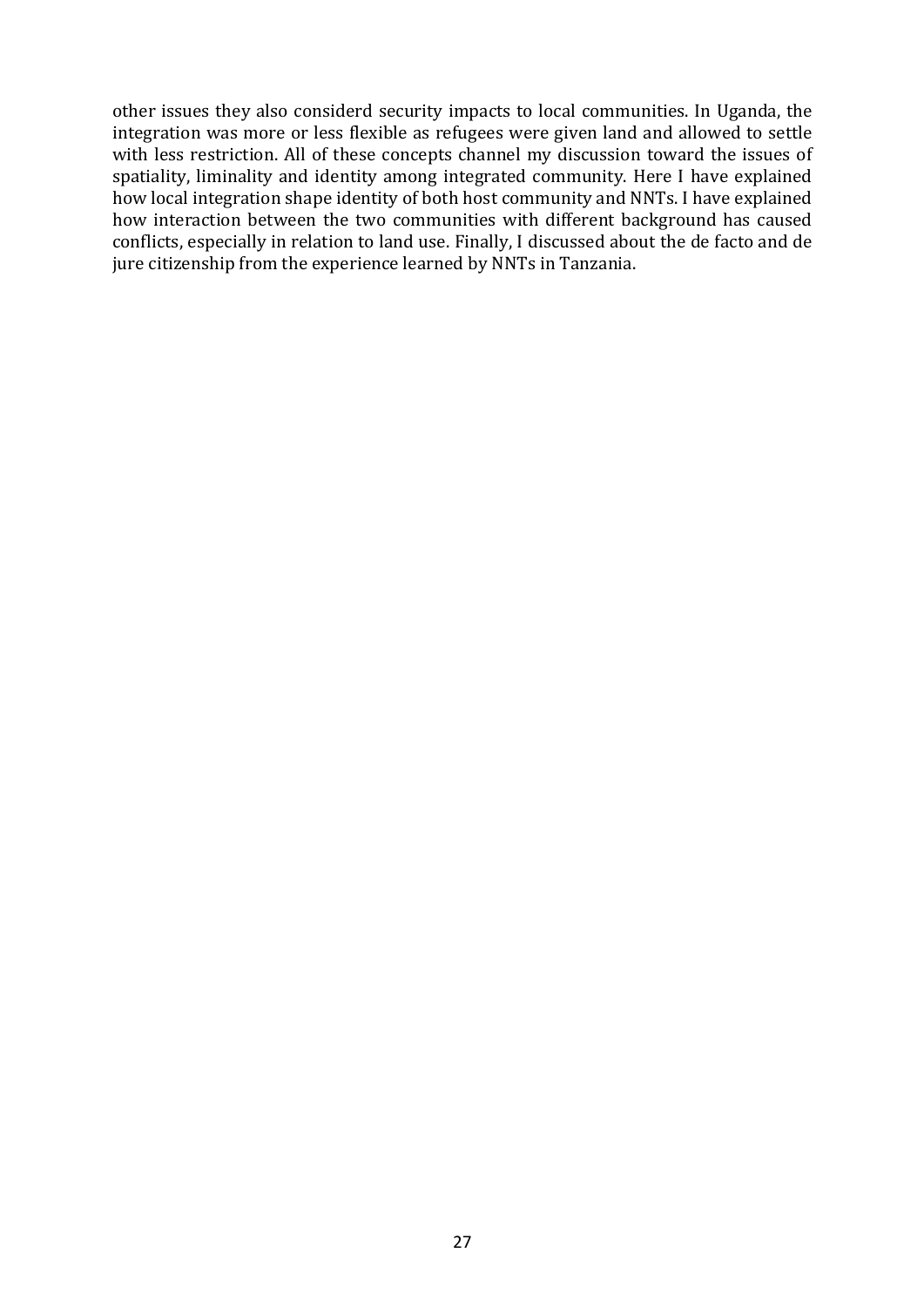other issues they also considerd security impacts to local communities. In Uganda, the integration was more or less flexible as refugees were given land and allowed to settle with less restriction. All of these concepts channel my discussion toward the issues of spatiality, liminality and identity among integrated community. Here I have explained how local integration shape identity of both host community and NNTs. I have explained how interaction between the two communities with different background has caused conflicts, especially in relation to land use. Finally, I discussed about the de facto and de jure citizenship from the experience learned by NNTs in Tanzania.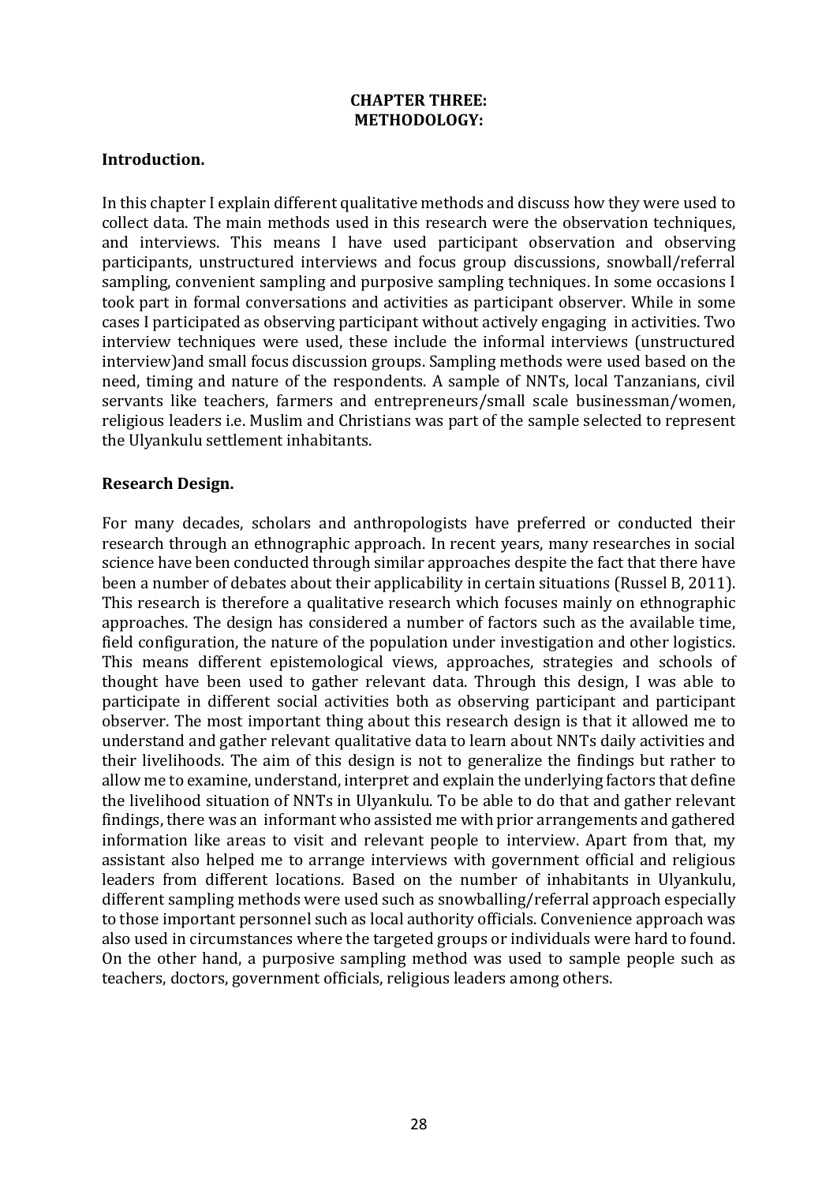**CHAPTER THREE:**
**METHODOLOGY:**

**Introduction.**

In this chapter I explain different qualitative methods and discuss how they were used to collect data. The main methods used in this research were the observation techniques, and interviews. This means I have used participant observation and observing participants, unstructured interviews and focus group discussions, snowball/referral sampling, convenient sampling and purposive sampling techniques. In some occasions I took part in formal conversations and activities as participant observer. While in some cases I participated as observing participant without actively engaging in activities. Two interview techniques were used, these include the informal interviews (unstructured interview)and small focus discussion groups. Sampling methods were used based on the need, timing and nature of the respondents. A sample of NNTs, local Tanzanians, civil servants like teachers, farmers and entrepreneurs/small scale businessman/women, religious leaders i.e. Muslim and Christians was part of the sample selected to represent the Ulyankulu settlement inhabitants.

**Research Design.**

For many decades, scholars and anthropologists have preferred or conducted their research through an ethnographic approach. In recent years, many researches in social science have been conducted through similar approaches despite the fact that there have been a number of debates about their applicability in certain situations (Russel B, 2011). This research is therefore a qualitative research which focuses mainly on ethnographic approaches. The design has considered a number of factors such as the available time, field configuration, the nature of the population under investigation and other logistics. This means different epistemological views, approaches, strategies and schools of thought have been used to gather relevant data. Through this design, I was able to participate in different social activities both as observing participant and participant observer. The most important thing about this research design is that it allowed me to understand and gather relevant qualitative data to learn about NNTs daily activities and their livelihoods. The aim of this design is not to generalize the findings but rather to allow me to examine, understand, interpret and explain the underlying factors that define the livelihood situation of NNTs in Ulyankulu. To be able to do that and gather relevant findings, there was an informant who assisted me with prior arrangements and gathered information like areas to visit and relevant people to interview. Apart from that, my assistant also helped me to arrange interviews with government official and religious leaders from different locations. Based on the number of inhabitants in Ulyankulu, different sampling methods were used such as snowballing/referral approach especially to those important personnel such as local authority officials. Convenience approach was also used in circumstances where the targeted groups or individuals were hard to found. On the other hand, a purposive sampling method was used to sample people such as teachers, doctors, government officials, religious leaders among others.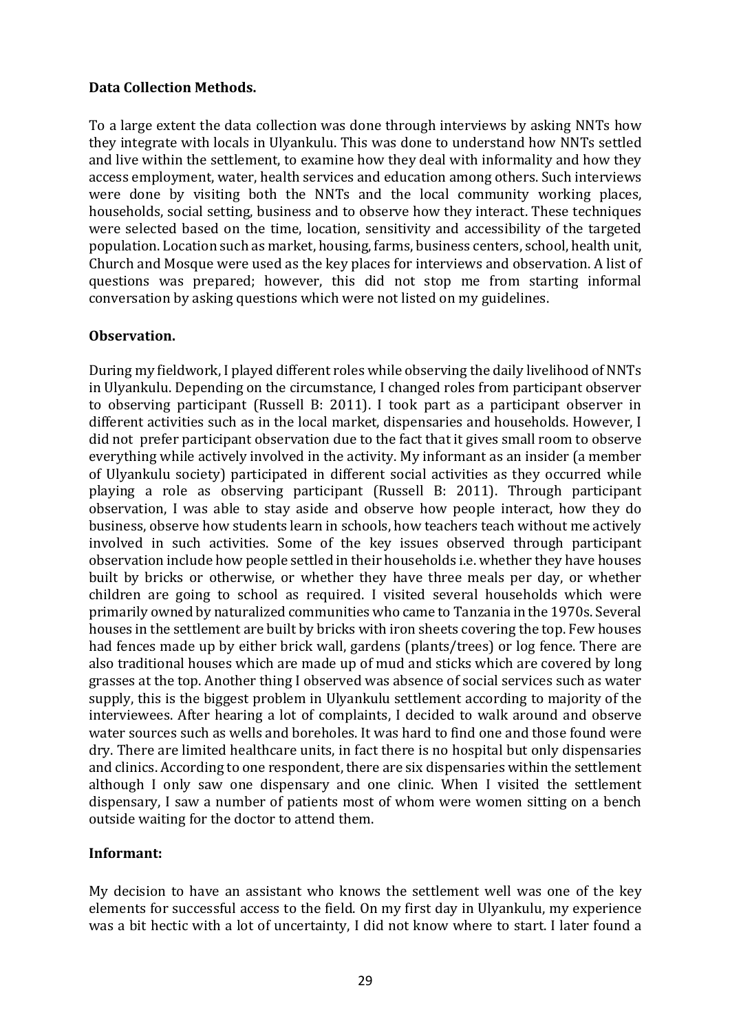**Data Collection Methods.**

To a large extent the data collection was done through interviews by asking NNTs how they integrate with locals in Ulyankulu. This was done to understand how NNTs settled and live within the settlement, to examine how they deal with informality and how they access employment, water, health services and education among others. Such interviews were done by visiting both the NNTs and the local community working places, households, social setting, business and to observe how they interact. These techniques were selected based on the time, location, sensitivity and accessibility of the targeted population. Location such as market, housing, farms, business centers, school, health unit, Church and Mosque were used as the key places for interviews and observation. A list of questions was prepared; however, this did not stop me from starting informal conversation by asking questions which were not listed on my guidelines.

**Observation.**

During my fieldwork, I played different roles while observing the daily livelihood of NNTs in Ulyankulu. Depending on the circumstance, I changed roles from participant observer to observing participant (Russell B: 2011). I took part as a participant observer in different activities such as in the local market, dispensaries and households. However, I did not prefer participant observation due to the fact that it gives small room to observe everything while actively involved in the activity. My informant as an insider (a member of Ulyankulu society) participated in different social activities as they occurred while playing a role as observing participant (Russell B: 2011). Through participant observation, I was able to stay aside and observe how people interact, how they do business, observe how students learn in schools, how teachers teach without me actively involved in such activities. Some of the key issues observed through participant observation include how people settled in their households i.e. whether they have houses built by bricks or otherwise, or whether they have three meals per day, or whether children are going to school as required. I visited several households which were primarily owned by naturalized communities who came to Tanzania in the 1970s. Several houses in the settlement are built by bricks with iron sheets covering the top. Few houses had fences made up by either brick wall, gardens (plants/trees) or log fence. There are also traditional houses which are made up of mud and sticks which are covered by long grasses at the top. Another thing I observed was absence of social services such as water supply, this is the biggest problem in Ulyankulu settlement according to majority of the interviewees. After hearing a lot of complaints, I decided to walk around and observe water sources such as wells and boreholes. It was hard to find one and those found were dry. There are limited healthcare units, in fact there is no hospital but only dispensaries and clinics. According to one respondent, there are six dispensaries within the settlement although I only saw one dispensary and one clinic. When I visited the settlement dispensary, I saw a number of patients most of whom were women sitting on a bench outside waiting for the doctor to attend them.

**Informant:**

My decision to have an assistant who knows the settlement well was one of the key elements for successful access to the field. On my first day in Ulyankulu, my experience was a bit hectic with a lot of uncertainty, I did not know where to start. I later found a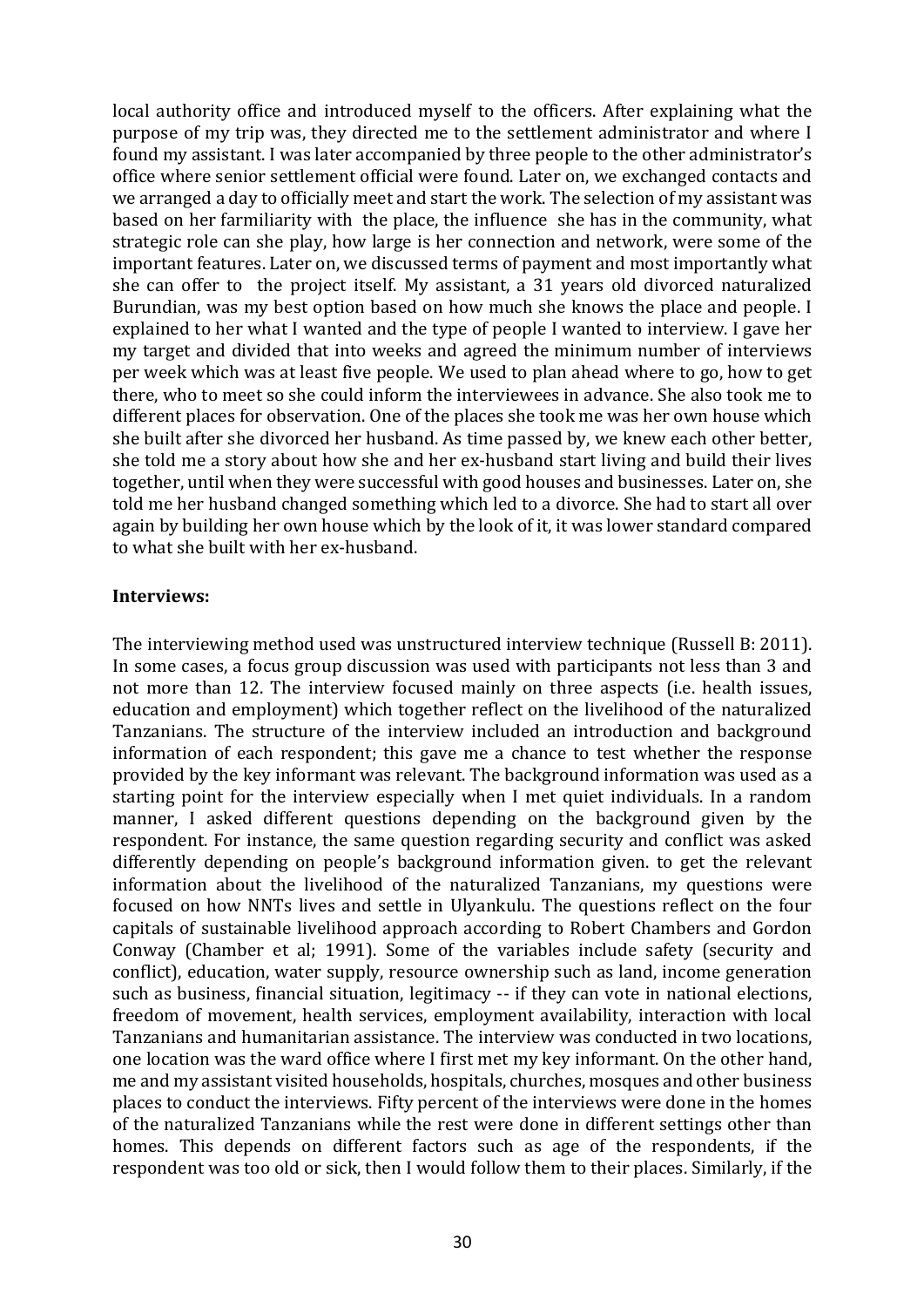local authority office and introduced myself to the officers. After explaining what the purpose of my trip was, they directed me to the settlement administrator and where I found my assistant. I was later accompanied by three people to the other administrator's office where senior settlement official were found. Later on, we exchanged contacts and we arranged a day to officially meet and start the work. The selection of my assistant was based on her farmiliarity with the place, the influence she has in the community, what strategic role can she play, how large is her connection and network, were some of the important features. Later on, we discussed terms of payment and most importantly what she can offer to the project itself. My assistant, a 31 years old divorced naturalized Burundian, was my best option based on how much she knows the place and people. I explained to her what I wanted and the type of people I wanted to interview. I gave her my target and divided that into weeks and agreed the minimum number of interviews per week which was at least five people. We used to plan ahead where to go, how to get there, who to meet so she could inform the interviewees in advance. She also took me to different places for observation. One of the places she took me was her own house which she built after she divorced her husband. As time passed by, we knew each other better, she told me a story about how she and her ex-husband start living and build their lives together, until when they were successful with good houses and businesses. Later on, she told me her husband changed something which led to a divorce. She had to start all over again by building her own house which by the look of it, it was lower standard compared to what she built with her ex-husband.

**Interviews:**

The interviewing method used was unstructured interview technique (Russell B: 2011). In some cases, a focus group discussion was used with participants not less than 3 and not more than 12. The interview focused mainly on three aspects (i.e. health issues, education and employment) which together reflect on the livelihood of the naturalized Tanzanians. The structure of the interview included an introduction and background information of each respondent; this gave me a chance to test whether the response provided by the key informant was relevant. The background information was used as a starting point for the interview especially when I met quiet individuals. In a random manner, I asked different questions depending on the background given by the respondent. For instance, the same question regarding security and conflict was asked differently depending on people's background information given. to get the relevant information about the livelihood of the naturalized Tanzanians, my questions were focused on how NNTs lives and settle in Ulyankulu. The questions reflect on the four capitals of sustainable livelihood approach according to Robert Chambers and Gordon Conway (Chamber et al; 1991). Some of the variables include safety (security and conflict), education, water supply, resource ownership such as land, income generation such as business, financial situation, legitimacy -- if they can vote in national elections, freedom of movement, health services, employment availability, interaction with local Tanzanians and humanitarian assistance. The interview was conducted in two locations, one location was the ward office where I first met my key informant. On the other hand, me and my assistant visited households, hospitals, churches, mosques and other business places to conduct the interviews. Fifty percent of the interviews were done in the homes of the naturalized Tanzanians while the rest were done in different settings other than homes. This depends on different factors such as age of the respondents, if the respondent was too old or sick, then I would follow them to their places. Similarly, if the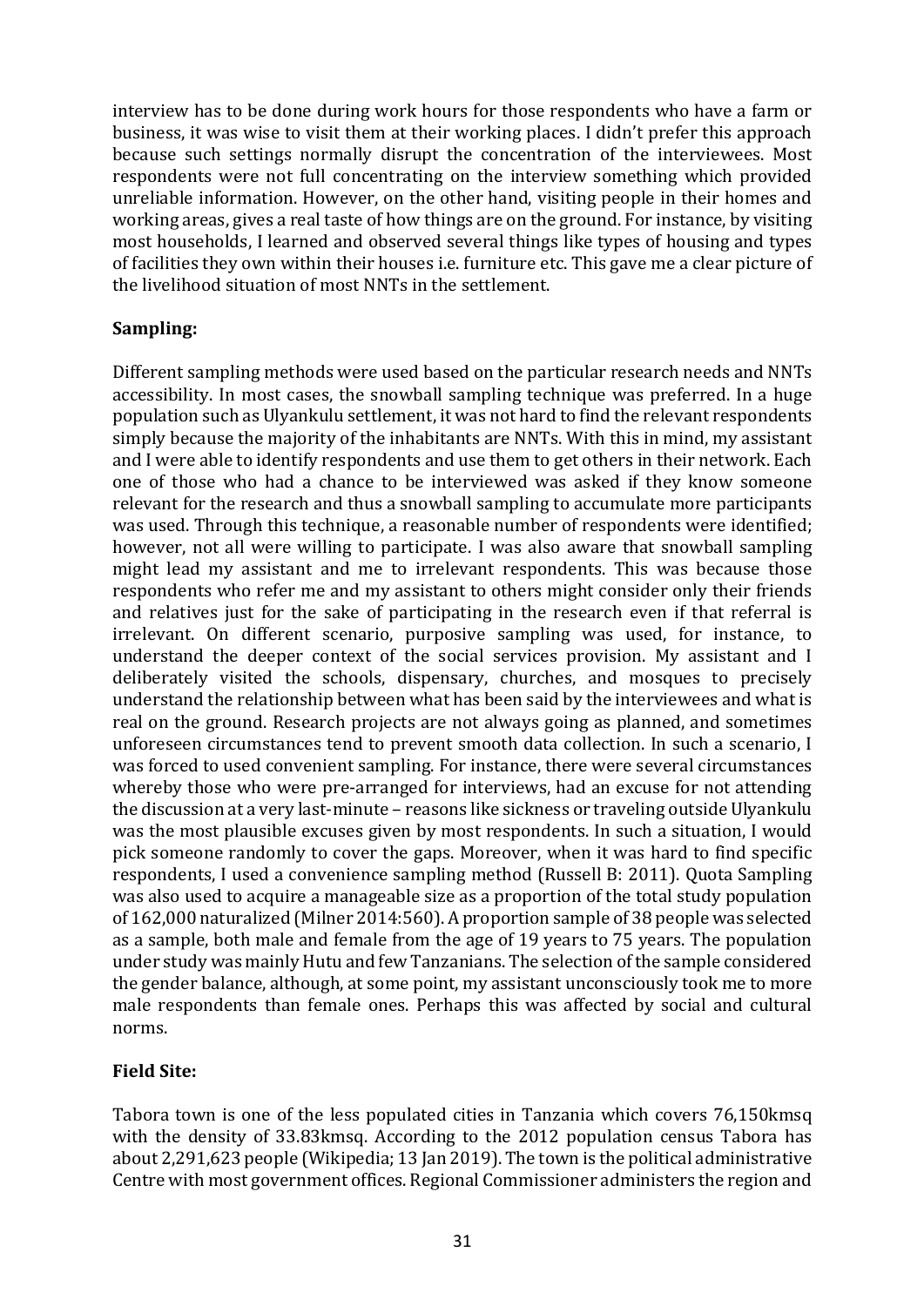interview has to be done during work hours for those respondents who have a farm or business, it was wise to visit them at their working places. I didn't prefer this approach because such settings normally disrupt the concentration of the interviewees. Most respondents were not full concentrating on the interview something which provided unreliable information. However, on the other hand, visiting people in their homes and working areas, gives a real taste of how things are on the ground. For instance, by visiting most households, I learned and observed several things like types of housing and types of facilities they own within their houses i.e. furniture etc. This gave me a clear picture of the livelihood situation of most NNTs in the settlement.

**Sampling:**

Different sampling methods were used based on the particular research needs and NNTs accessibility. In most cases, the snowball sampling technique was preferred. In a huge population such as Ulyankulu settlement, it was not hard to find the relevant respondents simply because the majority of the inhabitants are NNTs. With this in mind, my assistant and I were able to identify respondents and use them to get others in their network. Each one of those who had a chance to be interviewed was asked if they know someone relevant for the research and thus a snowball sampling to accumulate more participants was used. Through this technique, a reasonable number of respondents were identified; however, not all were willing to participate. I was also aware that snowball sampling might lead my assistant and me to irrelevant respondents. This was because those respondents who refer me and my assistant to others might consider only their friends and relatives just for the sake of participating in the research even if that referral is irrelevant. On different scenario, purposive sampling was used, for instance, to understand the deeper context of the social services provision. My assistant and I deliberately visited the schools, dispensary, churches, and mosques to precisely understand the relationship between what has been said by the interviewees and what is real on the ground. Research projects are not always going as planned, and sometimes unforeseen circumstances tend to prevent smooth data collection. In such a scenario, I was forced to used convenient sampling. For instance, there were several circumstances whereby those who were pre-arranged for interviews, had an excuse for not attending the discussion at a very last-minute – reasons like sickness or traveling outside Ulyankulu was the most plausible excuses given by most respondents. In such a situation, I would pick someone randomly to cover the gaps. Moreover, when it was hard to find specific respondents, I used a convenience sampling method (Russell B: 2011). Quota Sampling was also used to acquire a manageable size as a proportion of the total study population of 162,000 naturalized (Milner 2014:560). A proportion sample of 38 people was selected as a sample, both male and female from the age of 19 years to 75 years. The population under study was mainly Hutu and few Tanzanians. The selection of the sample considered the gender balance, although, at some point, my assistant unconsciously took me to more male respondents than female ones. Perhaps this was affected by social and cultural norms.

**Field Site:**

Tabora town is one of the less populated cities in Tanzania which covers 76,150kmsq with the density of 33.83kmsq. According to the 2012 population census Tabora has about 2,291,623 people (Wikipedia; 13 Jan 2019). The town is the political administrative Centre with most government offices. Regional Commissioner administers the region and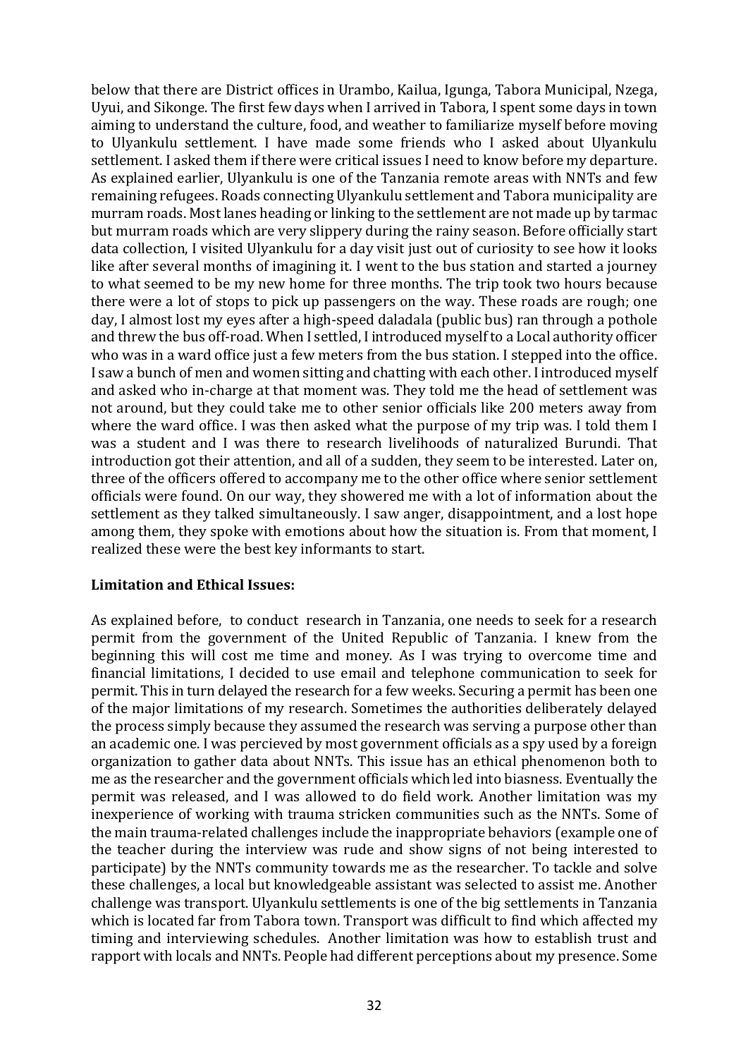below that there are District offices in Urambo, Kailua, Igunga, Tabora Municipal, Nzega, Uyui, and Sikonge. The first few days when I arrived in Tabora, I spent some days in town aiming to understand the culture, food, and weather to familiarize myself before moving to Ulyankulu settlement. I have made some friends who I asked about Ulyankulu settlement. I asked them if there were critical issues I need to know before my departure. As explained earlier, Ulyankulu is one of the Tanzania remote areas with NNTs and few remaining refugees. Roads connecting Ulyankulu settlement and Tabora municipality are murram roads. Most lanes heading or linking to the settlement are not made up by tarmac but murram roads which are very slippery during the rainy season. Before officially start data collection, I visited Ulyankulu for a day visit just out of curiosity to see how it looks like after several months of imagining it. I went to the bus station and started a journey to what seemed to be my new home for three months. The trip took two hours because there were a lot of stops to pick up passengers on the way. These roads are rough; one day, I almost lost my eyes after a high-speed daladala (public bus) ran through a pothole and threw the bus off-road. When I settled, I introduced myself to a Local authority officer who was in a ward office just a few meters from the bus station. I stepped into the office. I saw a bunch of men and women sitting and chatting with each other. I introduced myself and asked who in-charge at that moment was. They told me the head of settlement was not around, but they could take me to other senior officials like 200 meters away from where the ward office. I was then asked what the purpose of my trip was. I told them I was a student and I was there to research livelihoods of naturalized Burundi. That introduction got their attention, and all of a sudden, they seem to be interested. Later on, three of the officers offered to accompany me to the other office where senior settlement officials were found. On our way, they showered me with a lot of information about the settlement as they talked simultaneously. I saw anger, disappointment, and a lost hope among them, they spoke with emotions about how the situation is. From that moment, I realized these were the best key informants to start.

**Limitation and Ethical Issues:**

As explained before, to conduct research in Tanzania, one needs to seek for a research permit from the government of the United Republic of Tanzania. I knew from the beginning this will cost me time and money. As I was trying to overcome time and financial limitations, I decided to use email and telephone communication to seek for permit. This in turn delayed the research for a few weeks. Securing a permit has been one of the major limitations of my research. Sometimes the authorities deliberately delayed the process simply because they assumed the research was serving a purpose other than an academic one. I was percieved by most government officials as a spy used by a foreign organization to gather data about NNTs. This issue has an ethical phenomenon both to me as the researcher and the government officials which led into biasness. Eventually the permit was released, and I was allowed to do field work. Another limitation was my inexperience of working with trauma stricken communities such as the NNTs. Some of the main trauma-related challenges include the inappropriate behaviors (example one of the teacher during the interview was rude and show signs of not being interested to participate) by the NNTs community towards me as the researcher. To tackle and solve these challenges, a local but knowledgeable assistant was selected to assist me. Another challenge was transport. Ulyankulu settlements is one of the big settlements in Tanzania which is located far from Tabora town. Transport was difficult to find which affected my timing and interviewing schedules. Another limitation was how to establish trust and rapport with locals and NNTs. People had different perceptions about my presence. Some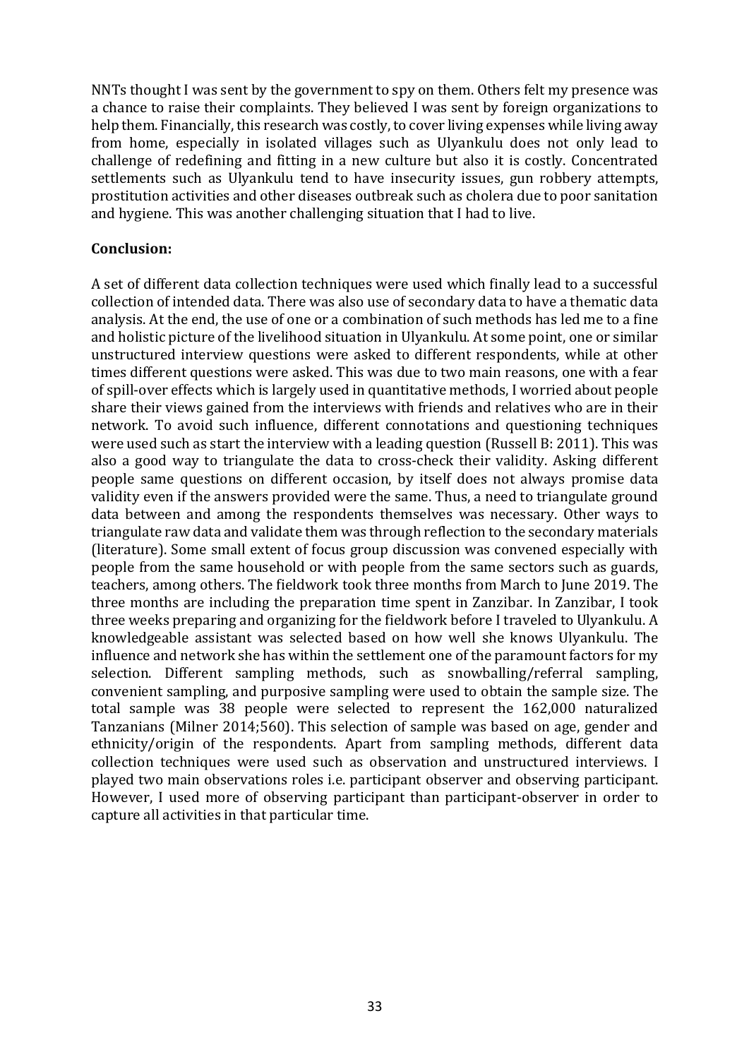NNTs thought I was sent by the government to spy on them. Others felt my presence was a chance to raise their complaints. They believed I was sent by foreign organizations to help them. Financially, this research was costly, to cover living expenses while living away from home, especially in isolated villages such as Ulyankulu does not only lead to challenge of redefining and fitting in a new culture but also it is costly. Concentrated settlements such as Ulyankulu tend to have insecurity issues, gun robbery attempts, prostitution activities and other diseases outbreak such as cholera due to poor sanitation and hygiene. This was another challenging situation that I had to live.

**Conclusion:**

A set of different data collection techniques were used which finally lead to a successful collection of intended data. There was also use of secondary data to have a thematic data analysis. At the end, the use of one or a combination of such methods has led me to a fine and holistic picture of the livelihood situation in Ulyankulu. At some point, one or similar unstructured interview questions were asked to different respondents, while at other times different questions were asked. This was due to two main reasons, one with a fear of spill-over effects which is largely used in quantitative methods, I worried about people share their views gained from the interviews with friends and relatives who are in their network. To avoid such influence, different connotations and questioning techniques were used such as start the interview with a leading question (Russell B: 2011). This was also a good way to triangulate the data to cross-check their validity. Asking different people same questions on different occasion, by itself does not always promise data validity even if the answers provided were the same. Thus, a need to triangulate ground data between and among the respondents themselves was necessary. Other ways to triangulate raw data and validate them was through reflection to the secondary materials (literature). Some small extent of focus group discussion was convened especially with people from the same household or with people from the same sectors such as guards, teachers, among others. The fieldwork took three months from March to June 2019. The three months are including the preparation time spent in Zanzibar. In Zanzibar, I took three weeks preparing and organizing for the fieldwork before I traveled to Ulyankulu. A knowledgeable assistant was selected based on how well she knows Ulyankulu. The influence and network she has within the settlement one of the paramount factors for my selection. Different sampling methods, such as snowballing/referral sampling, convenient sampling, and purposive sampling were used to obtain the sample size. The total sample was 38 people were selected to represent the 162,000 naturalized Tanzanians (Milner 2014;560). This selection of sample was based on age, gender and ethnicity/origin of the respondents. Apart from sampling methods, different data collection techniques were used such as observation and unstructured interviews. I played two main observations roles i.e. participant observer and observing participant. However, I used more of observing participant than participant-observer in order to capture all activities in that particular time.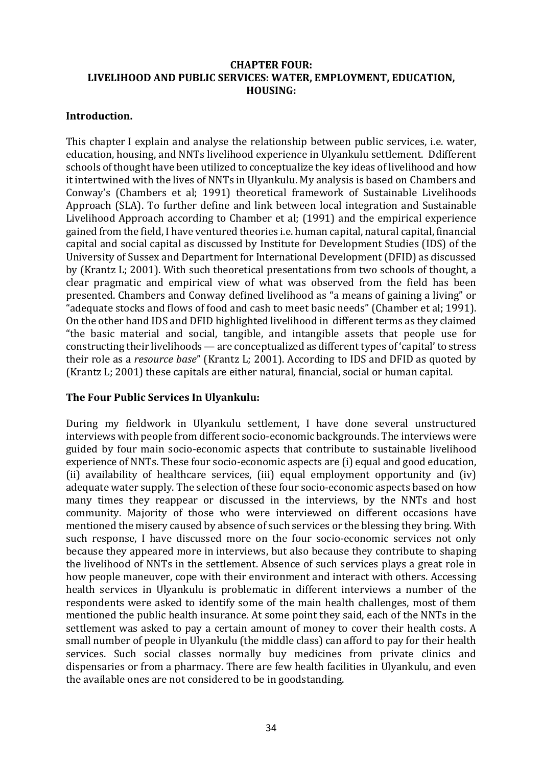**CHAPTER FOUR:**
**LIVELIHOOD AND PUBLIC SERVICES: WATER, EMPLOYMENT, EDUCATION, HOUSING:**

**Introduction.**

This chapter I explain and analyse the relationship between public services, i.e. water, education, housing, and NNTs livelihood experience in Ulyankulu settlement. Ddifferent schools of thought have been utilized to conceptualize the key ideas of livelihood and how it intertwined with the lives of NNTs in Ulyankulu. My analysis is based on Chambers and Conway's (Chambers et al; 1991) theoretical framework of Sustainable Livelihoods Approach (SLA). To further define and link between local integration and Sustainable Livelihood Approach according to Chamber et al; (1991) and the empirical experience gained from the field, I have ventured theories i.e. human capital, natural capital, financial capital and social capital as discussed by Institute for Development Studies (IDS) of the University of Sussex and Department for International Development (DFID) as discussed by (Krantz L; 2001). With such theoretical presentations from two schools of thought, a clear pragmatic and empirical view of what was observed from the field has been presented. Chambers and Conway defined livelihood as "a means of gaining a living" or "adequate stocks and flows of food and cash to meet basic needs" (Chamber et al; 1991). On the other hand IDS and DFID highlighted livelihood in different terms as they claimed "the basic material and social, tangible, and intangible assets that people use for constructing their livelihoods — are conceptualized as different types of 'capital' to stress their role as a *resource base*" (Krantz L; 2001). According to IDS and DFID as quoted by (Krantz L; 2001) these capitals are either natural, financial, social or human capital.

**The Four Public Services In Ulyankulu:**

During my fieldwork in Ulyankulu settlement, I have done several unstructured interviews with people from different socio-economic backgrounds. The interviews were guided by four main socio-economic aspects that contribute to sustainable livelihood experience of NNTs. These four socio-economic aspects are (i) equal and good education, (ii) availability of healthcare services, (iii) equal employment opportunity and (iv) adequate water supply. The selection of these four socio-economic aspects based on how many times they reappear or discussed in the interviews, by the NNTs and host community. Majority of those who were interviewed on different occasions have mentioned the misery caused by absence of such services or the blessing they bring. With such response, I have discussed more on the four socio-economic services not only because they appeared more in interviews, but also because they contribute to shaping the livelihood of NNTs in the settlement. Absence of such services plays a great role in how people maneuver, cope with their environment and interact with others. Accessing health services in Ulyankulu is problematic in different interviews a number of the respondents were asked to identify some of the main health challenges, most of them mentioned the public health insurance. At some point they said, each of the NNTs in the settlement was asked to pay a certain amount of money to cover their health costs. A small number of people in Ulyankulu (the middle class) can afford to pay for their health services. Such social classes normally buy medicines from private clinics and dispensaries or from a pharmacy. There are few health facilities in Ulyankulu, and even the available ones are not considered to be in goodstanding.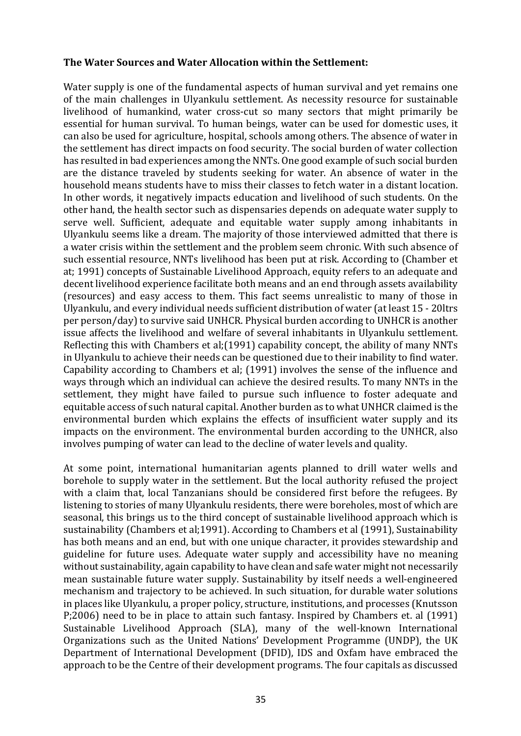**The Water Sources and Water Allocation within the Settlement:**

Water supply is one of the fundamental aspects of human survival and yet remains one of the main challenges in Ulyankulu settlement. As necessity resource for sustainable livelihood of humankind, water cross-cut so many sectors that might primarily be essential for human survival. To human beings, water can be used for domestic uses, it can also be used for agriculture, hospital, schools among others. The absence of water in the settlement has direct impacts on food security. The social burden of water collection has resulted in bad experiences among the NNTs. One good example of such social burden are the distance traveled by students seeking for water. An absence of water in the household means students have to miss their classes to fetch water in a distant location. In other words, it negatively impacts education and livelihood of such students. On the other hand, the health sector such as dispensaries depends on adequate water supply to serve well. Sufficient, adequate and equitable water supply among inhabitants in Ulyankulu seems like a dream. The majority of those interviewed admitted that there is a water crisis within the settlement and the problem seem chronic. With such absence of such essential resource, NNTs livelihood has been put at risk. According to (Chamber et at; 1991) concepts of Sustainable Livelihood Approach, equity refers to an adequate and decent livelihood experience facilitate both means and an end through assets availability (resources) and easy access to them. This fact seems unrealistic to many of those in Ulyankulu, and every individual needs sufficient distribution of water (at least 15 - 20ltrs per person/day) to survive said UNHCR. Physical burden according to UNHCR is another issue affects the livelihood and welfare of several inhabitants in Ulyankulu settlement. Reflecting this with Chambers et al;(1991) capability concept, the ability of many NNTs in Ulyankulu to achieve their needs can be questioned due to their inability to find water. Capability according to Chambers et al; (1991) involves the sense of the influence and ways through which an individual can achieve the desired results. To many NNTs in the settlement, they might have failed to pursue such influence to foster adequate and equitable access of such natural capital. Another burden as to what UNHCR claimed is the environmental burden which explains the effects of insufficient water supply and its impacts on the environment. The environmental burden according to the UNHCR, also involves pumping of water can lead to the decline of water levels and quality.

At some point, international humanitarian agents planned to drill water wells and borehole to supply water in the settlement. But the local authority refused the project with a claim that, local Tanzanians should be considered first before the refugees. By listening to stories of many Ulyankulu residents, there were boreholes, most of which are seasonal, this brings us to the third concept of sustainable livelihood approach which is sustainability (Chambers et al;1991). According to Chambers et al (1991), Sustainability has both means and an end, but with one unique character, it provides stewardship and guideline for future uses. Adequate water supply and accessibility have no meaning without sustainability, again capability to have clean and safe water might not necessarily mean sustainable future water supply. Sustainability by itself needs a well-engineered mechanism and trajectory to be achieved. In such situation, for durable water solutions in places like Ulyankulu, a proper policy, structure, institutions, and processes (Knutsson P;2006) need to be in place to attain such fantasy. Inspired by Chambers et. al (1991) Sustainable Livelihood Approach (SLA), many of the well-known International Organizations such as the United Nations' Development Programme (UNDP), the UK Department of International Development (DFID), IDS and Oxfam have embraced the approach to be the Centre of their development programs. The four capitals as discussed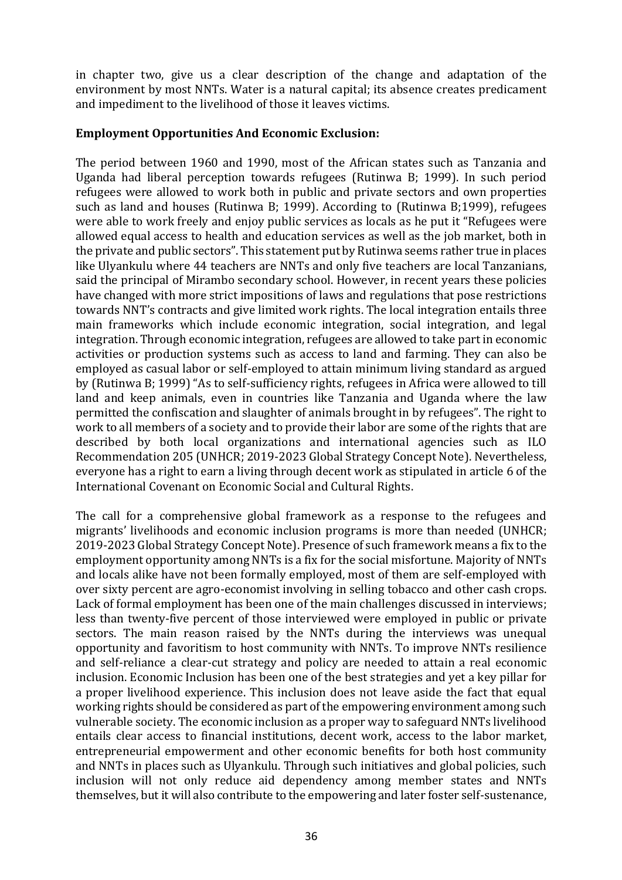in chapter two, give us a clear description of the change and adaptation of the environment by most NNTs. Water is a natural capital; its absence creates predicament and impediment to the livelihood of those it leaves victims.

**Employment Opportunities And Economic Exclusion:**

The period between 1960 and 1990, most of the African states such as Tanzania and Uganda had liberal perception towards refugees (Rutinwa B; 1999). In such period refugees were allowed to work both in public and private sectors and own properties such as land and houses (Rutinwa B; 1999). According to (Rutinwa B;1999), refugees were able to work freely and enjoy public services as locals as he put it "Refugees were allowed equal access to health and education services as well as the job market, both in the private and public sectors". This statement put by Rutinwa seems rather true in places like Ulyankulu where 44 teachers are NNTs and only five teachers are local Tanzanians, said the principal of Mirambo secondary school. However, in recent years these policies have changed with more strict impositions of laws and regulations that pose restrictions towards NNT's contracts and give limited work rights. The local integration entails three main frameworks which include economic integration, social integration, and legal integration. Through economic integration, refugees are allowed to take part in economic activities or production systems such as access to land and farming. They can also be employed as casual labor or self-employed to attain minimum living standard as argued by (Rutinwa B; 1999) "As to self-sufficiency rights, refugees in Africa were allowed to till land and keep animals, even in countries like Tanzania and Uganda where the law permitted the confiscation and slaughter of animals brought in by refugees". The right to work to all members of a society and to provide their labor are some of the rights that are described by both local organizations and international agencies such as ILO Recommendation 205 (UNHCR; 2019-2023 Global Strategy Concept Note). Nevertheless, everyone has a right to earn a living through decent work as stipulated in article 6 of the International Covenant on Economic Social and Cultural Rights.

The call for a comprehensive global framework as a response to the refugees and migrants' livelihoods and economic inclusion programs is more than needed (UNHCR; 2019-2023 Global Strategy Concept Note). Presence of such framework means a fix to the employment opportunity among NNTs is a fix for the social misfortune. Majority of NNTs and locals alike have not been formally employed, most of them are self-employed with over sixty percent are agro-economist involving in selling tobacco and other cash crops. Lack of formal employment has been one of the main challenges discussed in interviews; less than twenty-five percent of those interviewed were employed in public or private sectors. The main reason raised by the NNTs during the interviews was unequal opportunity and favoritism to host community with NNTs. To improve NNTs resilience and self-reliance a clear-cut strategy and policy are needed to attain a real economic inclusion. Economic Inclusion has been one of the best strategies and yet a key pillar for a proper livelihood experience. This inclusion does not leave aside the fact that equal working rights should be considered as part of the empowering environment among such vulnerable society. The economic inclusion as a proper way to safeguard NNTs livelihood entails clear access to financial institutions, decent work, access to the labor market, entrepreneurial empowerment and other economic benefits for both host community and NNTs in places such as Ulyankulu. Through such initiatives and global policies, such inclusion will not only reduce aid dependency among member states and NNTs themselves, but it will also contribute to the empowering and later foster self-sustenance,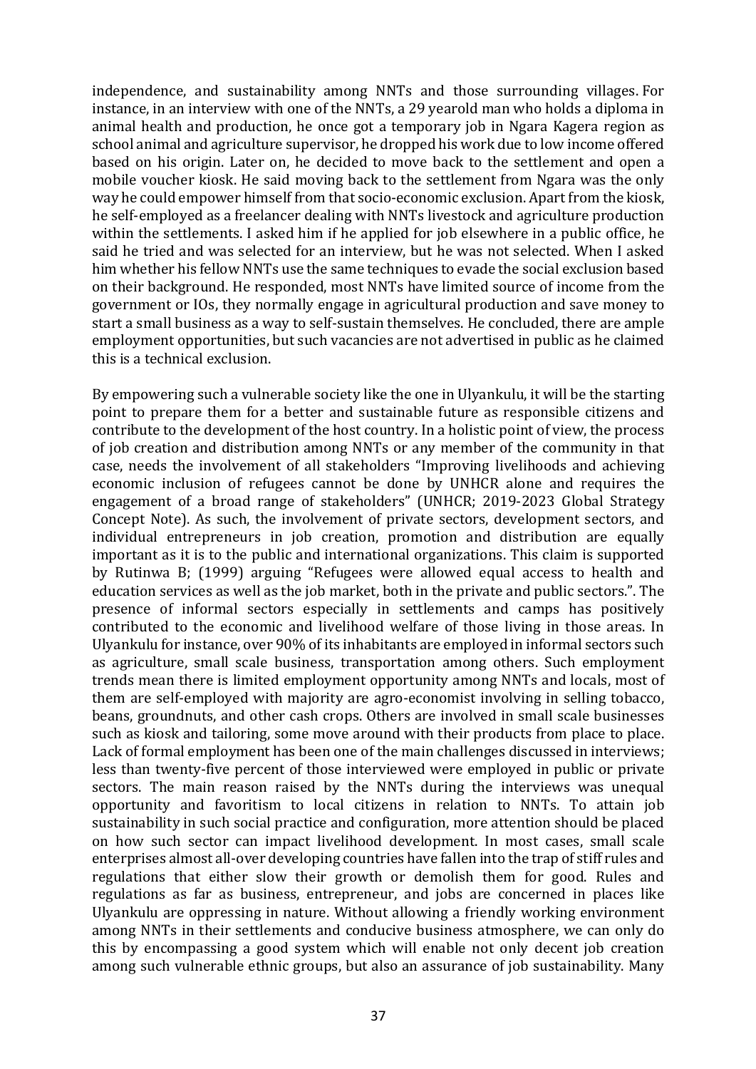independence, and sustainability among NNTs and those surrounding villages. For instance, in an interview with one of the NNTs, a 29 yearold man who holds a diploma in animal health and production, he once got a temporary job in Ngara Kagera region as school animal and agriculture supervisor, he dropped his work due to low income offered based on his origin. Later on, he decided to move back to the settlement and open a mobile voucher kiosk. He said moving back to the settlement from Ngara was the only way he could empower himself from that socio-economic exclusion. Apart from the kiosk, he self-employed as a freelancer dealing with NNTs livestock and agriculture production within the settlements. I asked him if he applied for job elsewhere in a public office, he said he tried and was selected for an interview, but he was not selected. When I asked him whether his fellow NNTs use the same techniques to evade the social exclusion based on their background. He responded, most NNTs have limited source of income from the government or IOs, they normally engage in agricultural production and save money to start a small business as a way to self-sustain themselves. He concluded, there are ample employment opportunities, but such vacancies are not advertised in public as he claimed this is a technical exclusion.

By empowering such a vulnerable society like the one in Ulyankulu, it will be the starting point to prepare them for a better and sustainable future as responsible citizens and contribute to the development of the host country. In a holistic point of view, the process of job creation and distribution among NNTs or any member of the community in that case, needs the involvement of all stakeholders "Improving livelihoods and achieving economic inclusion of refugees cannot be done by UNHCR alone and requires the engagement of a broad range of stakeholders" (UNHCR; 2019-2023 Global Strategy Concept Note). As such, the involvement of private sectors, development sectors, and individual entrepreneurs in job creation, promotion and distribution are equally important as it is to the public and international organizations. This claim is supported by Rutinwa B; (1999) arguing "Refugees were allowed equal access to health and education services as well as the job market, both in the private and public sectors.". The presence of informal sectors especially in settlements and camps has positively contributed to the economic and livelihood welfare of those living in those areas. In Ulyankulu for instance, over 90% of its inhabitants are employed in informal sectors such as agriculture, small scale business, transportation among others. Such employment trends mean there is limited employment opportunity among NNTs and locals, most of them are self-employed with majority are agro-economist involving in selling tobacco, beans, groundnuts, and other cash crops. Others are involved in small scale businesses such as kiosk and tailoring, some move around with their products from place to place. Lack of formal employment has been one of the main challenges discussed in interviews; less than twenty-five percent of those interviewed were employed in public or private sectors. The main reason raised by the NNTs during the interviews was unequal opportunity and favoritism to local citizens in relation to NNTs. To attain job sustainability in such social practice and configuration, more attention should be placed on how such sector can impact livelihood development. In most cases, small scale enterprises almost all-over developing countries have fallen into the trap of stiff rules and regulations that either slow their growth or demolish them for good. Rules and regulations as far as business, entrepreneur, and jobs are concerned in places like Ulyankulu are oppressing in nature. Without allowing a friendly working environment among NNTs in their settlements and conducive business atmosphere, we can only do this by encompassing a good system which will enable not only decent job creation among such vulnerable ethnic groups, but also an assurance of job sustainability. Many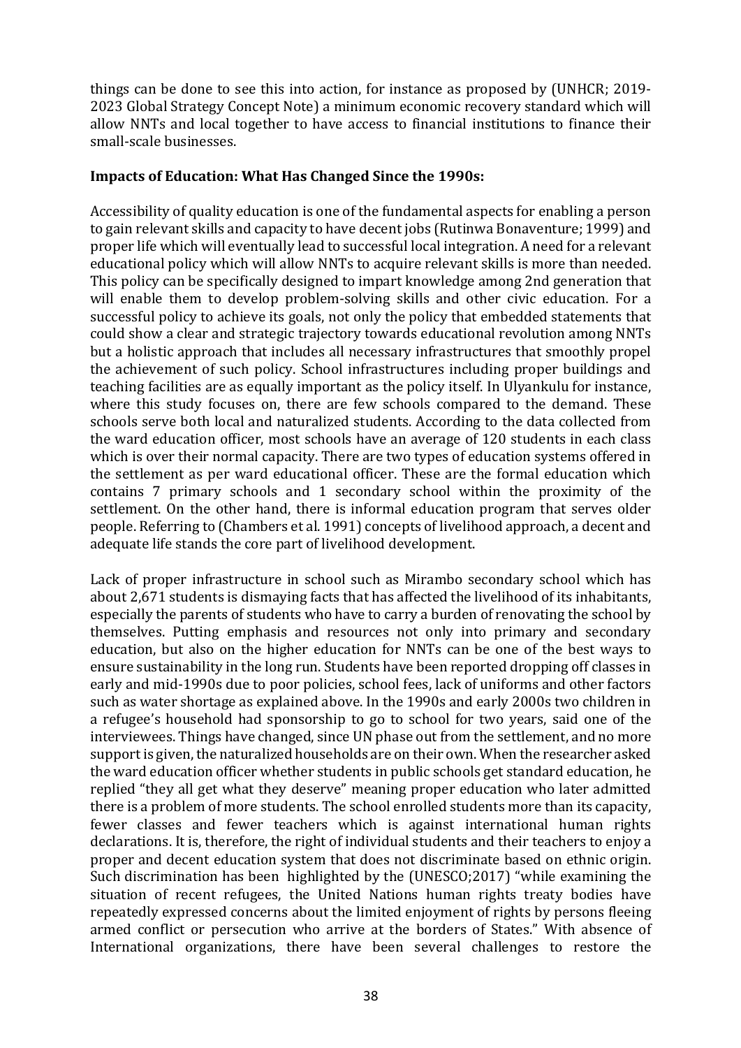things can be done to see this into action, for instance as proposed by (UNHCR; 2019-2023 Global Strategy Concept Note) a minimum economic recovery standard which will allow NNTs and local together to have access to financial institutions to finance their small-scale businesses.

**Impacts of Education: What Has Changed Since the 1990s:**

Accessibility of quality education is one of the fundamental aspects for enabling a person to gain relevant skills and capacity to have decent jobs (Rutinwa Bonaventure; 1999) and proper life which will eventually lead to successful local integration. A need for a relevant educational policy which will allow NNTs to acquire relevant skills is more than needed. This policy can be specifically designed to impart knowledge among 2nd generation that will enable them to develop problem-solving skills and other civic education. For a successful policy to achieve its goals, not only the policy that embedded statements that could show a clear and strategic trajectory towards educational revolution among NNTs but a holistic approach that includes all necessary infrastructures that smoothly propel the achievement of such policy. School infrastructures including proper buildings and teaching facilities are as equally important as the policy itself. In Ulyankulu for instance, where this study focuses on, there are few schools compared to the demand. These schools serve both local and naturalized students. According to the data collected from the ward education officer, most schools have an average of 120 students in each class which is over their normal capacity. There are two types of education systems offered in the settlement as per ward educational officer. These are the formal education which contains 7 primary schools and 1 secondary school within the proximity of the settlement. On the other hand, there is informal education program that serves older people. Referring to (Chambers et al. 1991) concepts of livelihood approach, a decent and adequate life stands the core part of livelihood development.

Lack of proper infrastructure in school such as Mirambo secondary school which has about 2,671 students is dismaying facts that has affected the livelihood of its inhabitants, especially the parents of students who have to carry a burden of renovating the school by themselves. Putting emphasis and resources not only into primary and secondary education, but also on the higher education for NNTs can be one of the best ways to ensure sustainability in the long run. Students have been reported dropping off classes in early and mid-1990s due to poor policies, school fees, lack of uniforms and other factors such as water shortage as explained above. In the 1990s and early 2000s two children in a refugee's household had sponsorship to go to school for two years, said one of the interviewees. Things have changed, since UN phase out from the settlement, and no more support is given, the naturalized households are on their own. When the researcher asked the ward education officer whether students in public schools get standard education, he replied "they all get what they deserve" meaning proper education who later admitted there is a problem of more students. The school enrolled students more than its capacity, fewer classes and fewer teachers which is against international human rights declarations. It is, therefore, the right of individual students and their teachers to enjoy a proper and decent education system that does not discriminate based on ethnic origin. Such discrimination has been highlighted by the (UNESCO;2017) "while examining the situation of recent refugees, the United Nations human rights treaty bodies have repeatedly expressed concerns about the limited enjoyment of rights by persons fleeing armed conflict or persecution who arrive at the borders of States." With absence of International organizations, there have been several challenges to restore the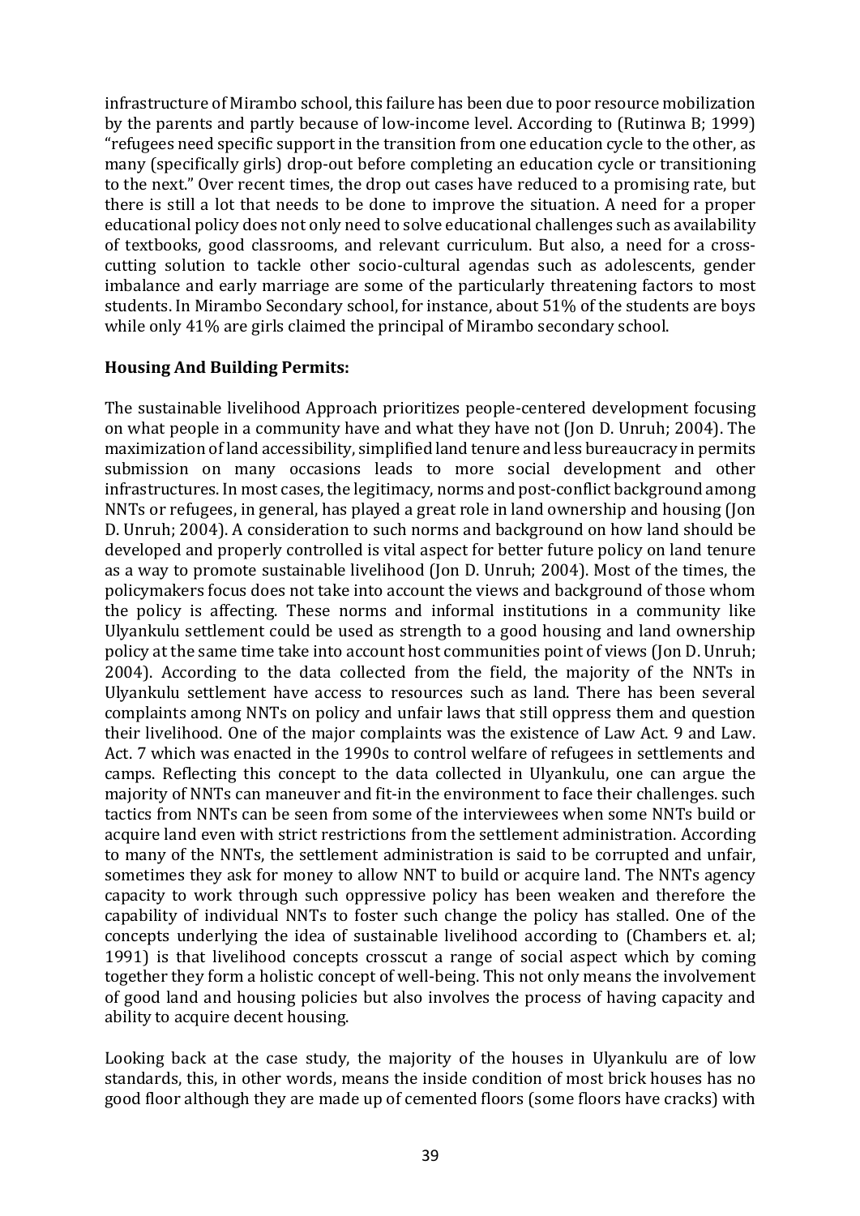infrastructure of Mirambo school, this failure has been due to poor resource mobilization by the parents and partly because of low-income level. According to (Rutinwa B; 1999) "refugees need specific support in the transition from one education cycle to the other, as many (specifically girls) drop-out before completing an education cycle or transitioning to the next." Over recent times, the drop out cases have reduced to a promising rate, but there is still a lot that needs to be done to improve the situation. A need for a proper educational policy does not only need to solve educational challenges such as availability of textbooks, good classrooms, and relevant curriculum. But also, a need for a cross-cutting solution to tackle other socio-cultural agendas such as adolescents, gender imbalance and early marriage are some of the particularly threatening factors to most students. In Mirambo Secondary school, for instance, about 51% of the students are boys while only 41% are girls claimed the principal of Mirambo secondary school.

**Housing And Building Permits:**

The sustainable livelihood Approach prioritizes people-centered development focusing on what people in a community have and what they have not (Jon D. Unruh; 2004). The maximization of land accessibility, simplified land tenure and less bureaucracy in permits submission on many occasions leads to more social development and other infrastructures. In most cases, the legitimacy, norms and post-conflict background among NNTs or refugees, in general, has played a great role in land ownership and housing (Jon D. Unruh; 2004). A consideration to such norms and background on how land should be developed and properly controlled is vital aspect for better future policy on land tenure as a way to promote sustainable livelihood (Jon D. Unruh; 2004). Most of the times, the policymakers focus does not take into account the views and background of those whom the policy is affecting. These norms and informal institutions in a community like Ulyankulu settlement could be used as strength to a good housing and land ownership policy at the same time take into account host communities point of views (Jon D. Unruh; 2004). According to the data collected from the field, the majority of the NNTs in Ulyankulu settlement have access to resources such as land. There has been several complaints among NNTs on policy and unfair laws that still oppress them and question their livelihood. One of the major complaints was the existence of Law Act. 9 and Law. Act. 7 which was enacted in the 1990s to control welfare of refugees in settlements and camps. Reflecting this concept to the data collected in Ulyankulu, one can argue the majority of NNTs can maneuver and fit-in the environment to face their challenges. such tactics from NNTs can be seen from some of the interviewees when some NNTs build or acquire land even with strict restrictions from the settlement administration. According to many of the NNTs, the settlement administration is said to be corrupted and unfair, sometimes they ask for money to allow NNT to build or acquire land. The NNTs agency capacity to work through such oppressive policy has been weaken and therefore the capability of individual NNTs to foster such change the policy has stalled. One of the concepts underlying the idea of sustainable livelihood according to (Chambers et. al; 1991) is that livelihood concepts crosscut a range of social aspect which by coming together they form a holistic concept of well-being. This not only means the involvement of good land and housing policies but also involves the process of having capacity and ability to acquire decent housing.

Looking back at the case study, the majority of the houses in Ulyankulu are of low standards, this, in other words, means the inside condition of most brick houses has no good floor although they are made up of cemented floors (some floors have cracks) with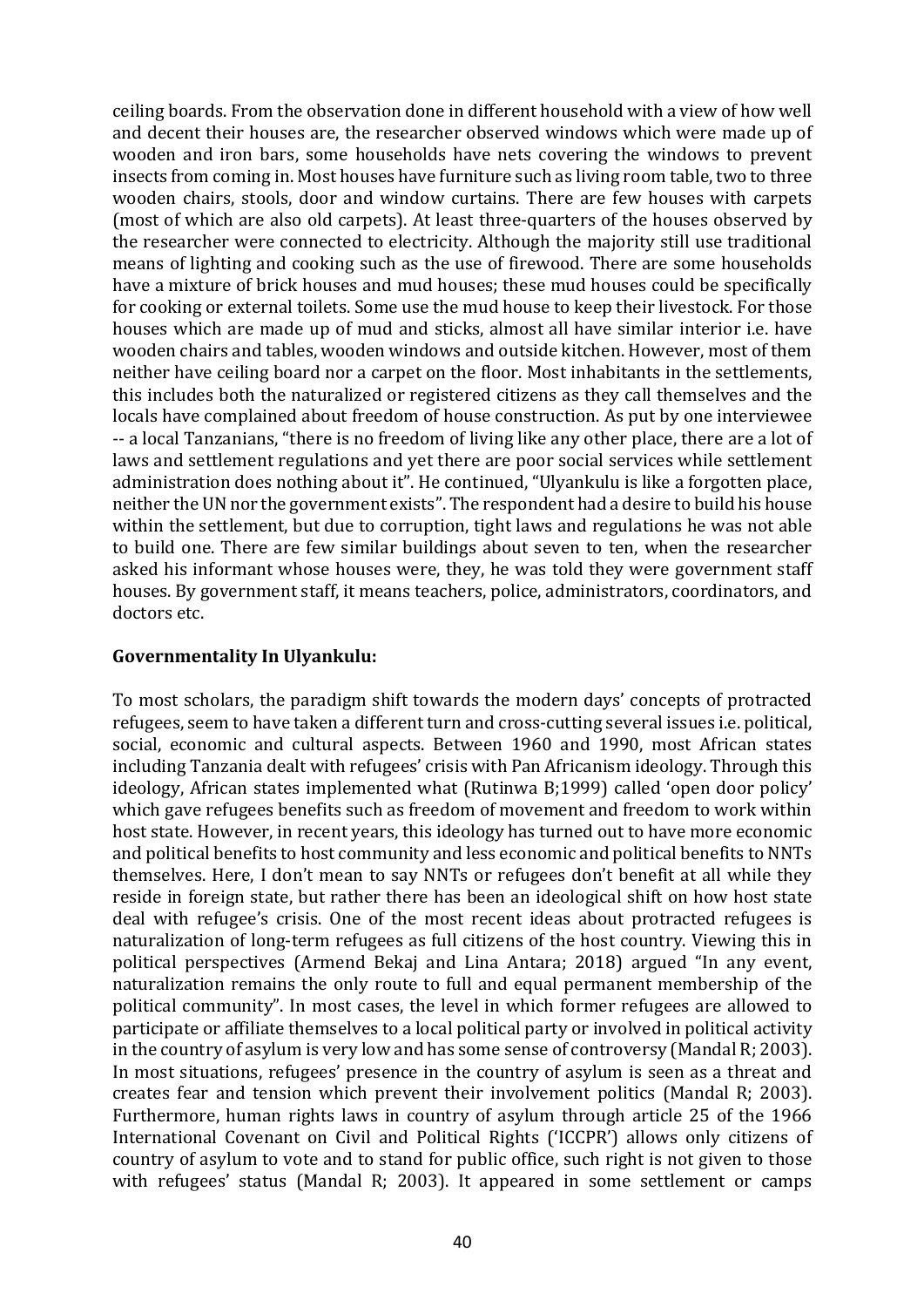ceiling boards. From the observation done in different household with a view of how well and decent their houses are, the researcher observed windows which were made up of wooden and iron bars, some households have nets covering the windows to prevent insects from coming in. Most houses have furniture such as living room table, two to three wooden chairs, stools, door and window curtains. There are few houses with carpets (most of which are also old carpets). At least three-quarters of the houses observed by the researcher were connected to electricity. Although the majority still use traditional means of lighting and cooking such as the use of firewood. There are some households have a mixture of brick houses and mud houses; these mud houses could be specifically for cooking or external toilets. Some use the mud house to keep their livestock. For those houses which are made up of mud and sticks, almost all have similar interior i.e. have wooden chairs and tables, wooden windows and outside kitchen. However, most of them neither have ceiling board nor a carpet on the floor. Most inhabitants in the settlements, this includes both the naturalized or registered citizens as they call themselves and the locals have complained about freedom of house construction. As put by one interviewee -- a local Tanzanians, "there is no freedom of living like any other place, there are a lot of laws and settlement regulations and yet there are poor social services while settlement administration does nothing about it". He continued, "Ulyankulu is like a forgotten place, neither the UN nor the government exists". The respondent had a desire to build his house within the settlement, but due to corruption, tight laws and regulations he was not able to build one. There are few similar buildings about seven to ten, when the researcher asked his informant whose houses were, they, he was told they were government staff houses. By government staff, it means teachers, police, administrators, coordinators, and doctors etc.

**Governmentality In Ulyankulu:**

To most scholars, the paradigm shift towards the modern days' concepts of protracted refugees, seem to have taken a different turn and cross-cutting several issues i.e. political, social, economic and cultural aspects. Between 1960 and 1990, most African states including Tanzania dealt with refugees' crisis with Pan Africanism ideology. Through this ideology, African states implemented what (Rutinwa B;1999) called 'open door policy' which gave refugees benefits such as freedom of movement and freedom to work within host state. However, in recent years, this ideology has turned out to have more economic and political benefits to host community and less economic and political benefits to NNTs themselves. Here, I don't mean to say NNTs or refugees don't benefit at all while they reside in foreign state, but rather there has been an ideological shift on how host state deal with refugee's crisis. One of the most recent ideas about protracted refugees is naturalization of long-term refugees as full citizens of the host country. Viewing this in political perspectives (Armend Bekaj and Lina Antara; 2018) argued "In any event, naturalization remains the only route to full and equal permanent membership of the political community". In most cases, the level in which former refugees are allowed to participate or affiliate themselves to a local political party or involved in political activity in the country of asylum is very low and has some sense of controversy (Mandal R; 2003). In most situations, refugees' presence in the country of asylum is seen as a threat and creates fear and tension which prevent their involvement politics (Mandal R; 2003). Furthermore, human rights laws in country of asylum through article 25 of the 1966 International Covenant on Civil and Political Rights ('ICCPR') allows only citizens of country of asylum to vote and to stand for public office, such right is not given to those with refugees' status (Mandal R; 2003). It appeared in some settlement or camps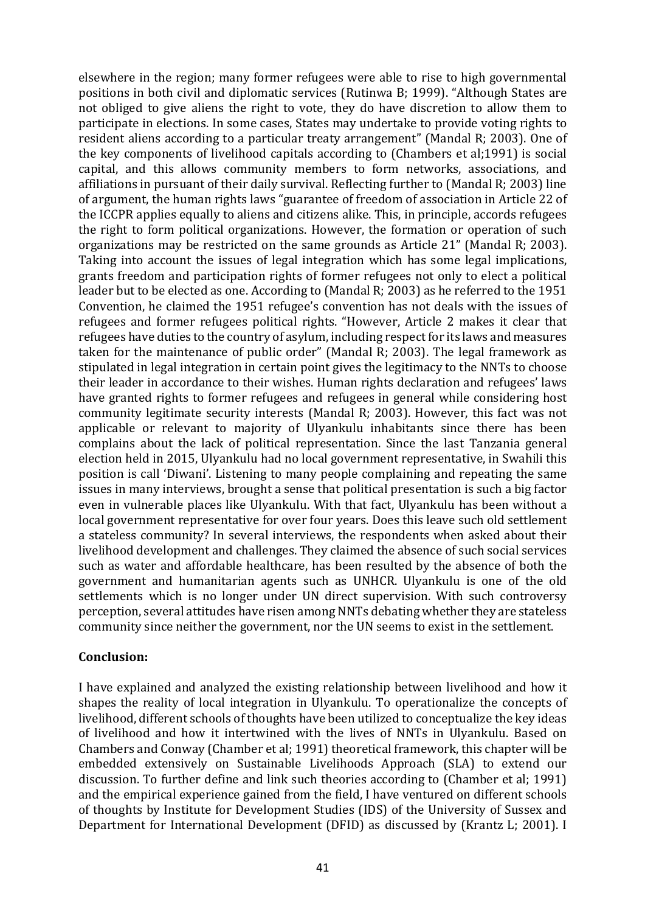elsewhere in the region; many former refugees were able to rise to high governmental positions in both civil and diplomatic services (Rutinwa B; 1999). "Although States are not obliged to give aliens the right to vote, they do have discretion to allow them to participate in elections. In some cases, States may undertake to provide voting rights to resident aliens according to a particular treaty arrangement" (Mandal R; 2003). One of the key components of livelihood capitals according to (Chambers et al;1991) is social capital, and this allows community members to form networks, associations, and affiliations in pursuant of their daily survival. Reflecting further to (Mandal R; 2003) line of argument, the human rights laws "guarantee of freedom of association in Article 22 of the ICCPR applies equally to aliens and citizens alike. This, in principle, accords refugees the right to form political organizations. However, the formation or operation of such organizations may be restricted on the same grounds as Article 21" (Mandal R; 2003). Taking into account the issues of legal integration which has some legal implications, grants freedom and participation rights of former refugees not only to elect a political leader but to be elected as one. According to (Mandal R; 2003) as he referred to the 1951 Convention, he claimed the 1951 refugee's convention has not deals with the issues of refugees and former refugees political rights. "However, Article 2 makes it clear that refugees have duties to the country of asylum, including respect for its laws and measures taken for the maintenance of public order" (Mandal R; 2003). The legal framework as stipulated in legal integration in certain point gives the legitimacy to the NNTs to choose their leader in accordance to their wishes. Human rights declaration and refugees' laws have granted rights to former refugees and refugees in general while considering host community legitimate security interests (Mandal R; 2003). However, this fact was not applicable or relevant to majority of Ulyankulu inhabitants since there has been complains about the lack of political representation. Since the last Tanzania general election held in 2015, Ulyankulu had no local government representative, in Swahili this position is call 'Diwani'. Listening to many people complaining and repeating the same issues in many interviews, brought a sense that political presentation is such a big factor even in vulnerable places like Ulyankulu. With that fact, Ulyankulu has been without a local government representative for over four years. Does this leave such old settlement a stateless community? In several interviews, the respondents when asked about their livelihood development and challenges. They claimed the absence of such social services such as water and affordable healthcare, has been resulted by the absence of both the government and humanitarian agents such as UNHCR. Ulyankulu is one of the old settlements which is no longer under UN direct supervision. With such controversy perception, several attitudes have risen among NNTs debating whether they are stateless community since neither the government, nor the UN seems to exist in the settlement.

**Conclusion:**

I have explained and analyzed the existing relationship between livelihood and how it shapes the reality of local integration in Ulyankulu. To operationalize the concepts of livelihood, different schools of thoughts have been utilized to conceptualize the key ideas of livelihood and how it intertwined with the lives of NNTs in Ulyankulu. Based on Chambers and Conway (Chamber et al; 1991) theoretical framework, this chapter will be embedded extensively on Sustainable Livelihoods Approach (SLA) to extend our discussion. To further define and link such theories according to (Chamber et al; 1991) and the empirical experience gained from the field, I have ventured on different schools of thoughts by Institute for Development Studies (IDS) of the University of Sussex and Department for International Development (DFID) as discussed by (Krantz L; 2001). I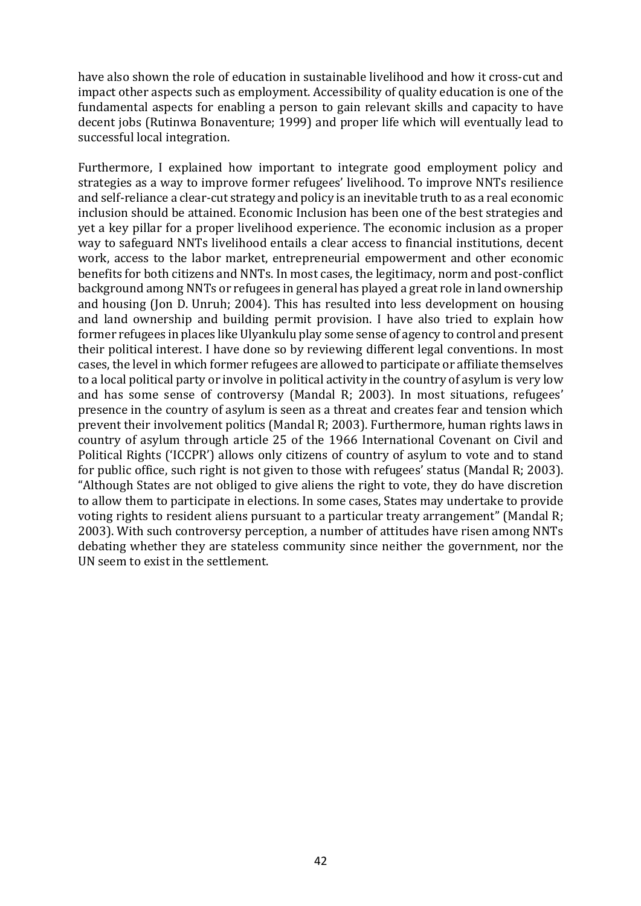have also shown the role of education in sustainable livelihood and how it cross-cut and impact other aspects such as employment. Accessibility of quality education is one of the fundamental aspects for enabling a person to gain relevant skills and capacity to have decent jobs (Rutinwa Bonaventure; 1999) and proper life which will eventually lead to successful local integration.

Furthermore, I explained how important to integrate good employment policy and strategies as a way to improve former refugees' livelihood. To improve NNTs resilience and self-reliance a clear-cut strategy and policy is an inevitable truth to as a real economic inclusion should be attained. Economic Inclusion has been one of the best strategies and yet a key pillar for a proper livelihood experience. The economic inclusion as a proper way to safeguard NNTs livelihood entails a clear access to financial institutions, decent work, access to the labor market, entrepreneurial empowerment and other economic benefits for both citizens and NNTs. In most cases, the legitimacy, norm and post-conflict background among NNTs or refugees in general has played a great role in land ownership and housing (Jon D. Unruh; 2004). This has resulted into less development on housing and land ownership and building permit provision. I have also tried to explain how former refugees in places like Ulyankulu play some sense of agency to control and present their political interest. I have done so by reviewing different legal conventions. In most cases, the level in which former refugees are allowed to participate or affiliate themselves to a local political party or involve in political activity in the country of asylum is very low and has some sense of controversy (Mandal R; 2003). In most situations, refugees' presence in the country of asylum is seen as a threat and creates fear and tension which prevent their involvement politics (Mandal R; 2003). Furthermore, human rights laws in country of asylum through article 25 of the 1966 International Covenant on Civil and Political Rights ('ICCPR') allows only citizens of country of asylum to vote and to stand for public office, such right is not given to those with refugees' status (Mandal R; 2003). "Although States are not obliged to give aliens the right to vote, they do have discretion to allow them to participate in elections. In some cases, States may undertake to provide voting rights to resident aliens pursuant to a particular treaty arrangement" (Mandal R; 2003). With such controversy perception, a number of attitudes have risen among NNTs debating whether they are stateless community since neither the government, nor the UN seem to exist in the settlement.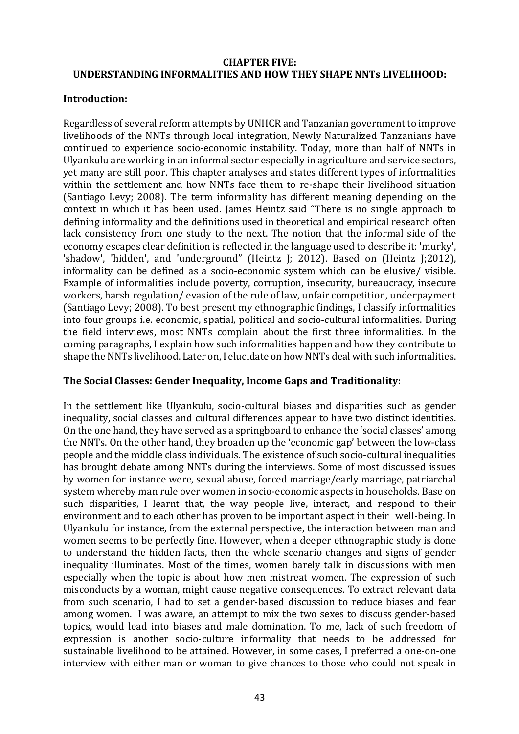## CHAPTER FIVE: UNDERSTANDING INFORMALITIES AND HOW THEY SHAPE NNTs LIVELIHOOD:

### Introduction:

Regardless of several reform attempts by UNHCR and Tanzanian government to improve livelihoods of the NNTs through local integration, Newly Naturalized Tanzanians have continued to experience socio-economic instability. Today, more than half of NNTs in Ulyankulu are working in an informal sector especially in agriculture and service sectors, yet many are still poor. This chapter analyses and states different types of informalities within the settlement and how NNTs face them to re-shape their livelihood situation (Santiago Levy; 2008). The term informality has different meaning depending on the context in which it has been used. James Heintz said "There is no single approach to defining informality and the definitions used in theoretical and empirical research often lack consistency from one study to the next. The notion that the informal side of the economy escapes clear definition is reflected in the language used to describe it: 'murky', 'shadow', 'hidden', and 'underground" (Heintz J; 2012). Based on (Heintz J;2012), informality can be defined as a socio-economic system which can be elusive/ visible. Example of informalities include poverty, corruption, insecurity, bureaucracy, insecure workers, harsh regulation/ evasion of the rule of law, unfair competition, underpayment (Santiago Levy; 2008). To best present my ethnographic findings, I classify informalities into four groups i.e. economic, spatial, political and socio-cultural informalities. During the field interviews, most NNTs complain about the first three informalities. In the coming paragraphs, I explain how such informalities happen and how they contribute to shape the NNTs livelihood. Later on, I elucidate on how NNTs deal with such informalities.

### The Social Classes: Gender Inequality, Income Gaps and Traditionality:

In the settlement like Ulyankulu, socio-cultural biases and disparities such as gender inequality, social classes and cultural differences appear to have two distinct identities. On the one hand, they have served as a springboard to enhance the 'social classes' among the NNTs. On the other hand, they broaden up the 'economic gap' between the low-class people and the middle class individuals. The existence of such socio-cultural inequalities has brought debate among NNTs during the interviews. Some of most discussed issues by women for instance were, sexual abuse, forced marriage/early marriage, patriarchal system whereby man rule over women in socio-economic aspects in households. Base on such disparities, I learnt that, the way people live, interact, and respond to their environment and to each other has proven to be important aspect in their well-being. In Ulyankulu for instance, from the external perspective, the interaction between man and women seems to be perfectly fine. However, when a deeper ethnographic study is done to understand the hidden facts, then the whole scenario changes and signs of gender inequality illuminates. Most of the times, women barely talk in discussions with men especially when the topic is about how men mistreat women. The expression of such misconducts by a woman, might cause negative consequences. To extract relevant data from such scenario, I had to set a gender-based discussion to reduce biases and fear among women. I was aware, an attempt to mix the two sexes to discuss gender-based topics, would lead into biases and male domination. To me, lack of such freedom of expression is another socio-culture informality that needs to be addressed for sustainable livelihood to be attained. However, in some cases, I preferred a one-on-one interview with either man or woman to give chances to those who could not speak in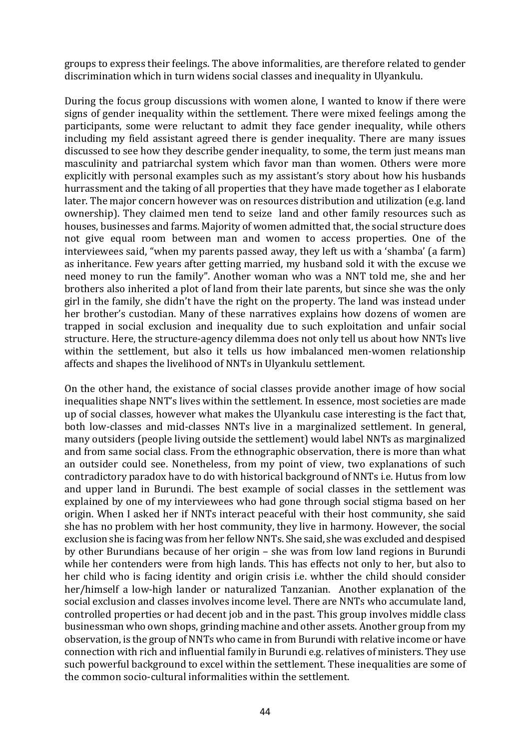groups to express their feelings. The above informalities, are therefore related to gender discrimination which in turn widens social classes and inequality in Ulyankulu.

During the focus group discussions with women alone, I wanted to know if there were signs of gender inequality within the settlement. There were mixed feelings among the participants, some were reluctant to admit they face gender inequality, while others including my field assistant agreed there is gender inequality. There are many issues discussed to see how they describe gender inequality, to some, the term just means man masculinity and patriarchal system which favor man than women. Others were more explicitly with personal examples such as my assistant's story about how his husbands hurrassment and the taking of all properties that they have made together as I elaborate later. The major concern however was on resources distribution and utilization (e.g. land ownership). They claimed men tend to seize land and other family resources such as houses, businesses and farms. Majority of women admitted that, the social structure does not give equal room between man and women to access properties. One of the interviewees said, "when my parents passed away, they left us with a 'shamba' (a farm) as inheritance. Few years after getting married, my husband sold it with the excuse we need money to run the family". Another woman who was a NNT told me, she and her brothers also inherited a plot of land from their late parents, but since she was the only girl in the family, she didn't have the right on the property. The land was instead under her brother's custodian. Many of these narratives explains how dozens of women are trapped in social exclusion and inequality due to such exploitation and unfair social structure. Here, the structure-agency dilemma does not only tell us about how NNTs live within the settlement, but also it tells us how imbalanced men-women relationship affects and shapes the livelihood of NNTs in Ulyankulu settlement.

On the other hand, the existance of social classes provide another image of how social inequalities shape NNT's lives within the settlement. In essence, most societies are made up of social classes, however what makes the Ulyankulu case interesting is the fact that, both low-classes and mid-classes NNTs live in a marginalized settlement. In general, many outsiders (people living outside the settlement) would label NNTs as marginalized and from same social class. From the ethnographic observation, there is more than what an outsider could see. Nonetheless, from my point of view, two explanations of such contradictory paradox have to do with historical background of NNTs i.e. Hutus from low and upper land in Burundi. The best example of social classes in the settlement was explained by one of my interviewees who had gone through social stigma based on her origin. When I asked her if NNTs interact peaceful with their host community, she said she has no problem with her host community, they live in harmony. However, the social exclusion she is facing was from her fellow NNTs. She said, she was excluded and despised by other Burundians because of her origin – she was from low land regions in Burundi while her contenders were from high lands. This has effects not only to her, but also to her child who is facing identity and origin crisis i.e. whther the child should consider her/himself a low-high lander or naturalized Tanzanian. Another explanation of the social exclusion and classes involves income level. There are NNTs who accumulate land, controlled properties or had decent job and in the past. This group involves middle class businessman who own shops, grinding machine and other assets. Another group from my observation, is the group of NNTs who came in from Burundi with relative income or have connection with rich and influential family in Burundi e.g. relatives of ministers. They use such powerful background to excel within the settlement. These inequalities are some of the common socio-cultural informalities within the settlement.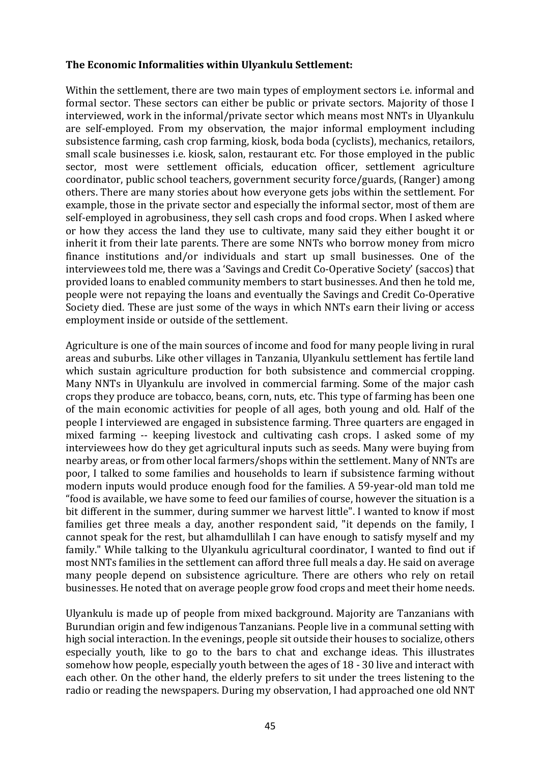**The Economic Informalities within Ulyankulu Settlement:**

Within the settlement, there are two main types of employment sectors i.e. informal and formal sector. These sectors can either be public or private sectors. Majority of those I interviewed, work in the informal/private sector which means most NNTs in Ulyankulu are self-employed. From my observation, the major informal employment including subsistence farming, cash crop farming, kiosk, boda boda (cyclists), mechanics, retailors, small scale businesses i.e. kiosk, salon, restaurant etc. For those employed in the public sector, most were settlement officials, education officer, settlement agriculture coordinator, public school teachers, government security force/guards, (Ranger) among others. There are many stories about how everyone gets jobs within the settlement. For example, those in the private sector and especially the informal sector, most of them are self-employed in agrobusiness, they sell cash crops and food crops. When I asked where or how they access the land they use to cultivate, many said they either bought it or inherit it from their late parents. There are some NNTs who borrow money from micro finance institutions and/or individuals and start up small businesses. One of the interviewees told me, there was a 'Savings and Credit Co-Operative Society' (saccos) that provided loans to enabled community members to start businesses. And then he told me, people were not repaying the loans and eventually the Savings and Credit Co-Operative Society died. These are just some of the ways in which NNTs earn their living or access employment inside or outside of the settlement.

Agriculture is one of the main sources of income and food for many people living in rural areas and suburbs. Like other villages in Tanzania, Ulyankulu settlement has fertile land which sustain agriculture production for both subsistence and commercial cropping. Many NNTs in Ulyankulu are involved in commercial farming. Some of the major cash crops they produce are tobacco, beans, corn, nuts, etc. This type of farming has been one of the main economic activities for people of all ages, both young and old. Half of the people I interviewed are engaged in subsistence farming. Three quarters are engaged in mixed farming -- keeping livestock and cultivating cash crops. I asked some of my interviewees how do they get agricultural inputs such as seeds. Many were buying from nearby areas, or from other local farmers/shops within the settlement. Many of NNTs are poor, I talked to some families and households to learn if subsistence farming without modern inputs would produce enough food for the families. A 59-year-old man told me "food is available, we have some to feed our families of course, however the situation is a bit different in the summer, during summer we harvest little". I wanted to know if most families get three meals a day, another respondent said, "it depends on the family, I cannot speak for the rest, but alhamdullilah I can have enough to satisfy myself and my family." While talking to the Ulyankulu agricultural coordinator, I wanted to find out if most NNTs families in the settlement can afford three full meals a day. He said on average many people depend on subsistence agriculture. There are others who rely on retail businesses. He noted that on average people grow food crops and meet their home needs.

Ulyankulu is made up of people from mixed background. Majority are Tanzanians with Burundian origin and few indigenous Tanzanians. People live in a communal setting with high social interaction. In the evenings, people sit outside their houses to socialize, others especially youth, like to go to the bars to chat and exchange ideas. This illustrates somehow how people, especially youth between the ages of 18 - 30 live and interact with each other. On the other hand, the elderly prefers to sit under the trees listening to the radio or reading the newspapers. During my observation, I had approached one old NNT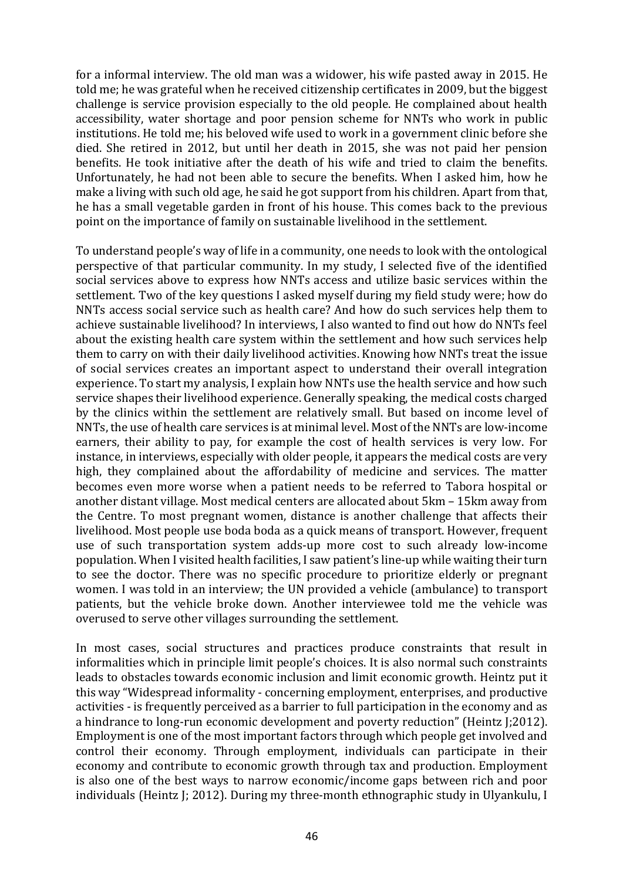for a informal interview. The old man was a widower, his wife pasted away in 2015. He told me; he was grateful when he received citizenship certificates in 2009, but the biggest challenge is service provision especially to the old people. He complained about health accessibility, water shortage and poor pension scheme for NNTs who work in public institutions. He told me; his beloved wife used to work in a government clinic before she died. She retired in 2012, but until her death in 2015, she was not paid her pension benefits. He took initiative after the death of his wife and tried to claim the benefits. Unfortunately, he had not been able to secure the benefits. When I asked him, how he make a living with such old age, he said he got support from his children. Apart from that, he has a small vegetable garden in front of his house. This comes back to the previous point on the importance of family on sustainable livelihood in the settlement.

To understand people's way of life in a community, one needs to look with the ontological perspective of that particular community. In my study, I selected five of the identified social services above to express how NNTs access and utilize basic services within the settlement. Two of the key questions I asked myself during my field study were; how do NNTs access social service such as health care? And how do such services help them to achieve sustainable livelihood? In interviews, I also wanted to find out how do NNTs feel about the existing health care system within the settlement and how such services help them to carry on with their daily livelihood activities. Knowing how NNTs treat the issue of social services creates an important aspect to understand their overall integration experience. To start my analysis, I explain how NNTs use the health service and how such service shapes their livelihood experience. Generally speaking, the medical costs charged by the clinics within the settlement are relatively small. But based on income level of NNTs, the use of health care services is at minimal level. Most of the NNTs are low-income earners, their ability to pay, for example the cost of health services is very low. For instance, in interviews, especially with older people, it appears the medical costs are very high, they complained about the affordability of medicine and services. The matter becomes even more worse when a patient needs to be referred to Tabora hospital or another distant village. Most medical centers are allocated about 5km – 15km away from the Centre. To most pregnant women, distance is another challenge that affects their livelihood. Most people use boda boda as a quick means of transport. However, frequent use of such transportation system adds-up more cost to such already low-income population. When I visited health facilities, I saw patient's line-up while waiting their turn to see the doctor. There was no specific procedure to prioritize elderly or pregnant women. I was told in an interview; the UN provided a vehicle (ambulance) to transport patients, but the vehicle broke down. Another interviewee told me the vehicle was overused to serve other villages surrounding the settlement.

In most cases, social structures and practices produce constraints that result in informalities which in principle limit people's choices. It is also normal such constraints leads to obstacles towards economic inclusion and limit economic growth. Heintz put it this way "Widespread informality - concerning employment, enterprises, and productive activities - is frequently perceived as a barrier to full participation in the economy and as a hindrance to long-run economic development and poverty reduction" (Heintz J;2012). Employment is one of the most important factors through which people get involved and control their economy. Through employment, individuals can participate in their economy and contribute to economic growth through tax and production. Employment is also one of the best ways to narrow economic/income gaps between rich and poor individuals (Heintz J; 2012). During my three-month ethnographic study in Ulyankulu, I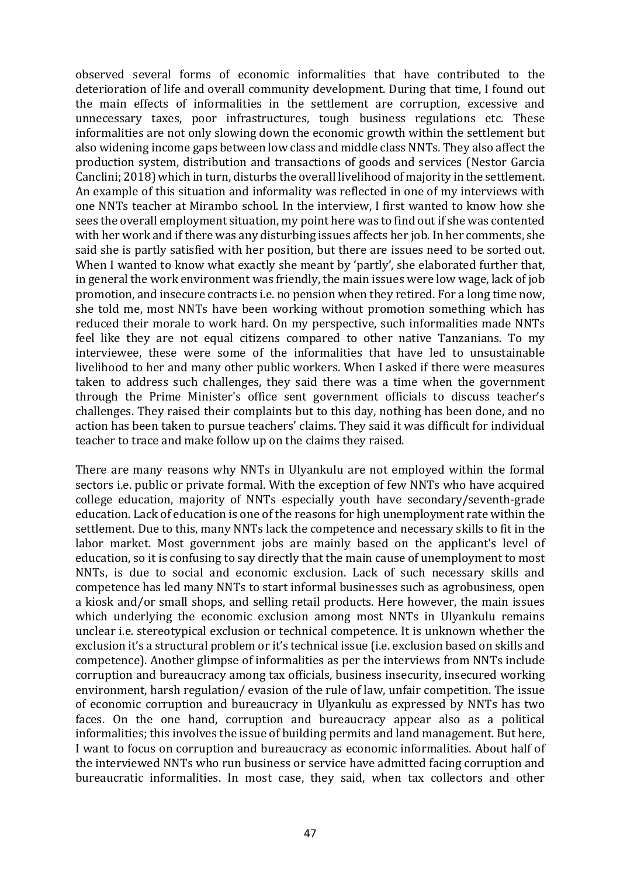observed several forms of economic informalities that have contributed to the deterioration of life and overall community development. During that time, I found out the main effects of informalities in the settlement are corruption, excessive and unnecessary taxes, poor infrastructures, tough business regulations etc. These informalities are not only slowing down the economic growth within the settlement but also widening income gaps between low class and middle class NNTs. They also affect the production system, distribution and transactions of goods and services (Nestor Garcia Canclini; 2018) which in turn, disturbs the overall livelihood of majority in the settlement. An example of this situation and informality was reflected in one of my interviews with one NNTs teacher at Mirambo school. In the interview, I first wanted to know how she sees the overall employment situation, my point here was to find out if she was contented with her work and if there was any disturbing issues affects her job. In her comments, she said she is partly satisfied with her position, but there are issues need to be sorted out. When I wanted to know what exactly she meant by 'partly', she elaborated further that, in general the work environment was friendly, the main issues were low wage, lack of job promotion, and insecure contracts i.e. no pension when they retired. For a long time now, she told me, most NNTs have been working without promotion something which has reduced their morale to work hard. On my perspective, such informalities made NNTs feel like they are not equal citizens compared to other native Tanzanians. To my interviewee, these were some of the informalities that have led to unsustainable livelihood to her and many other public workers. When I asked if there were measures taken to address such challenges, they said there was a time when the government through the Prime Minister's office sent government officials to discuss teacher's challenges. They raised their complaints but to this day, nothing has been done, and no action has been taken to pursue teachers' claims. They said it was difficult for individual teacher to trace and make follow up on the claims they raised.

There are many reasons why NNTs in Ulyankulu are not employed within the formal sectors i.e. public or private formal. With the exception of few NNTs who have acquired college education, majority of NNTs especially youth have secondary/seventh-grade education. Lack of education is one of the reasons for high unemployment rate within the settlement. Due to this, many NNTs lack the competence and necessary skills to fit in the labor market. Most government jobs are mainly based on the applicant's level of education, so it is confusing to say directly that the main cause of unemployment to most NNTs, is due to social and economic exclusion. Lack of such necessary skills and competence has led many NNTs to start informal businesses such as agrobusiness, open a kiosk and/or small shops, and selling retail products. Here however, the main issues which underlying the economic exclusion among most NNTs in Ulyankulu remains unclear i.e. stereotypical exclusion or technical competence. It is unknown whether the exclusion it's a structural problem or it's technical issue (i.e. exclusion based on skills and competence). Another glimpse of informalities as per the interviews from NNTs include corruption and bureaucracy among tax officials, business insecurity, insecured working environment, harsh regulation/ evasion of the rule of law, unfair competition. The issue of economic corruption and bureaucracy in Ulyankulu as expressed by NNTs has two faces. On the one hand, corruption and bureaucracy appear also as a political informalities; this involves the issue of building permits and land management. But here, I want to focus on corruption and bureaucracy as economic informalities. About half of the interviewed NNTs who run business or service have admitted facing corruption and bureaucratic informalities. In most case, they said, when tax collectors and other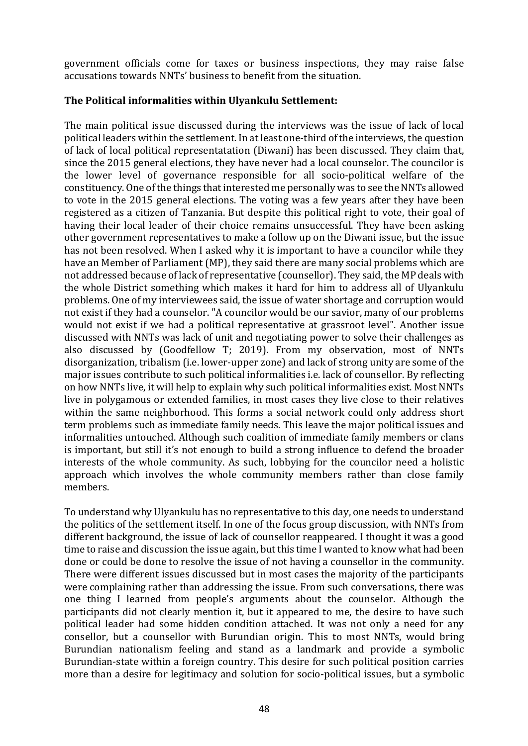government officials come for taxes or business inspections, they may raise false accusations towards NNTs' business to benefit from the situation.

**The Political informalities within Ulyankulu Settlement:**

The main political issue discussed during the interviews was the issue of lack of local political leaders within the settlement. In at least one-third of the interviews, the question of lack of local political representatation (Diwani) has been discussed. They claim that, since the 2015 general elections, they have never had a local counselor. The councilor is the lower level of governance responsible for all socio-political welfare of the constituency. One of the things that interested me personally was to see the NNTs allowed to vote in the 2015 general elections. The voting was a few years after they have been registered as a citizen of Tanzania. But despite this political right to vote, their goal of having their local leader of their choice remains unsuccessful. They have been asking other government representatives to make a follow up on the Diwani issue, but the issue has not been resolved. When I asked why it is important to have a councilor while they have an Member of Parliament (MP), they said there are many social problems which are not addressed because of lack of representative (counsellor). They said, the MP deals with the whole District something which makes it hard for him to address all of Ulyankulu problems. One of my interviewees said, the issue of water shortage and corruption would not exist if they had a counselor. "A councilor would be our savior, many of our problems would not exist if we had a political representative at grassroot level". Another issue discussed with NNTs was lack of unit and negotiating power to solve their challenges as also discussed by (Goodfellow T; 2019). From my observation, most of NNTs disorganization, tribalism (i.e. lower-upper zone) and lack of strong unity are some of the major issues contribute to such political informalities i.e. lack of counsellor. By reflecting on how NNTs live, it will help to explain why such political informalities exist. Most NNTs live in polygamous or extended families, in most cases they live close to their relatives within the same neighborhood. This forms a social network could only address short term problems such as immediate family needs. This leave the major political issues and informalities untouched. Although such coalition of immediate family members or clans is important, but still it's not enough to build a strong influence to defend the broader interests of the whole community. As such, lobbying for the councilor need a holistic approach which involves the whole community members rather than close family members.

To understand why Ulyankulu has no representative to this day, one needs to understand the politics of the settlement itself. In one of the focus group discussion, with NNTs from different background, the issue of lack of counsellor reappeared. I thought it was a good time to raise and discussion the issue again, but this time I wanted to know what had been done or could be done to resolve the issue of not having a counsellor in the community. There were different issues discussed but in most cases the majority of the participants were complaining rather than addressing the issue. From such conversations, there was one thing I learned from people's arguments about the counselor. Although the participants did not clearly mention it, but it appeared to me, the desire to have such political leader had some hidden condition attached. It was not only a need for any consellor, but a counsellor with Burundian origin. This to most NNTs, would bring Burundian nationalism feeling and stand as a landmark and provide a symbolic Burundian-state within a foreign country. This desire for such political position carries more than a desire for legitimacy and solution for socio-political issues, but a symbolic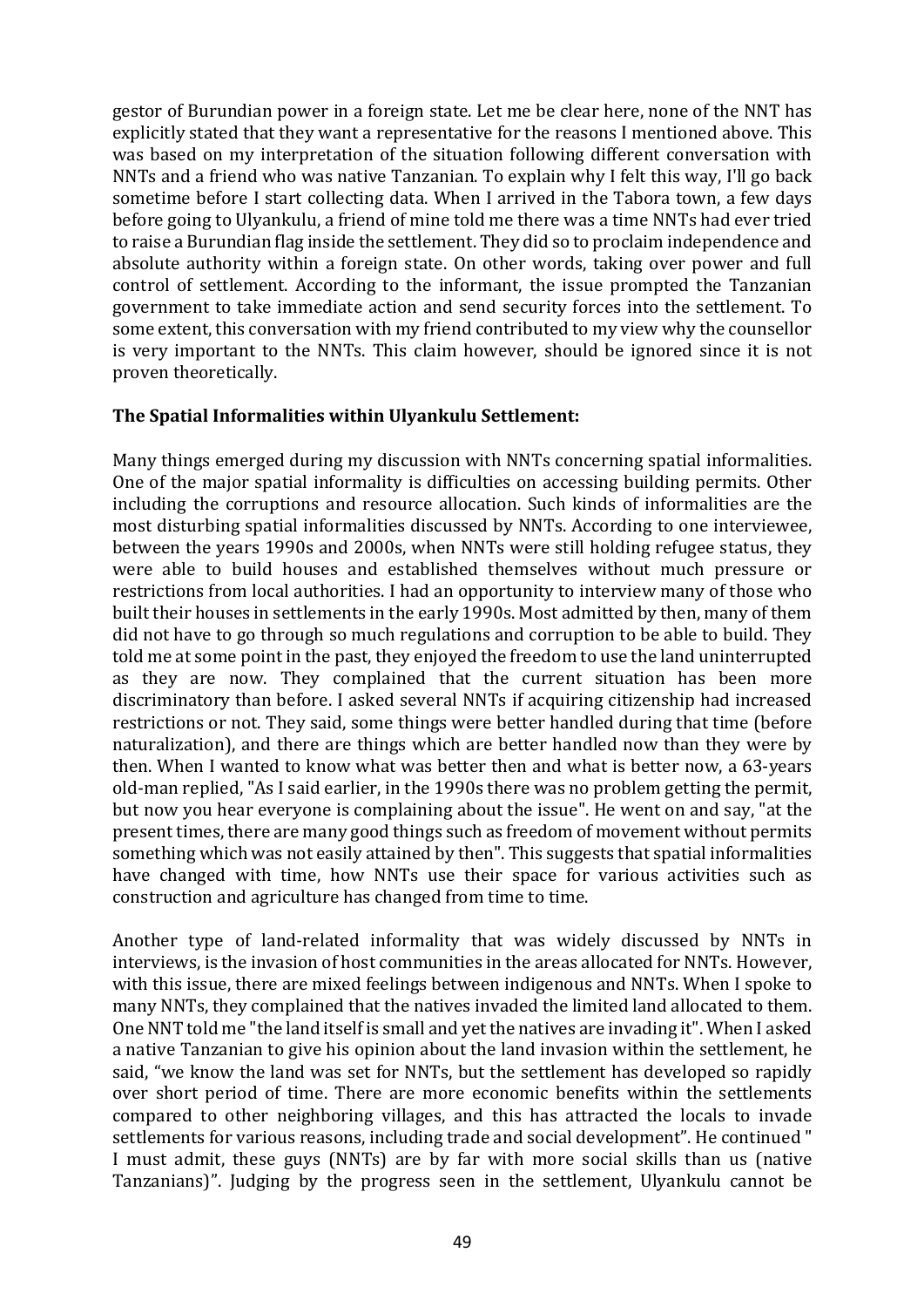gestor of Burundian power in a foreign state. Let me be clear here, none of the NNT has explicitly stated that they want a representative for the reasons I mentioned above. This was based on my interpretation of the situation following different conversation with NNTs and a friend who was native Tanzanian. To explain why I felt this way, I'll go back sometime before I start collecting data. When I arrived in the Tabora town, a few days before going to Ulyankulu, a friend of mine told me there was a time NNTs had ever tried to raise a Burundian flag inside the settlement. They did so to proclaim independence and absolute authority within a foreign state. On other words, taking over power and full control of settlement. According to the informant, the issue prompted the Tanzanian government to take immediate action and send security forces into the settlement. To some extent, this conversation with my friend contributed to my view why the counsellor is very important to the NNTs. This claim however, should be ignored since it is not proven theoretically.

**The Spatial Informalities within Ulyankulu Settlement:**

Many things emerged during my discussion with NNTs concerning spatial informalities. One of the major spatial informality is difficulties on accessing building permits. Other including the corruptions and resource allocation. Such kinds of informalities are the most disturbing spatial informalities discussed by NNTs. According to one interviewee, between the years 1990s and 2000s, when NNTs were still holding refugee status, they were able to build houses and established themselves without much pressure or restrictions from local authorities. I had an opportunity to interview many of those who built their houses in settlements in the early 1990s. Most admitted by then, many of them did not have to go through so much regulations and corruption to be able to build. They told me at some point in the past, they enjoyed the freedom to use the land uninterrupted as they are now. They complained that the current situation has been more discriminatory than before. I asked several NNTs if acquiring citizenship had increased restrictions or not. They said, some things were better handled during that time (before naturalization), and there are things which are better handled now than they were by then. When I wanted to know what was better then and what is better now, a 63-years old-man replied, "As I said earlier, in the 1990s there was no problem getting the permit, but now you hear everyone is complaining about the issue". He went on and say, "at the present times, there are many good things such as freedom of movement without permits something which was not easily attained by then". This suggests that spatial informalities have changed with time, how NNTs use their space for various activities such as construction and agriculture has changed from time to time.

Another type of land-related informality that was widely discussed by NNTs in interviews, is the invasion of host communities in the areas allocated for NNTs. However, with this issue, there are mixed feelings between indigenous and NNTs. When I spoke to many NNTs, they complained that the natives invaded the limited land allocated to them. One NNT told me "the land itself is small and yet the natives are invading it". When I asked a native Tanzanian to give his opinion about the land invasion within the settlement, he said, "we know the land was set for NNTs, but the settlement has developed so rapidly over short period of time. There are more economic benefits within the settlements compared to other neighboring villages, and this has attracted the locals to invade settlements for various reasons, including trade and social development". He continued " I must admit, these guys (NNTs) are by far with more social skills than us (native Tanzanians)". Judging by the progress seen in the settlement, Ulyankulu cannot be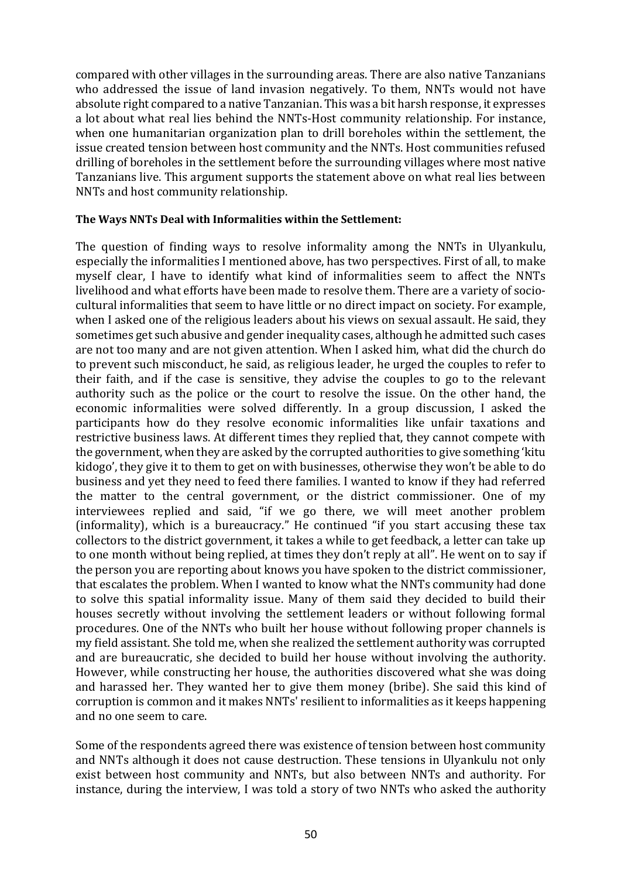compared with other villages in the surrounding areas. There are also native Tanzanians who addressed the issue of land invasion negatively. To them, NNTs would not have absolute right compared to a native Tanzanian. This was a bit harsh response, it expresses a lot about what real lies behind the NNTs-Host community relationship. For instance, when one humanitarian organization plan to drill boreholes within the settlement, the issue created tension between host community and the NNTs. Host communities refused drilling of boreholes in the settlement before the surrounding villages where most native Tanzanians live. This argument supports the statement above on what real lies between NNTs and host community relationship.

**The Ways NNTs Deal with Informalities within the Settlement:**

The question of finding ways to resolve informality among the NNTs in Ulyankulu, especially the informalities I mentioned above, has two perspectives. First of all, to make myself clear, I have to identify what kind of informalities seem to affect the NNTs livelihood and what efforts have been made to resolve them. There are a variety of socio-cultural informalities that seem to have little or no direct impact on society. For example, when I asked one of the religious leaders about his views on sexual assault. He said, they sometimes get such abusive and gender inequality cases, although he admitted such cases are not too many and are not given attention. When I asked him, what did the church do to prevent such misconduct, he said, as religious leader, he urged the couples to refer to their faith, and if the case is sensitive, they advise the couples to go to the relevant authority such as the police or the court to resolve the issue. On the other hand, the economic informalities were solved differently. In a group discussion, I asked the participants how do they resolve economic informalities like unfair taxations and restrictive business laws. At different times they replied that, they cannot compete with the government, when they are asked by the corrupted authorities to give something 'kitu kidogo', they give it to them to get on with businesses, otherwise they won't be able to do business and yet they need to feed there families. I wanted to know if they had referred the matter to the central government, or the district commissioner. One of my interviewees replied and said, "if we go there, we will meet another problem (informality), which is a bureaucracy." He continued "if you start accusing these tax collectors to the district government, it takes a while to get feedback, a letter can take up to one month without being replied, at times they don't reply at all". He went on to say if the person you are reporting about knows you have spoken to the district commissioner, that escalates the problem. When I wanted to know what the NNTs community had done to solve this spatial informality issue. Many of them said they decided to build their houses secretly without involving the settlement leaders or without following formal procedures. One of the NNTs who built her house without following proper channels is my field assistant. She told me, when she realized the settlement authority was corrupted and are bureaucratic, she decided to build her house without involving the authority. However, while constructing her house, the authorities discovered what she was doing and harassed her. They wanted her to give them money (bribe). She said this kind of corruption is common and it makes NNTs' resilient to informalities as it keeps happening and no one seem to care.

Some of the respondents agreed there was existence of tension between host community and NNTs although it does not cause destruction. These tensions in Ulyankulu not only exist between host community and NNTs, but also between NNTs and authority. For instance, during the interview, I was told a story of two NNTs who asked the authority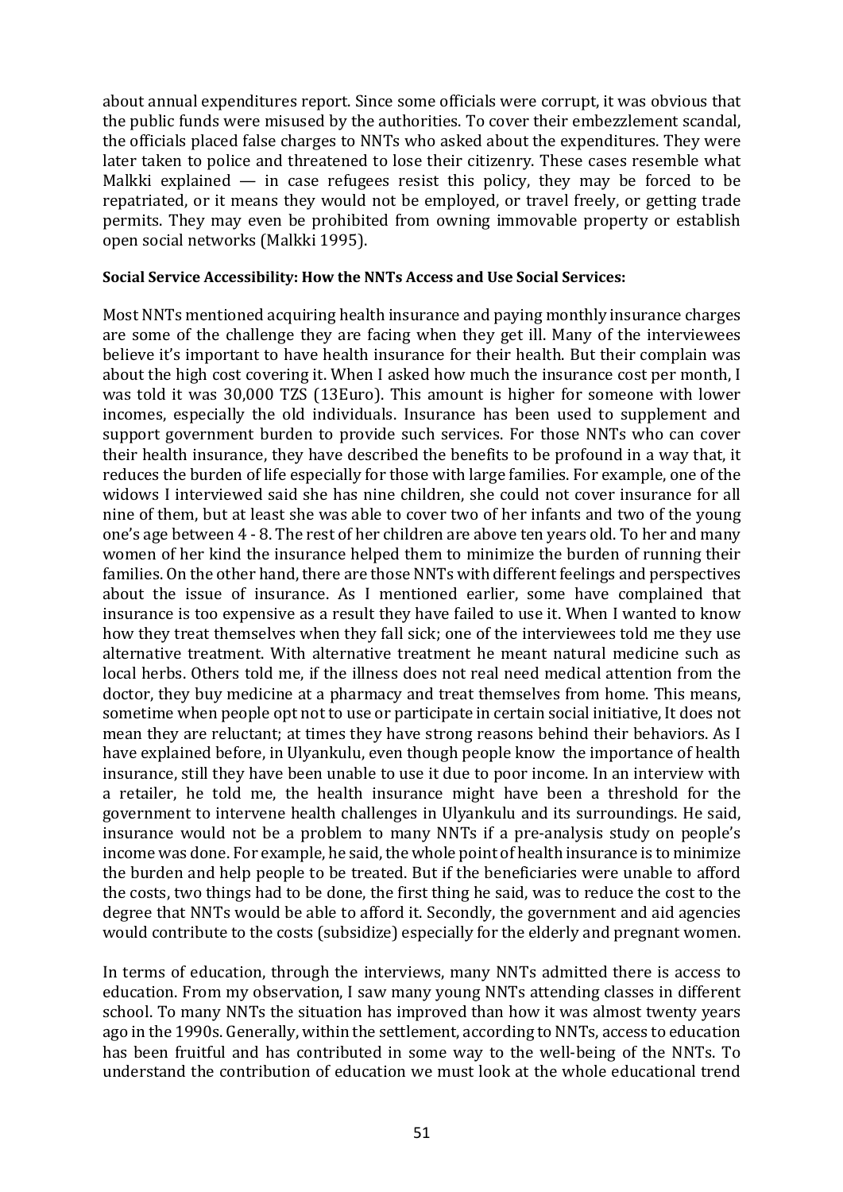about annual expenditures report. Since some officials were corrupt, it was obvious that the public funds were misused by the authorities. To cover their embezzlement scandal, the officials placed false charges to NNTs who asked about the expenditures. They were later taken to police and threatened to lose their citizenry. These cases resemble what Malkki explained — in case refugees resist this policy, they may be forced to be repatriated, or it means they would not be employed, or travel freely, or getting trade permits. They may even be prohibited from owning immovable property or establish open social networks (Malkki 1995).

**Social Service Accessibility: How the NNTs Access and Use Social Services:**

Most NNTs mentioned acquiring health insurance and paying monthly insurance charges are some of the challenge they are facing when they get ill. Many of the interviewees believe it's important to have health insurance for their health. But their complain was about the high cost covering it. When I asked how much the insurance cost per month, I was told it was 30,000 TZS (13Euro). This amount is higher for someone with lower incomes, especially the old individuals. Insurance has been used to supplement and support government burden to provide such services. For those NNTs who can cover their health insurance, they have described the benefits to be profound in a way that, it reduces the burden of life especially for those with large families. For example, one of the widows I interviewed said she has nine children, she could not cover insurance for all nine of them, but at least she was able to cover two of her infants and two of the young one's age between 4 - 8. The rest of her children are above ten years old. To her and many women of her kind the insurance helped them to minimize the burden of running their families. On the other hand, there are those NNTs with different feelings and perspectives about the issue of insurance. As I mentioned earlier, some have complained that insurance is too expensive as a result they have failed to use it. When I wanted to know how they treat themselves when they fall sick; one of the interviewees told me they use alternative treatment. With alternative treatment he meant natural medicine such as local herbs. Others told me, if the illness does not real need medical attention from the doctor, they buy medicine at a pharmacy and treat themselves from home. This means, sometime when people opt not to use or participate in certain social initiative, It does not mean they are reluctant; at times they have strong reasons behind their behaviors. As I have explained before, in Ulyankulu, even though people know the importance of health insurance, still they have been unable to use it due to poor income. In an interview with a retailer, he told me, the health insurance might have been a threshold for the government to intervene health challenges in Ulyankulu and its surroundings. He said, insurance would not be a problem to many NNTs if a pre-analysis study on people's income was done. For example, he said, the whole point of health insurance is to minimize the burden and help people to be treated. But if the beneficiaries were unable to afford the costs, two things had to be done, the first thing he said, was to reduce the cost to the degree that NNTs would be able to afford it. Secondly, the government and aid agencies would contribute to the costs (subsidize) especially for the elderly and pregnant women.

In terms of education, through the interviews, many NNTs admitted there is access to education. From my observation, I saw many young NNTs attending classes in different school. To many NNTs the situation has improved than how it was almost twenty years ago in the 1990s. Generally, within the settlement, according to NNTs, access to education has been fruitful and has contributed in some way to the well-being of the NNTs. To understand the contribution of education we must look at the whole educational trend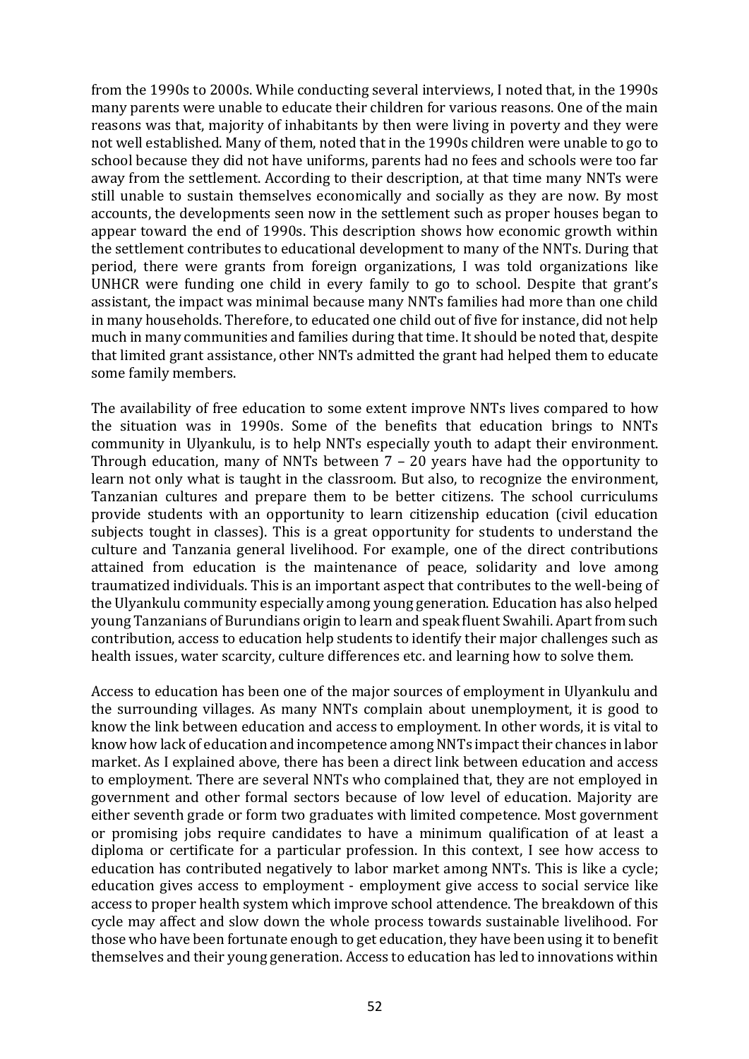from the 1990s to 2000s. While conducting several interviews, I noted that, in the 1990s many parents were unable to educate their children for various reasons. One of the main reasons was that, majority of inhabitants by then were living in poverty and they were not well established. Many of them, noted that in the 1990s children were unable to go to school because they did not have uniforms, parents had no fees and schools were too far away from the settlement. According to their description, at that time many NNTs were still unable to sustain themselves economically and socially as they are now. By most accounts, the developments seen now in the settlement such as proper houses began to appear toward the end of 1990s. This description shows how economic growth within the settlement contributes to educational development to many of the NNTs. During that period, there were grants from foreign organizations, I was told organizations like UNHCR were funding one child in every family to go to school. Despite that grant's assistant, the impact was minimal because many NNTs families had more than one child in many households. Therefore, to educated one child out of five for instance, did not help much in many communities and families during that time. It should be noted that, despite that limited grant assistance, other NNTs admitted the grant had helped them to educate some family members.

The availability of free education to some extent improve NNTs lives compared to how the situation was in 1990s. Some of the benefits that education brings to NNTs community in Ulyankulu, is to help NNTs especially youth to adapt their environment. Through education, many of NNTs between 7 – 20 years have had the opportunity to learn not only what is taught in the classroom. But also, to recognize the environment, Tanzanian cultures and prepare them to be better citizens. The school curriculums provide students with an opportunity to learn citizenship education (civil education subjects tought in classes). This is a great opportunity for students to understand the culture and Tanzania general livelihood. For example, one of the direct contributions attained from education is the maintenance of peace, solidarity and love among traumatized individuals. This is an important aspect that contributes to the well-being of the Ulyankulu community especially among young generation. Education has also helped young Tanzanians of Burundians origin to learn and speak fluent Swahili. Apart from such contribution, access to education help students to identify their major challenges such as health issues, water scarcity, culture differences etc. and learning how to solve them.

Access to education has been one of the major sources of employment in Ulyankulu and the surrounding villages. As many NNTs complain about unemployment, it is good to know the link between education and access to employment. In other words, it is vital to know how lack of education and incompetence among NNTs impact their chances in labor market. As I explained above, there has been a direct link between education and access to employment. There are several NNTs who complained that, they are not employed in government and other formal sectors because of low level of education. Majority are either seventh grade or form two graduates with limited competence. Most government or promising jobs require candidates to have a minimum qualification of at least a diploma or certificate for a particular profession. In this context, I see how access to education has contributed negatively to labor market among NNTs. This is like a cycle; education gives access to employment - employment give access to social service like access to proper health system which improve school attendence. The breakdown of this cycle may affect and slow down the whole process towards sustainable livelihood. For those who have been fortunate enough to get education, they have been using it to benefit themselves and their young generation. Access to education has led to innovations within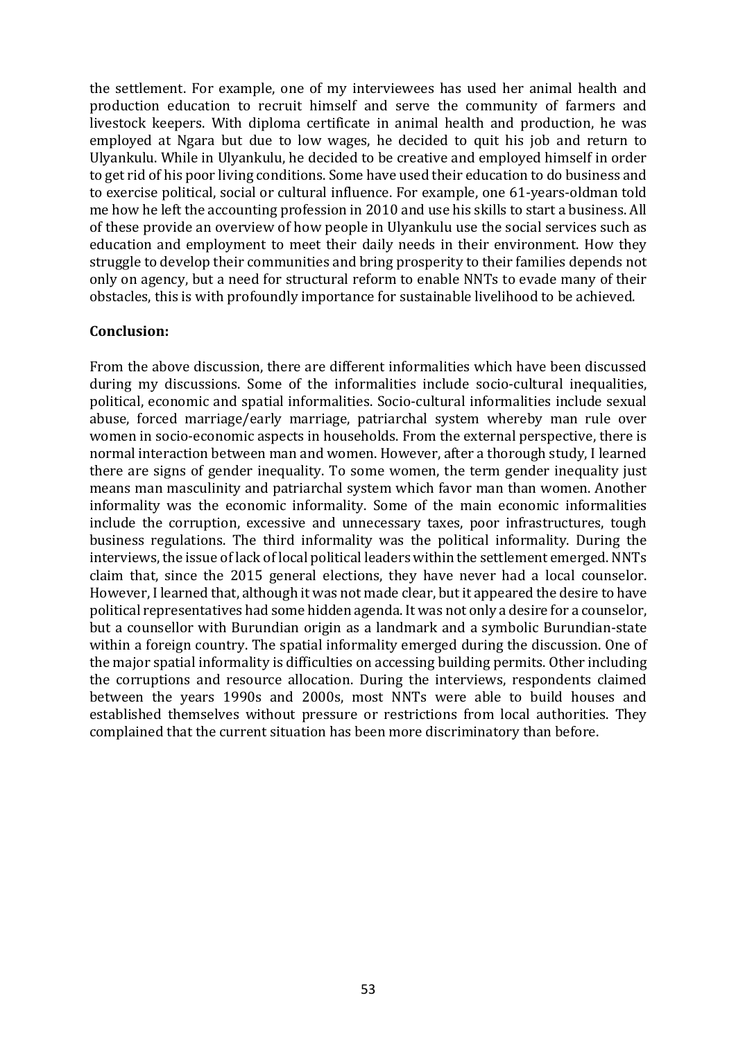the settlement. For example, one of my interviewees has used her animal health and production education to recruit himself and serve the community of farmers and livestock keepers. With diploma certificate in animal health and production, he was employed at Ngara but due to low wages, he decided to quit his job and return to Ulyankulu. While in Ulyankulu, he decided to be creative and employed himself in order to get rid of his poor living conditions. Some have used their education to do business and to exercise political, social or cultural influence. For example, one 61-years-oldman told me how he left the accounting profession in 2010 and use his skills to start a business. All of these provide an overview of how people in Ulyankulu use the social services such as education and employment to meet their daily needs in their environment. How they struggle to develop their communities and bring prosperity to their families depends not only on agency, but a need for structural reform to enable NNTs to evade many of their obstacles, this is with profoundly importance for sustainable livelihood to be achieved.

**Conclusion:**

From the above discussion, there are different informalities which have been discussed during my discussions. Some of the informalities include socio-cultural inequalities, political, economic and spatial informalities. Socio-cultural informalities include sexual abuse, forced marriage/early marriage, patriarchal system whereby man rule over women in socio-economic aspects in households. From the external perspective, there is normal interaction between man and women. However, after a thorough study, I learned there are signs of gender inequality. To some women, the term gender inequality just means man masculinity and patriarchal system which favor man than women. Another informality was the economic informality. Some of the main economic informalities include the corruption, excessive and unnecessary taxes, poor infrastructures, tough business regulations. The third informality was the political informality. During the interviews, the issue of lack of local political leaders within the settlement emerged. NNTs claim that, since the 2015 general elections, they have never had a local counselor. However, I learned that, although it was not made clear, but it appeared the desire to have political representatives had some hidden agenda. It was not only a desire for a counselor, but a counsellor with Burundian origin as a landmark and a symbolic Burundian-state within a foreign country. The spatial informality emerged during the discussion. One of the major spatial informality is difficulties on accessing building permits. Other including the corruptions and resource allocation. During the interviews, respondents claimed between the years 1990s and 2000s, most NNTs were able to build houses and established themselves without pressure or restrictions from local authorities. They complained that the current situation has been more discriminatory than before.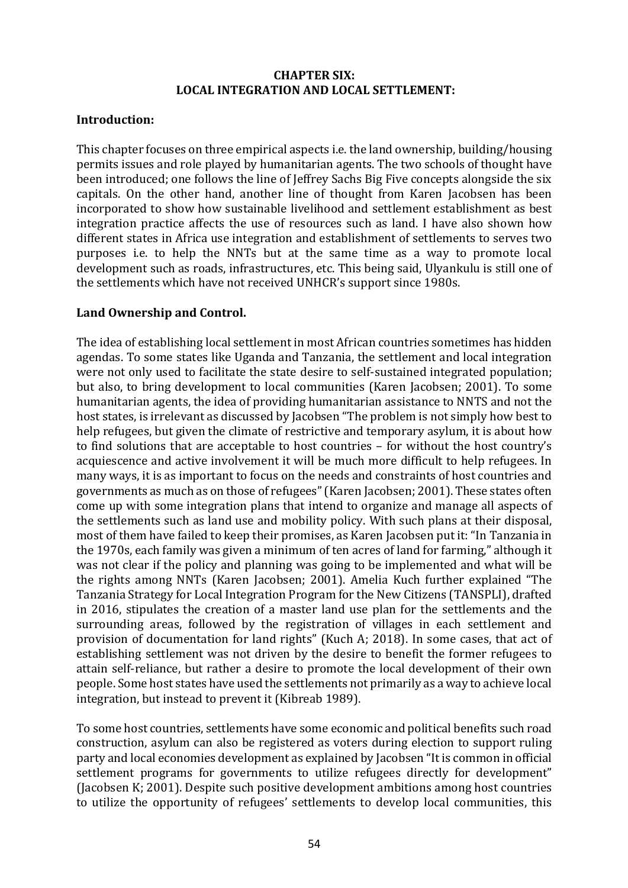**CHAPTER SIX:**
**LOCAL INTEGRATION AND LOCAL SETTLEMENT:**

**Introduction:**

This chapter focuses on three empirical aspects i.e. the land ownership, building/housing permits issues and role played by humanitarian agents. The two schools of thought have been introduced; one follows the line of Jeffrey Sachs Big Five concepts alongside the six capitals. On the other hand, another line of thought from Karen Jacobsen has been incorporated to show how sustainable livelihood and settlement establishment as best integration practice affects the use of resources such as land. I have also shown how different states in Africa use integration and establishment of settlements to serves two purposes i.e. to help the NNTs but at the same time as a way to promote local development such as roads, infrastructures, etc. This being said, Ulyankulu is still one of the settlements which have not received UNHCR's support since 1980s.

**Land Ownership and Control.**

The idea of establishing local settlement in most African countries sometimes has hidden agendas. To some states like Uganda and Tanzania, the settlement and local integration were not only used to facilitate the state desire to self-sustained integrated population; but also, to bring development to local communities (Karen Jacobsen; 2001). To some humanitarian agents, the idea of providing humanitarian assistance to NNTS and not the host states, is irrelevant as discussed by Jacobsen "The problem is not simply how best to help refugees, but given the climate of restrictive and temporary asylum, it is about how to find solutions that are acceptable to host countries – for without the host country's acquiescence and active involvement it will be much more difficult to help refugees. In many ways, it is as important to focus on the needs and constraints of host countries and governments as much as on those of refugees" (Karen Jacobsen; 2001). These states often come up with some integration plans that intend to organize and manage all aspects of the settlements such as land use and mobility policy. With such plans at their disposal, most of them have failed to keep their promises, as Karen Jacobsen put it: "In Tanzania in the 1970s, each family was given a minimum of ten acres of land for farming," although it was not clear if the policy and planning was going to be implemented and what will be the rights among NNTs (Karen Jacobsen; 2001). Amelia Kuch further explained "The Tanzania Strategy for Local Integration Program for the New Citizens (TANSPLI), drafted in 2016, stipulates the creation of a master land use plan for the settlements and the surrounding areas, followed by the registration of villages in each settlement and provision of documentation for land rights" (Kuch A; 2018). In some cases, that act of establishing settlement was not driven by the desire to benefit the former refugees to attain self-reliance, but rather a desire to promote the local development of their own people. Some host states have used the settlements not primarily as a way to achieve local integration, but instead to prevent it (Kibreab 1989).

To some host countries, settlements have some economic and political benefits such road construction, asylum can also be registered as voters during election to support ruling party and local economies development as explained by Jacobsen "It is common in official settlement programs for governments to utilize refugees directly for development" (Jacobsen K; 2001). Despite such positive development ambitions among host countries to utilize the opportunity of refugees' settlements to develop local communities, this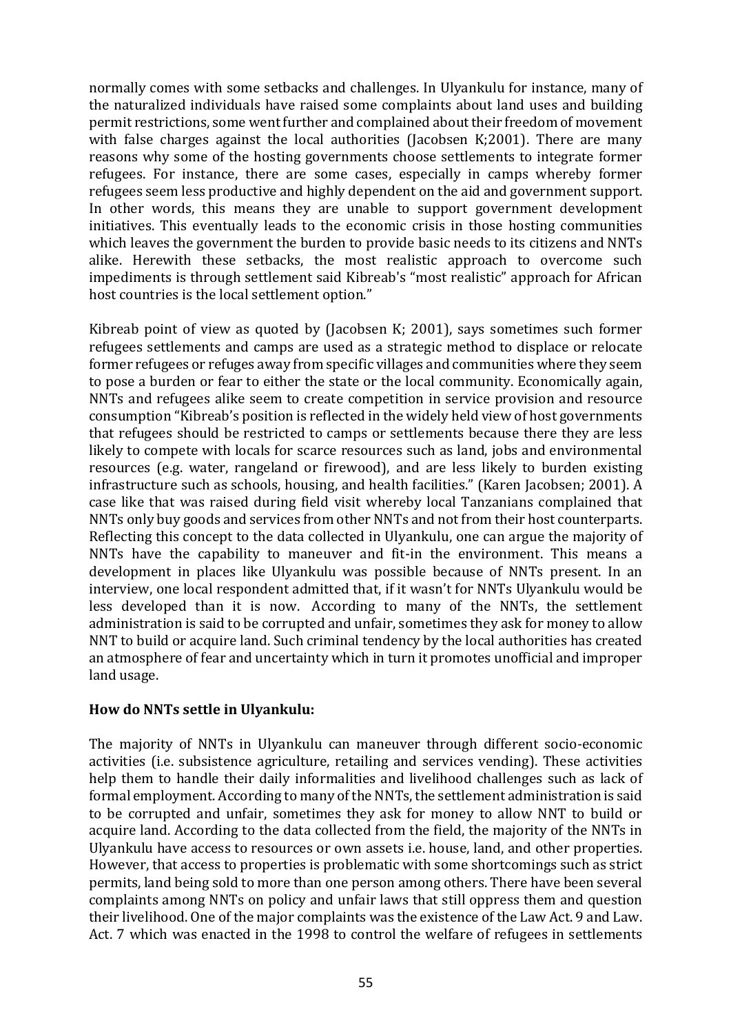normally comes with some setbacks and challenges. In Ulyankulu for instance, many of the naturalized individuals have raised some complaints about land uses and building permit restrictions, some went further and complained about their freedom of movement with false charges against the local authorities (Jacobsen K;2001). There are many reasons why some of the hosting governments choose settlements to integrate former refugees. For instance, there are some cases, especially in camps whereby former refugees seem less productive and highly dependent on the aid and government support. In other words, this means they are unable to support government development initiatives. This eventually leads to the economic crisis in those hosting communities which leaves the government the burden to provide basic needs to its citizens and NNTs alike. Herewith these setbacks, the most realistic approach to overcome such impediments is through settlement said Kibreab's "most realistic" approach for African host countries is the local settlement option."

Kibreab point of view as quoted by (Jacobsen K; 2001), says sometimes such former refugees settlements and camps are used as a strategic method to displace or relocate former refugees or refuges away from specific villages and communities where they seem to pose a burden or fear to either the state or the local community. Economically again, NNTs and refugees alike seem to create competition in service provision and resource consumption "Kibreab's position is reflected in the widely held view of host governments that refugees should be restricted to camps or settlements because there they are less likely to compete with locals for scarce resources such as land, jobs and environmental resources (e.g. water, rangeland or firewood), and are less likely to burden existing infrastructure such as schools, housing, and health facilities." (Karen Jacobsen; 2001). A case like that was raised during field visit whereby local Tanzanians complained that NNTs only buy goods and services from other NNTs and not from their host counterparts. Reflecting this concept to the data collected in Ulyankulu, one can argue the majority of NNTs have the capability to maneuver and fit-in the environment. This means a development in places like Ulyankulu was possible because of NNTs present. In an interview, one local respondent admitted that, if it wasn't for NNTs Ulyankulu would be less developed than it is now. According to many of the NNTs, the settlement administration is said to be corrupted and unfair, sometimes they ask for money to allow NNT to build or acquire land. Such criminal tendency by the local authorities has created an atmosphere of fear and uncertainty which in turn it promotes unofficial and improper land usage.

**How do NNTs settle in Ulyankulu:**

The majority of NNTs in Ulyankulu can maneuver through different socio-economic activities (i.e. subsistence agriculture, retailing and services vending). These activities help them to handle their daily informalities and livelihood challenges such as lack of formal employment. According to many of the NNTs, the settlement administration is said to be corrupted and unfair, sometimes they ask for money to allow NNT to build or acquire land. According to the data collected from the field, the majority of the NNTs in Ulyankulu have access to resources or own assets i.e. house, land, and other properties. However, that access to properties is problematic with some shortcomings such as strict permits, land being sold to more than one person among others. There have been several complaints among NNTs on policy and unfair laws that still oppress them and question their livelihood. One of the major complaints was the existence of the Law Act. 9 and Law. Act. 7 which was enacted in the 1998 to control the welfare of refugees in settlements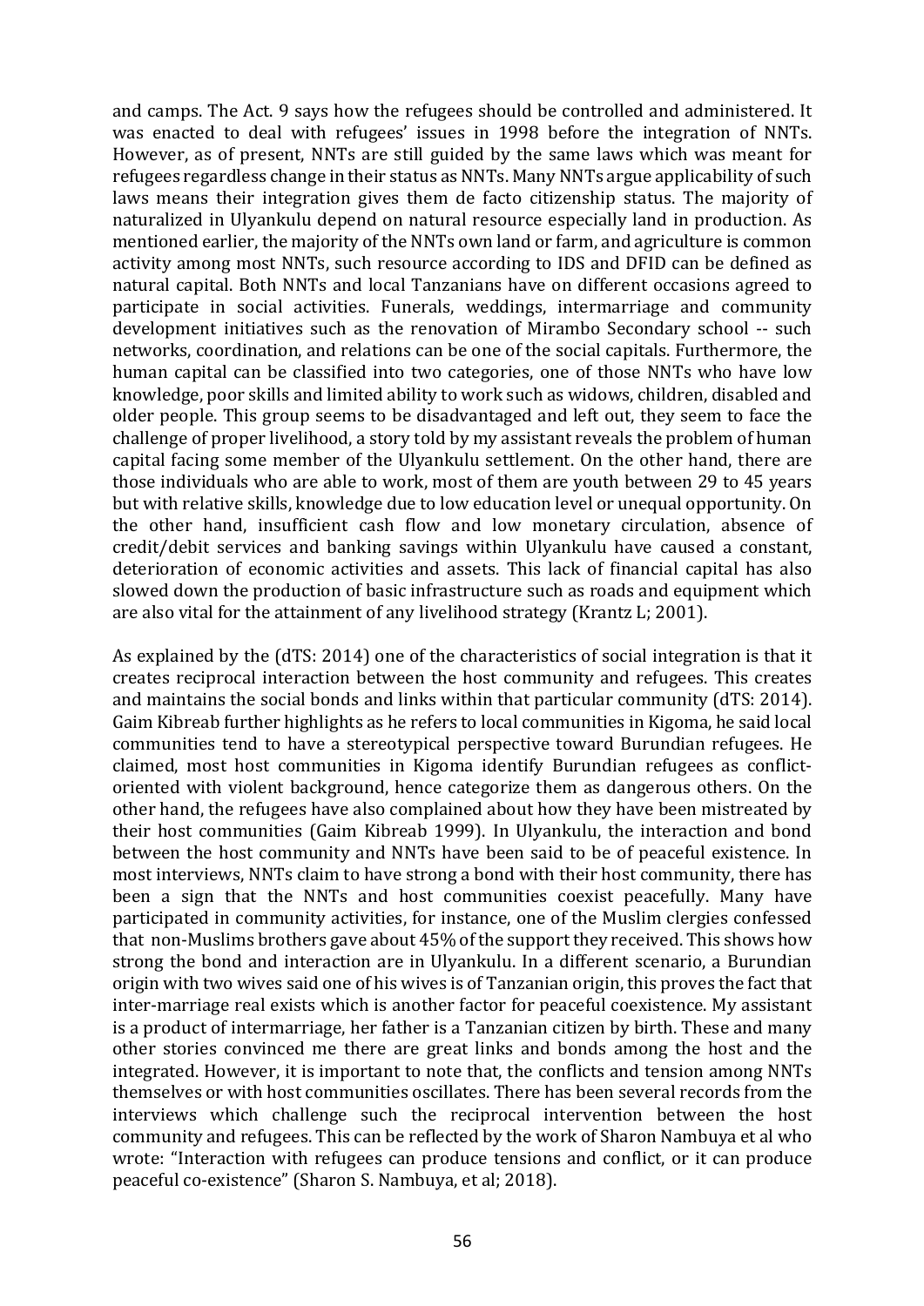and camps. The Act. 9 says how the refugees should be controlled and administered. It was enacted to deal with refugees' issues in 1998 before the integration of NNTs. However, as of present, NNTs are still guided by the same laws which was meant for refugees regardless change in their status as NNTs. Many NNTs argue applicability of such laws means their integration gives them de facto citizenship status. The majority of naturalized in Ulyankulu depend on natural resource especially land in production. As mentioned earlier, the majority of the NNTs own land or farm, and agriculture is common activity among most NNTs, such resource according to IDS and DFID can be defined as natural capital. Both NNTs and local Tanzanians have on different occasions agreed to participate in social activities. Funerals, weddings, intermarriage and community development initiatives such as the renovation of Mirambo Secondary school -- such networks, coordination, and relations can be one of the social capitals. Furthermore, the human capital can be classified into two categories, one of those NNTs who have low knowledge, poor skills and limited ability to work such as widows, children, disabled and older people. This group seems to be disadvantaged and left out, they seem to face the challenge of proper livelihood, a story told by my assistant reveals the problem of human capital facing some member of the Ulyankulu settlement. On the other hand, there are those individuals who are able to work, most of them are youth between 29 to 45 years but with relative skills, knowledge due to low education level or unequal opportunity. On the other hand, insufficient cash flow and low monetary circulation, absence of credit/debit services and banking savings within Ulyankulu have caused a constant, deterioration of economic activities and assets. This lack of financial capital has also slowed down the production of basic infrastructure such as roads and equipment which are also vital for the attainment of any livelihood strategy (Krantz L; 2001).

As explained by the (dTS: 2014) one of the characteristics of social integration is that it creates reciprocal interaction between the host community and refugees. This creates and maintains the social bonds and links within that particular community (dTS: 2014). Gaim Kibreab further highlights as he refers to local communities in Kigoma, he said local communities tend to have a stereotypical perspective toward Burundian refugees. He claimed, most host communities in Kigoma identify Burundian refugees as conflict-oriented with violent background, hence categorize them as dangerous others. On the other hand, the refugees have also complained about how they have been mistreated by their host communities (Gaim Kibreab 1999). In Ulyankulu, the interaction and bond between the host community and NNTs have been said to be of peaceful existence. In most interviews, NNTs claim to have strong a bond with their host community, there has been a sign that the NNTs and host communities coexist peacefully. Many have participated in community activities, for instance, one of the Muslim clergies confessed that non-Muslims brothers gave about 45% of the support they received. This shows how strong the bond and interaction are in Ulyankulu. In a different scenario, a Burundian origin with two wives said one of his wives is of Tanzanian origin, this proves the fact that inter-marriage real exists which is another factor for peaceful coexistence. My assistant is a product of intermarriage, her father is a Tanzanian citizen by birth. These and many other stories convinced me there are great links and bonds among the host and the integrated. However, it is important to note that, the conflicts and tension among NNTs themselves or with host communities oscillates. There has been several records from the interviews which challenge such the reciprocal intervention between the host community and refugees. This can be reflected by the work of Sharon Nambuya et al who wrote: "Interaction with refugees can produce tensions and conflict, or it can produce peaceful co-existence" (Sharon S. Nambuya, et al; 2018).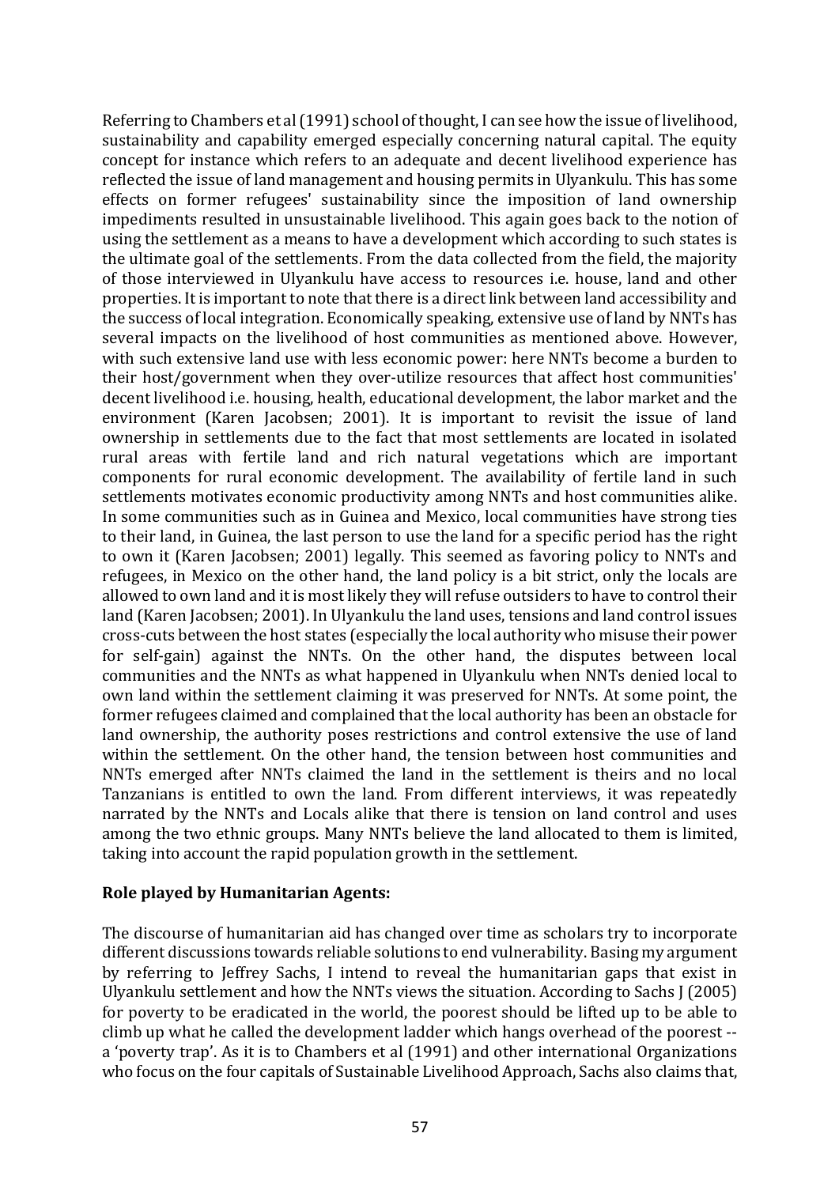Referring to Chambers et al (1991) school of thought, I can see how the issue of livelihood, sustainability and capability emerged especially concerning natural capital. The equity concept for instance which refers to an adequate and decent livelihood experience has reflected the issue of land management and housing permits in Ulyankulu. This has some effects on former refugees' sustainability since the imposition of land ownership impediments resulted in unsustainable livelihood. This again goes back to the notion of using the settlement as a means to have a development which according to such states is the ultimate goal of the settlements. From the data collected from the field, the majority of those interviewed in Ulyankulu have access to resources i.e. house, land and other properties. It is important to note that there is a direct link between land accessibility and the success of local integration. Economically speaking, extensive use of land by NNTs has several impacts on the livelihood of host communities as mentioned above. However, with such extensive land use with less economic power: here NNTs become a burden to their host/government when they over-utilize resources that affect host communities' decent livelihood i.e. housing, health, educational development, the labor market and the environment (Karen Jacobsen; 2001). It is important to revisit the issue of land ownership in settlements due to the fact that most settlements are located in isolated rural areas with fertile land and rich natural vegetations which are important components for rural economic development. The availability of fertile land in such settlements motivates economic productivity among NNTs and host communities alike. In some communities such as in Guinea and Mexico, local communities have strong ties to their land, in Guinea, the last person to use the land for a specific period has the right to own it (Karen Jacobsen; 2001) legally. This seemed as favoring policy to NNTs and refugees, in Mexico on the other hand, the land policy is a bit strict, only the locals are allowed to own land and it is most likely they will refuse outsiders to have to control their land (Karen Jacobsen; 2001). In Ulyankulu the land uses, tensions and land control issues cross-cuts between the host states (especially the local authority who misuse their power for self-gain) against the NNTs. On the other hand, the disputes between local communities and the NNTs as what happened in Ulyankulu when NNTs denied local to own land within the settlement claiming it was preserved for NNTs. At some point, the former refugees claimed and complained that the local authority has been an obstacle for land ownership, the authority poses restrictions and control extensive the use of land within the settlement. On the other hand, the tension between host communities and NNTs emerged after NNTs claimed the land in the settlement is theirs and no local Tanzanians is entitled to own the land. From different interviews, it was repeatedly narrated by the NNTs and Locals alike that there is tension on land control and uses among the two ethnic groups. Many NNTs believe the land allocated to them is limited, taking into account the rapid population growth in the settlement.

**Role played by Humanitarian Agents:**

The discourse of humanitarian aid has changed over time as scholars try to incorporate different discussions towards reliable solutions to end vulnerability. Basing my argument by referring to Jeffrey Sachs, I intend to reveal the humanitarian gaps that exist in Ulyankulu settlement and how the NNTs views the situation. According to Sachs J (2005) for poverty to be eradicated in the world, the poorest should be lifted up to be able to climb up what he called the development ladder which hangs overhead of the poorest -- a 'poverty trap'. As it is to Chambers et al (1991) and other international Organizations who focus on the four capitals of Sustainable Livelihood Approach, Sachs also claims that,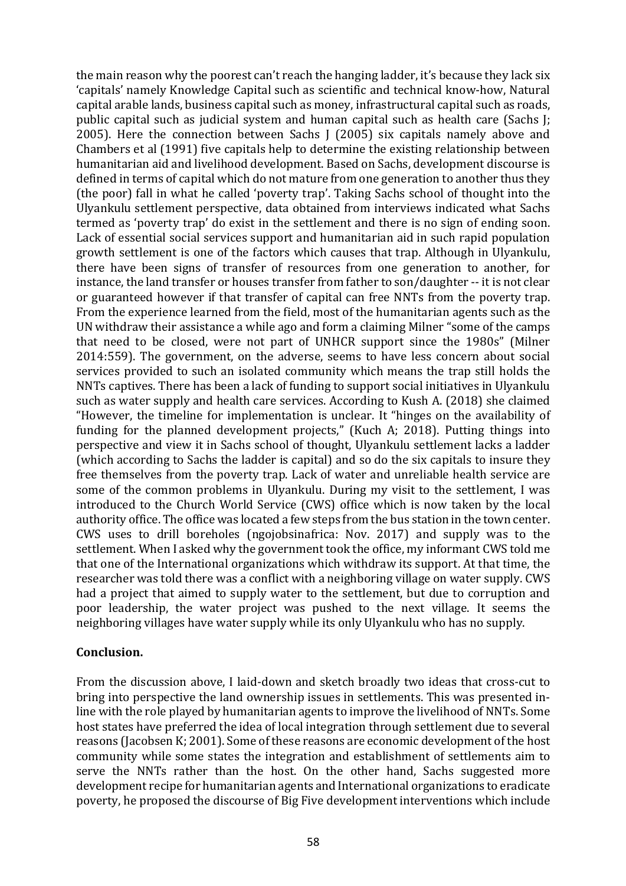the main reason why the poorest can't reach the hanging ladder, it's because they lack six 'capitals' namely Knowledge Capital such as scientific and technical know-how, Natural capital arable lands, business capital such as money, infrastructural capital such as roads, public capital such as judicial system and human capital such as health care (Sachs J; 2005). Here the connection between Sachs J (2005) six capitals namely above and Chambers et al (1991) five capitals help to determine the existing relationship between humanitarian aid and livelihood development. Based on Sachs, development discourse is defined in terms of capital which do not mature from one generation to another thus they (the poor) fall in what he called 'poverty trap'. Taking Sachs school of thought into the Ulyankulu settlement perspective, data obtained from interviews indicated what Sachs termed as 'poverty trap' do exist in the settlement and there is no sign of ending soon. Lack of essential social services support and humanitarian aid in such rapid population growth settlement is one of the factors which causes that trap. Although in Ulyankulu, there have been signs of transfer of resources from one generation to another, for instance, the land transfer or houses transfer from father to son/daughter -- it is not clear or guaranteed however if that transfer of capital can free NNTs from the poverty trap. From the experience learned from the field, most of the humanitarian agents such as the UN withdraw their assistance a while ago and form a claiming Milner "some of the camps that need to be closed, were not part of UNHCR support since the 1980s" (Milner 2014:559). The government, on the adverse, seems to have less concern about social services provided to such an isolated community which means the trap still holds the NNTs captives. There has been a lack of funding to support social initiatives in Ulyankulu such as water supply and health care services. According to Kush A. (2018) she claimed "However, the timeline for implementation is unclear. It "hinges on the availability of funding for the planned development projects," (Kuch A; 2018). Putting things into perspective and view it in Sachs school of thought, Ulyankulu settlement lacks a ladder (which according to Sachs the ladder is capital) and so do the six capitals to insure they free themselves from the poverty trap. Lack of water and unreliable health service are some of the common problems in Ulyankulu. During my visit to the settlement, I was introduced to the Church World Service (CWS) office which is now taken by the local authority office. The office was located a few steps from the bus station in the town center. CWS uses to drill boreholes (ngojobsinafrica: Nov. 2017) and supply was to the settlement. When I asked why the government took the office, my informant CWS told me that one of the International organizations which withdraw its support. At that time, the researcher was told there was a conflict with a neighboring village on water supply. CWS had a project that aimed to supply water to the settlement, but due to corruption and poor leadership, the water project was pushed to the next village. It seems the neighboring villages have water supply while its only Ulyankulu who has no supply.

**Conclusion.**

From the discussion above, I laid-down and sketch broadly two ideas that cross-cut to bring into perspective the land ownership issues in settlements. This was presented in-line with the role played by humanitarian agents to improve the livelihood of NNTs. Some host states have preferred the idea of local integration through settlement due to several reasons (Jacobsen K; 2001). Some of these reasons are economic development of the host community while some states the integration and establishment of settlements aim to serve the NNTs rather than the host. On the other hand, Sachs suggested more development recipe for humanitarian agents and International organizations to eradicate poverty, he proposed the discourse of Big Five development interventions which include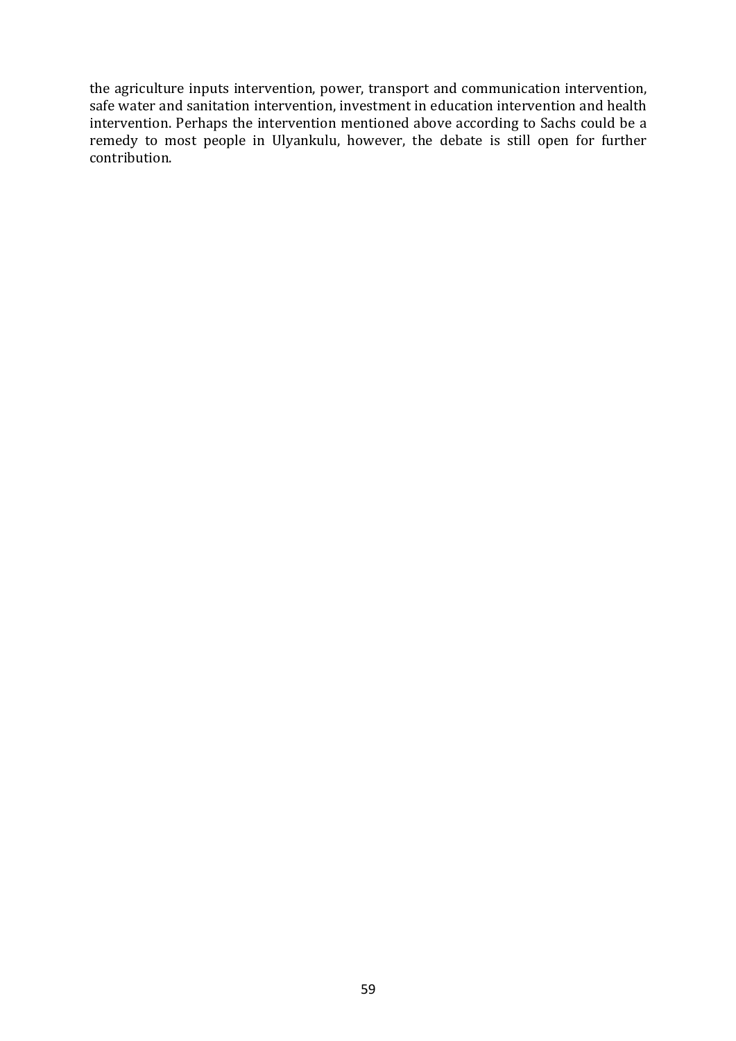the agriculture inputs intervention, power, transport and communication intervention, safe water and sanitation intervention, investment in education intervention and health intervention. Perhaps the intervention mentioned above according to Sachs could be a remedy to most people in Ulyankulu, however, the debate is still open for further contribution.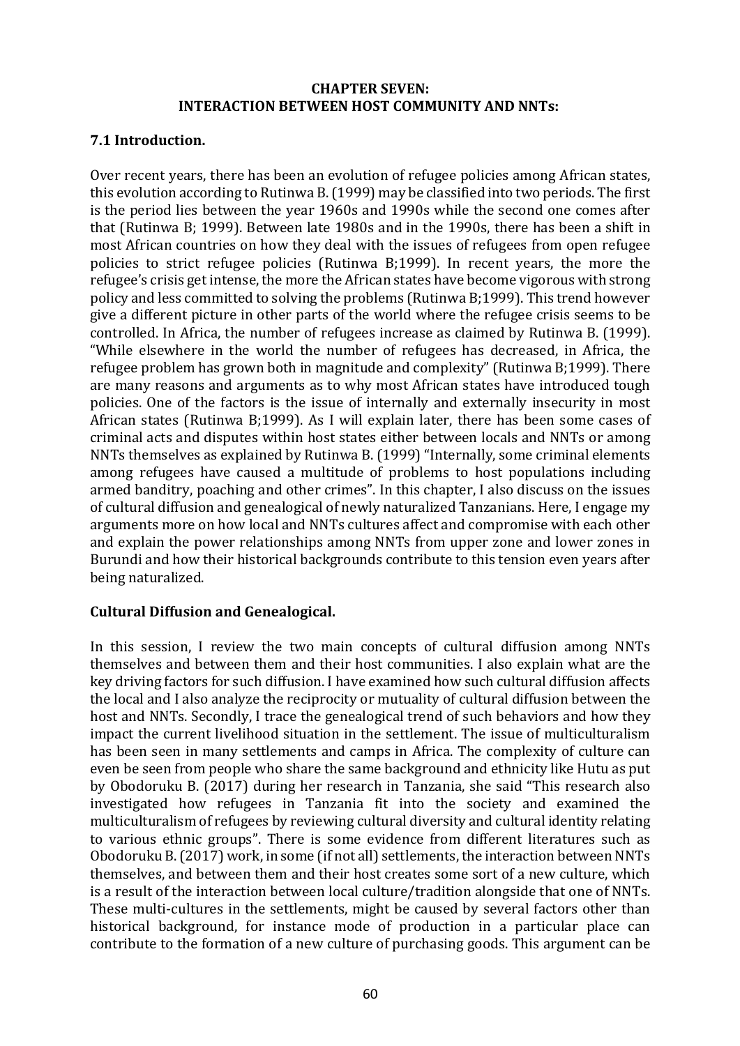**CHAPTER SEVEN:**
**INTERACTION BETWEEN HOST COMMUNITY AND NNTs:**

## 7.1 Introduction.

Over recent years, there has been an evolution of refugee policies among African states, this evolution according to Rutinwa B. (1999) may be classified into two periods. The first is the period lies between the year 1960s and 1990s while the second one comes after that (Rutinwa B; 1999). Between late 1980s and in the 1990s, there has been a shift in most African countries on how they deal with the issues of refugees from open refugee policies to strict refugee policies (Rutinwa B;1999). In recent years, the more the refugee's crisis get intense, the more the African states have become vigorous with strong policy and less committed to solving the problems (Rutinwa B;1999). This trend however give a different picture in other parts of the world where the refugee crisis seems to be controlled. In Africa, the number of refugees increase as claimed by Rutinwa B. (1999). "While elsewhere in the world the number of refugees has decreased, in Africa, the refugee problem has grown both in magnitude and complexity" (Rutinwa B;1999). There are many reasons and arguments as to why most African states have introduced tough policies. One of the factors is the issue of internally and externally insecurity in most African states (Rutinwa B;1999). As I will explain later, there has been some cases of criminal acts and disputes within host states either between locals and NNTs or among NNTs themselves as explained by Rutinwa B. (1999) "Internally, some criminal elements among refugees have caused a multitude of problems to host populations including armed banditry, poaching and other crimes". In this chapter, I also discuss on the issues of cultural diffusion and genealogical of newly naturalized Tanzanians. Here, I engage my arguments more on how local and NNTs cultures affect and compromise with each other and explain the power relationships among NNTs from upper zone and lower zones in Burundi and how their historical backgrounds contribute to this tension even years after being naturalized.

### Cultural Diffusion and Genealogical.

In this session, I review the two main concepts of cultural diffusion among NNTs themselves and between them and their host communities. I also explain what are the key driving factors for such diffusion. I have examined how such cultural diffusion affects the local and I also analyze the reciprocity or mutuality of cultural diffusion between the host and NNTs. Secondly, I trace the genealogical trend of such behaviors and how they impact the current livelihood situation in the settlement. The issue of multiculturalism has been seen in many settlements and camps in Africa. The complexity of culture can even be seen from people who share the same background and ethnicity like Hutu as put by Obodoruku B. (2017) during her research in Tanzania, she said "This research also investigated how refugees in Tanzania fit into the society and examined the multiculturalism of refugees by reviewing cultural diversity and cultural identity relating to various ethnic groups". There is some evidence from different literatures such as Obodoruku B. (2017) work, in some (if not all) settlements, the interaction between NNTs themselves, and between them and their host creates some sort of a new culture, which is a result of the interaction between local culture/tradition alongside that one of NNTs. These multi-cultures in the settlements, might be caused by several factors other than historical background, for instance mode of production in a particular place can contribute to the formation of a new culture of purchasing goods. This argument can be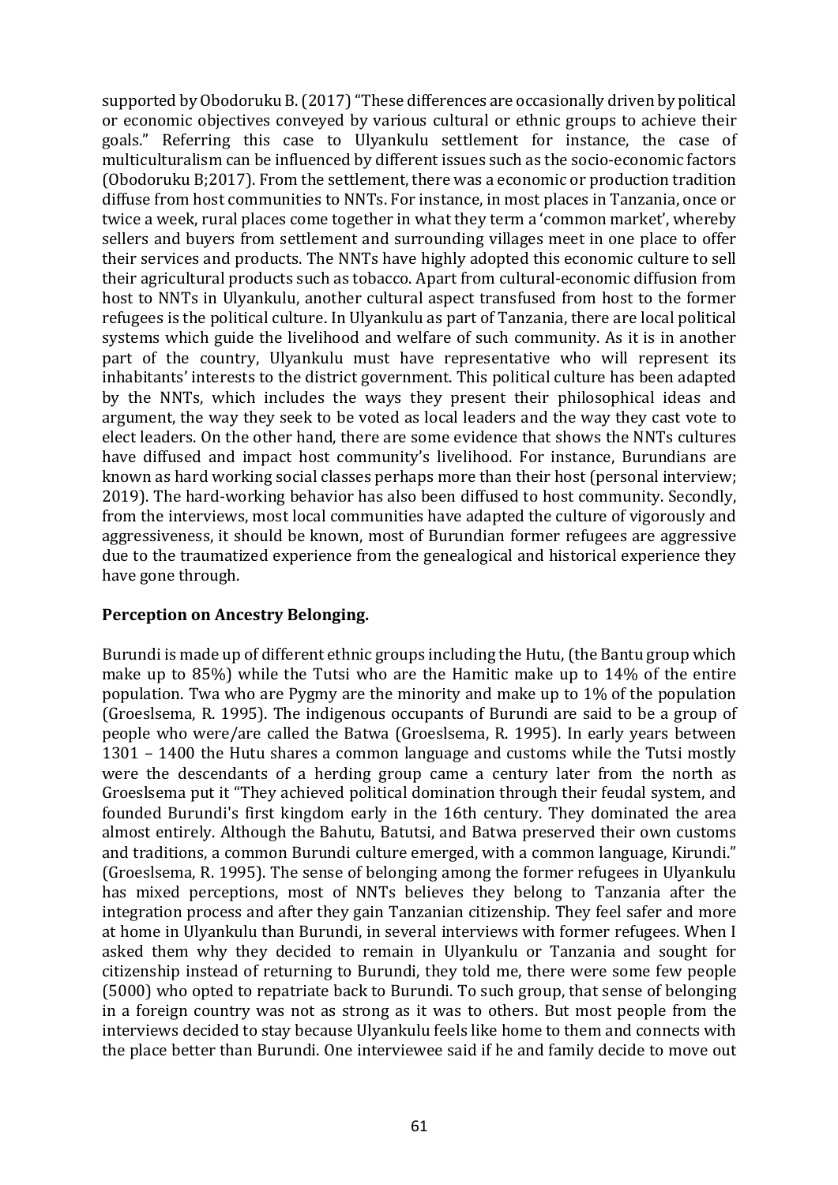supported by Obodoruku B. (2017) "These differences are occasionally driven by political or economic objectives conveyed by various cultural or ethnic groups to achieve their goals." Referring this case to Ulyankulu settlement for instance, the case of multiculturalism can be influenced by different issues such as the socio-economic factors (Obodoruku B;2017). From the settlement, there was a economic or production tradition diffuse from host communities to NNTs. For instance, in most places in Tanzania, once or twice a week, rural places come together in what they term a 'common market', whereby sellers and buyers from settlement and surrounding villages meet in one place to offer their services and products. The NNTs have highly adopted this economic culture to sell their agricultural products such as tobacco. Apart from cultural-economic diffusion from host to NNTs in Ulyankulu, another cultural aspect transfused from host to the former refugees is the political culture. In Ulyankulu as part of Tanzania, there are local political systems which guide the livelihood and welfare of such community. As it is in another part of the country, Ulyankulu must have representative who will represent its inhabitants' interests to the district government. This political culture has been adapted by the NNTs, which includes the ways they present their philosophical ideas and argument, the way they seek to be voted as local leaders and the way they cast vote to elect leaders. On the other hand, there are some evidence that shows the NNTs cultures have diffused and impact host community's livelihood. For instance, Burundians are known as hard working social classes perhaps more than their host (personal interview; 2019). The hard-working behavior has also been diffused to host community. Secondly, from the interviews, most local communities have adapted the culture of vigorously and aggressiveness, it should be known, most of Burundian former refugees are aggressive due to the traumatized experience from the genealogical and historical experience they have gone through.

### Perception on Ancestry Belonging.

Burundi is made up of different ethnic groups including the Hutu, (the Bantu group which make up to 85%) while the Tutsi who are the Hamitic make up to 14% of the entire population. Twa who are Pygmy are the minority and make up to 1% of the population (Groeslsema, R. 1995). The indigenous occupants of Burundi are said to be a group of people who were/are called the Batwa (Groeslsema, R. 1995). In early years between 1301 – 1400 the Hutu shares a common language and customs while the Tutsi mostly were the descendants of a herding group came a century later from the north as Groeslsema put it "They achieved political domination through their feudal system, and founded Burundi's first kingdom early in the 16th century. They dominated the area almost entirely. Although the Bahutu, Batutsi, and Batwa preserved their own customs and traditions, a common Burundi culture emerged, with a common language, Kirundi." (Groeslsema, R. 1995). The sense of belonging among the former refugees in Ulyankulu has mixed perceptions, most of NNTs believes they belong to Tanzania after the integration process and after they gain Tanzanian citizenship. They feel safer and more at home in Ulyankulu than Burundi, in several interviews with former refugees. When I asked them why they decided to remain in Ulyankulu or Tanzania and sought for citizenship instead of returning to Burundi, they told me, there were some few people (5000) who opted to repatriate back to Burundi. To such group, that sense of belonging in a foreign country was not as strong as it was to others. But most people from the interviews decided to stay because Ulyankulu feels like home to them and connects with the place better than Burundi. One interviewee said if he and family decide to move out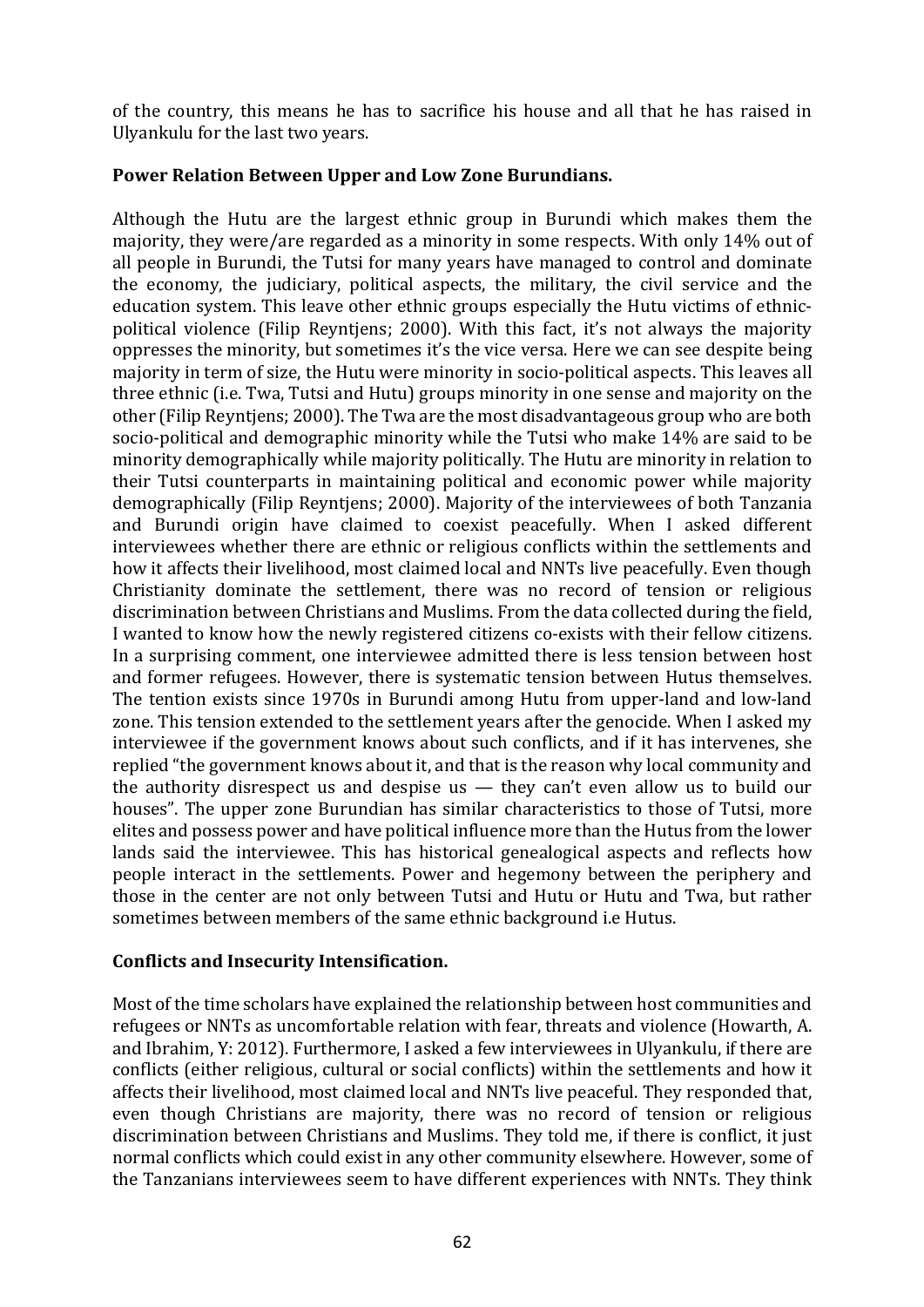of the country, this means he has to sacrifice his house and all that he has raised in Ulyankulu for the last two years.

**Power Relation Between Upper and Low Zone Burundians.**

Although the Hutu are the largest ethnic group in Burundi which makes them the majority, they were/are regarded as a minority in some respects. With only 14% out of all people in Burundi, the Tutsi for many years have managed to control and dominate the economy, the judiciary, political aspects, the military, the civil service and the education system. This leave other ethnic groups especially the Hutu victims of ethnic-political violence (Filip Reyntjens; 2000). With this fact, it's not always the majority oppresses the minority, but sometimes it's the vice versa. Here we can see despite being majority in term of size, the Hutu were minority in socio-political aspects. This leaves all three ethnic (i.e. Twa, Tutsi and Hutu) groups minority in one sense and majority on the other (Filip Reyntjens; 2000). The Twa are the most disadvantageous group who are both socio-political and demographic minority while the Tutsi who make 14% are said to be minority demographically while majority politically. The Hutu are minority in relation to their Tutsi counterparts in maintaining political and economic power while majority demographically (Filip Reyntjens; 2000). Majority of the interviewees of both Tanzania and Burundi origin have claimed to coexist peacefully. When I asked different interviewees whether there are ethnic or religious conflicts within the settlements and how it affects their livelihood, most claimed local and NNTs live peacefully. Even though Christianity dominate the settlement, there was no record of tension or religious discrimination between Christians and Muslims. From the data collected during the field, I wanted to know how the newly registered citizens co-exists with their fellow citizens. In a surprising comment, one interviewee admitted there is less tension between host and former refugees. However, there is systematic tension between Hutus themselves. The tention exists since 1970s in Burundi among Hutu from upper-land and low-land zone. This tension extended to the settlement years after the genocide. When I asked my interviewee if the government knows about such conflicts, and if it has intervenes, she replied "the government knows about it, and that is the reason why local community and the authority disrespect us and despise us — they can't even allow us to build our houses". The upper zone Burundian has similar characteristics to those of Tutsi, more elites and possess power and have political influence more than the Hutus from the lower lands said the interviewee. This has historical genealogical aspects and reflects how people interact in the settlements. Power and hegemony between the periphery and those in the center are not only between Tutsi and Hutu or Hutu and Twa, but rather sometimes between members of the same ethnic background i.e Hutus.

**Conflicts and Insecurity Intensification.**

Most of the time scholars have explained the relationship between host communities and refugees or NNTs as uncomfortable relation with fear, threats and violence (Howarth, A. and Ibrahim, Y: 2012). Furthermore, I asked a few interviewees in Ulyankulu, if there are conflicts (either religious, cultural or social conflicts) within the settlements and how it affects their livelihood, most claimed local and NNTs live peaceful. They responded that, even though Christians are majority, there was no record of tension or religious discrimination between Christians and Muslims. They told me, if there is conflict, it just normal conflicts which could exist in any other community elsewhere. However, some of the Tanzanians interviewees seem to have different experiences with NNTs. They think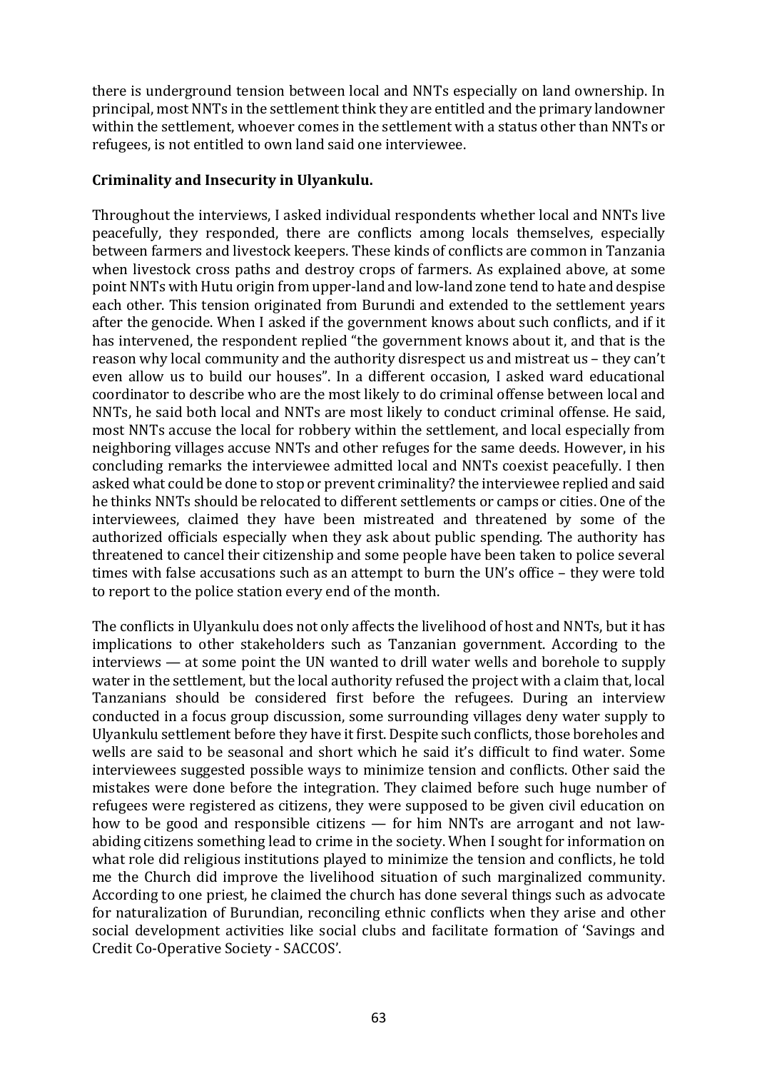there is underground tension between local and NNTs especially on land ownership. In principal, most NNTs in the settlement think they are entitled and the primary landowner within the settlement, whoever comes in the settlement with a status other than NNTs or refugees, is not entitled to own land said one interviewee.

**Criminality and Insecurity in Ulyankulu.**

Throughout the interviews, I asked individual respondents whether local and NNTs live peacefully, they responded, there are conflicts among locals themselves, especially between farmers and livestock keepers. These kinds of conflicts are common in Tanzania when livestock cross paths and destroy crops of farmers. As explained above, at some point NNTs with Hutu origin from upper-land and low-land zone tend to hate and despise each other. This tension originated from Burundi and extended to the settlement years after the genocide. When I asked if the government knows about such conflicts, and if it has intervened, the respondent replied "the government knows about it, and that is the reason why local community and the authority disrespect us and mistreat us – they can't even allow us to build our houses". In a different occasion, I asked ward educational coordinator to describe who are the most likely to do criminal offense between local and NNTs, he said both local and NNTs are most likely to conduct criminal offense. He said, most NNTs accuse the local for robbery within the settlement, and local especially from neighboring villages accuse NNTs and other refuges for the same deeds. However, in his concluding remarks the interviewee admitted local and NNTs coexist peacefully. I then asked what could be done to stop or prevent criminality? the interviewee replied and said he thinks NNTs should be relocated to different settlements or camps or cities. One of the interviewees, claimed they have been mistreated and threatened by some of the authorized officials especially when they ask about public spending. The authority has threatened to cancel their citizenship and some people have been taken to police several times with false accusations such as an attempt to burn the UN's office – they were told to report to the police station every end of the month.

The conflicts in Ulyankulu does not only affects the livelihood of host and NNTs, but it has implications to other stakeholders such as Tanzanian government. According to the interviews — at some point the UN wanted to drill water wells and borehole to supply water in the settlement, but the local authority refused the project with a claim that, local Tanzanians should be considered first before the refugees. During an interview conducted in a focus group discussion, some surrounding villages deny water supply to Ulyankulu settlement before they have it first. Despite such conflicts, those boreholes and wells are said to be seasonal and short which he said it's difficult to find water. Some interviewees suggested possible ways to minimize tension and conflicts. Other said the mistakes were done before the integration. They claimed before such huge number of refugees were registered as citizens, they were supposed to be given civil education on how to be good and responsible citizens — for him NNTs are arrogant and not law-abiding citizens something lead to crime in the society. When I sought for information on what role did religious institutions played to minimize the tension and conflicts, he told me the Church did improve the livelihood situation of such marginalized community. According to one priest, he claimed the church has done several things such as advocate for naturalization of Burundian, reconciling ethnic conflicts when they arise and other social development activities like social clubs and facilitate formation of 'Savings and Credit Co-Operative Society - SACCOS'.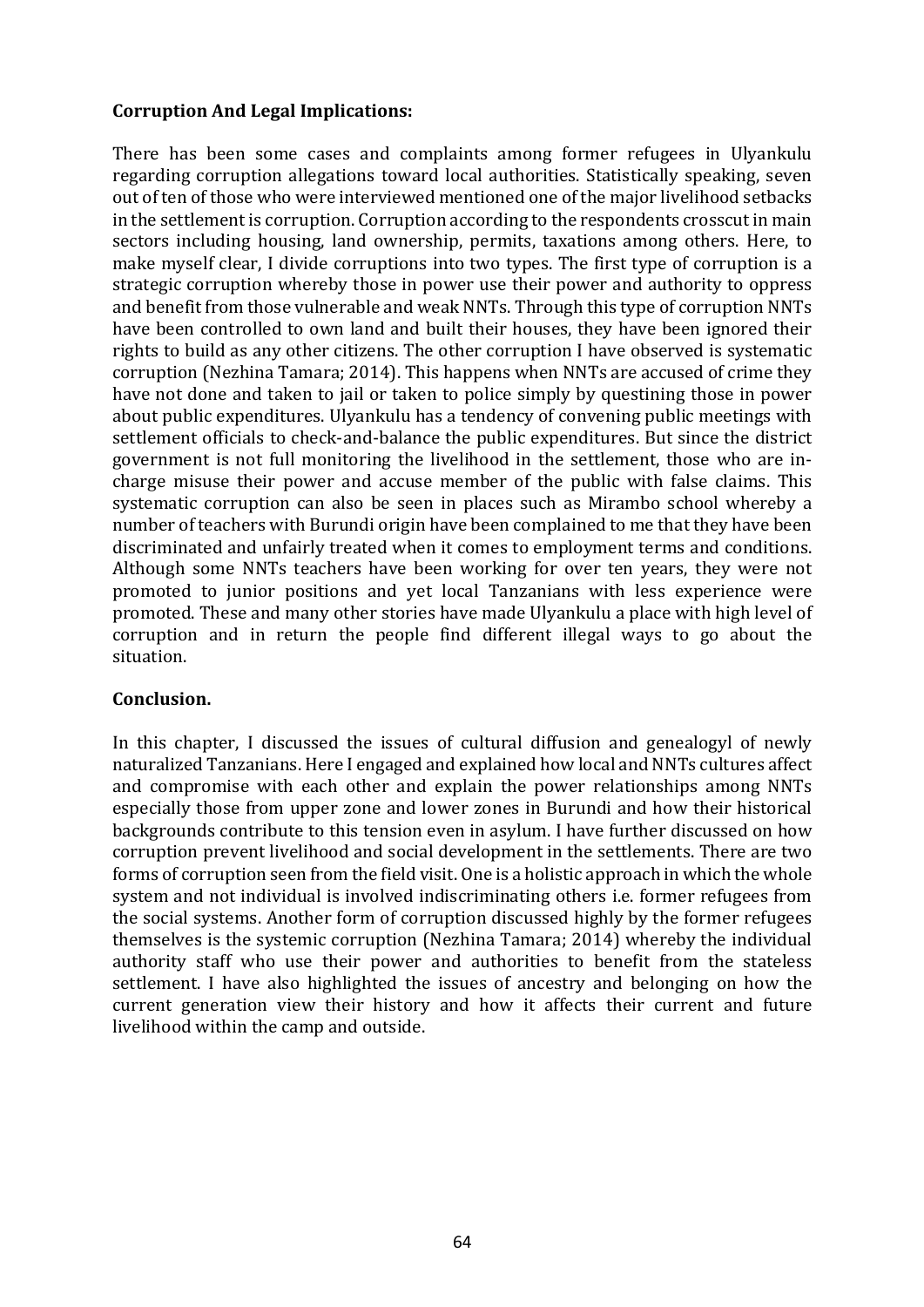**Corruption And Legal Implications:**

There has been some cases and complaints among former refugees in Ulyankulu regarding corruption allegations toward local authorities. Statistically speaking, seven out of ten of those who were interviewed mentioned one of the major livelihood setbacks in the settlement is corruption. Corruption according to the respondents crosscut in main sectors including housing, land ownership, permits, taxations among others. Here, to make myself clear, I divide corruptions into two types. The first type of corruption is a strategic corruption whereby those in power use their power and authority to oppress and benefit from those vulnerable and weak NNTs. Through this type of corruption NNTs have been controlled to own land and built their houses, they have been ignored their rights to build as any other citizens. The other corruption I have observed is systematic corruption (Nezhina Tamara; 2014). This happens when NNTs are accused of crime they have not done and taken to jail or taken to police simply by questining those in power about public expenditures. Ulyankulu has a tendency of convening public meetings with settlement officials to check-and-balance the public expenditures. But since the district government is not full monitoring the livelihood in the settlement, those who are in-charge misuse their power and accuse member of the public with false claims. This systematic corruption can also be seen in places such as Mirambo school whereby a number of teachers with Burundi origin have been complained to me that they have been discriminated and unfairly treated when it comes to employment terms and conditions. Although some NNTs teachers have been working for over ten years, they were not promoted to junior positions and yet local Tanzanians with less experience were promoted. These and many other stories have made Ulyankulu a place with high level of corruption and in return the people find different illegal ways to go about the situation.

**Conclusion.**

In this chapter, I discussed the issues of cultural diffusion and genealogyl of newly naturalized Tanzanians. Here I engaged and explained how local and NNTs cultures affect and compromise with each other and explain the power relationships among NNTs especially those from upper zone and lower zones in Burundi and how their historical backgrounds contribute to this tension even in asylum. I have further discussed on how corruption prevent livelihood and social development in the settlements. There are two forms of corruption seen from the field visit. One is a holistic approach in which the whole system and not individual is involved indiscriminating others i.e. former refugees from the social systems. Another form of corruption discussed highly by the former refugees themselves is the systemic corruption (Nezhina Tamara; 2014) whereby the individual authority staff who use their power and authorities to benefit from the stateless settlement. I have also highlighted the issues of ancestry and belonging on how the current generation view their history and how it affects their current and future livelihood within the camp and outside.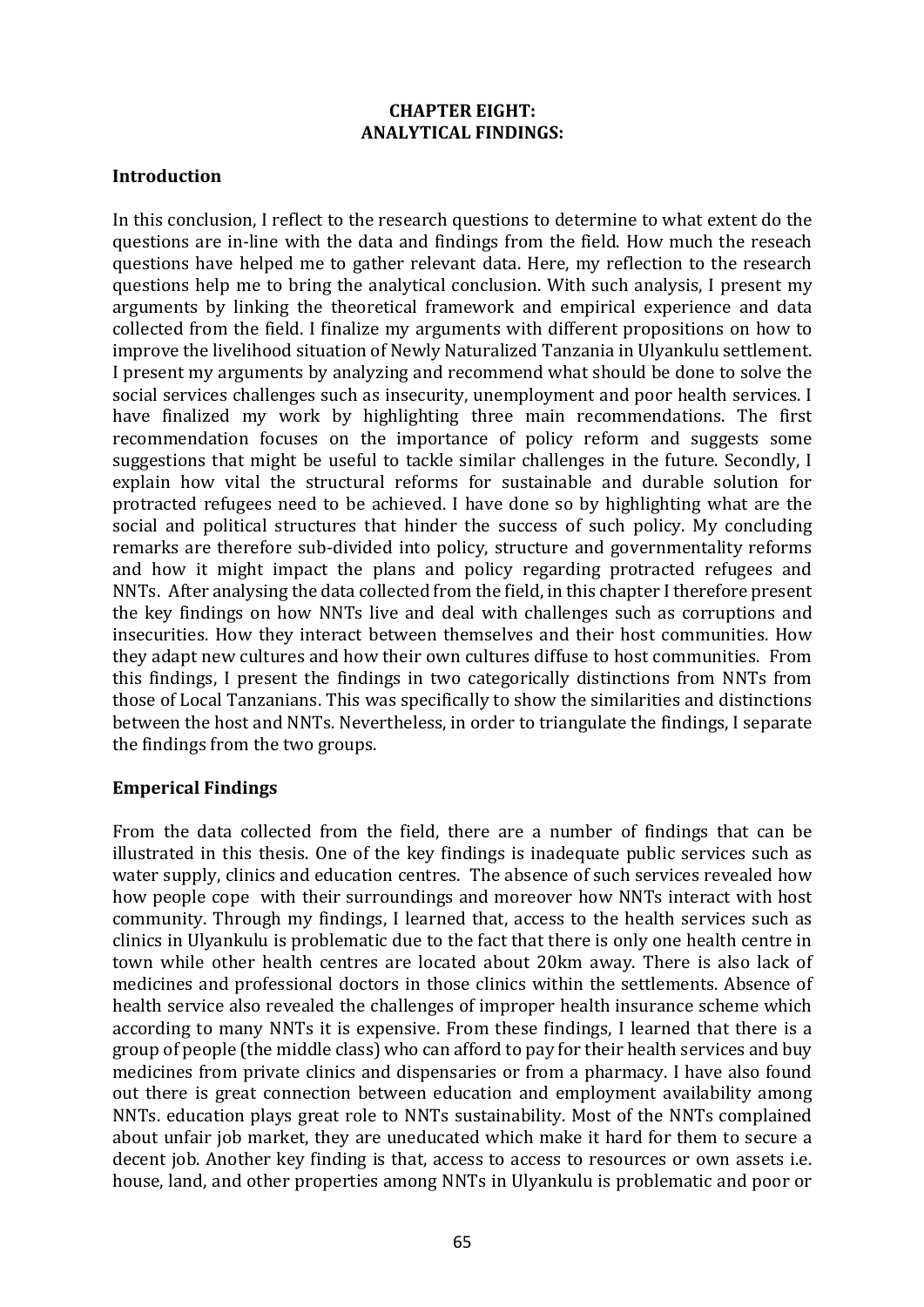# CHAPTER EIGHT:
# ANALYTICAL FINDINGS:

## Introduction

In this conclusion, I reflect to the research questions to determine to what extent do the questions are in-line with the data and findings from the field. How much the reseach questions have helped me to gather relevant data. Here, my reflection to the research questions help me to bring the analytical conclusion. With such analysis, I present my arguments by linking the theoretical framework and empirical experience and data collected from the field. I finalize my arguments with different propositions on how to improve the livelihood situation of Newly Naturalized Tanzania in Ulyankulu settlement. I present my arguments by analyzing and recommend what should be done to solve the social services challenges such as insecurity, unemployment and poor health services. I have finalized my work by highlighting three main recommendations. The first recommendation focuses on the importance of policy reform and suggests some suggestions that might be useful to tackle similar challenges in the future. Secondly, I explain how vital the structural reforms for sustainable and durable solution for protracted refugees need to be achieved. I have done so by highlighting what are the social and political structures that hinder the success of such policy. My concluding remarks are therefore sub-divided into policy, structure and governmentality reforms and how it might impact the plans and policy regarding protracted refugees and NNTs. After analysing the data collected from the field, in this chapter I therefore present the key findings on how NNTs live and deal with challenges such as corruptions and insecurities. How they interact between themselves and their host communities. How they adapt new cultures and how their own cultures diffuse to host communities. From this findings, I present the findings in two categorically distinctions from NNTs from those of Local Tanzanians. This was specifically to show the similarities and distinctions between the host and NNTs. Nevertheless, in order to triangulate the findings, I separate the findings from the two groups.

## Emperical Findings

From the data collected from the field, there are a number of findings that can be illustrated in this thesis. One of the key findings is inadequate public services such as water supply, clinics and education centres. The absence of such services revealed how how people cope with their surroundings and moreover how NNTs interact with host community. Through my findings, I learned that, access to the health services such as clinics in Ulyankulu is problematic due to the fact that there is only one health centre in town while other health centres are located about 20km away. There is also lack of medicines and professional doctors in those clinics within the settlements. Absence of health service also revealed the challenges of improper health insurance scheme which according to many NNTs it is expensive. From these findings, I learned that there is a group of people (the middle class) who can afford to pay for their health services and buy medicines from private clinics and dispensaries or from a pharmacy. I have also found out there is great connection between education and employment availability among NNTs. education plays great role to NNTs sustainability. Most of the NNTs complained about unfair job market, they are uneducated which make it hard for them to secure a decent job. Another key finding is that, access to access to resources or own assets i.e. house, land, and other properties among NNTs in Ulyankulu is problematic and poor or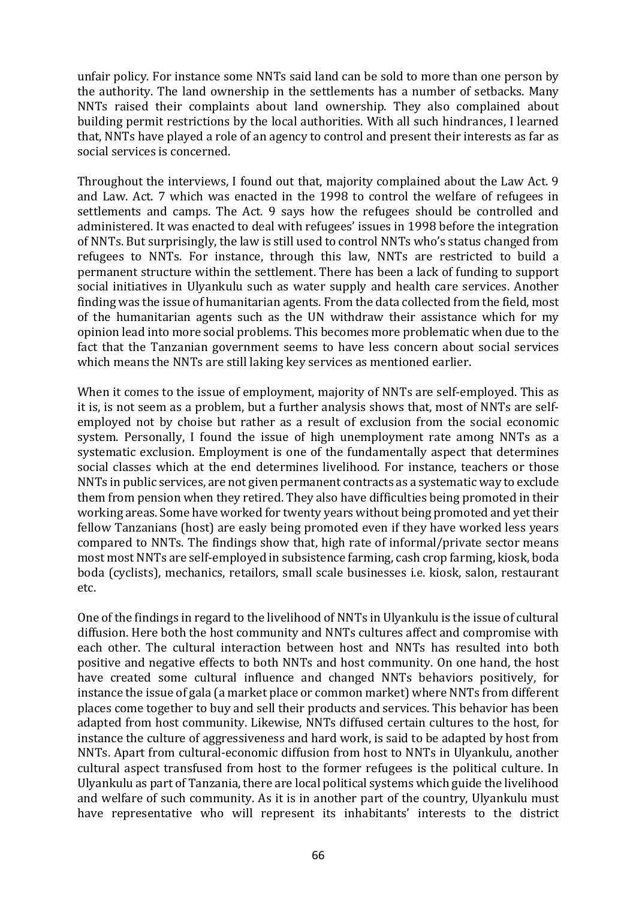unfair policy. For instance some NNTs said land can be sold to more than one person by the authority. The land ownership in the settlements has a number of setbacks. Many NNTs raised their complaints about land ownership. They also complained about building permit restrictions by the local authorities. With all such hindrances, I learned that, NNTs have played a role of an agency to control and present their interests as far as social services is concerned.

Throughout the interviews, I found out that, majority complained about the Law Act. 9 and Law. Act. 7 which was enacted in the 1998 to control the welfare of refugees in settlements and camps. The Act. 9 says how the refugees should be controlled and administered. It was enacted to deal with refugees' issues in 1998 before the integration of NNTs. But surprisingly, the law is still used to control NNTs who's status changed from refugees to NNTs. For instance, through this law, NNTs are restricted to build a permanent structure within the settlement. There has been a lack of funding to support social initiatives in Ulyankulu such as water supply and health care services. Another finding was the issue of humanitarian agents. From the data collected from the field, most of the humanitarian agents such as the UN withdraw their assistance which for my opinion lead into more social problems. This becomes more problematic when due to the fact that the Tanzanian government seems to have less concern about social services which means the NNTs are still laking key services as mentioned earlier.

When it comes to the issue of employment, majority of NNTs are self-employed. This as it is, is not seem as a problem, but a further analysis shows that, most of NNTs are self-employed not by choise but rather as a result of exclusion from the social economic system. Personally, I found the issue of high unemployment rate among NNTs as a systematic exclusion. Employment is one of the fundamentally aspect that determines social classes which at the end determines livelihood. For instance, teachers or those NNTs in public services, are not given permanent contracts as a systematic way to exclude them from pension when they retired. They also have difficulties being promoted in their working areas. Some have worked for twenty years without being promoted and yet their fellow Tanzanians (host) are easly being promoted even if they have worked less years compared to NNTs. The findings show that, high rate of informal/private sector means most most NNTs are self-employed in subsistence farming, cash crop farming, kiosk, boda boda (cyclists), mechanics, retailors, small scale businesses i.e. kiosk, salon, restaurant etc.

One of the findings in regard to the livelihood of NNTs in Ulyankulu is the issue of cultural diffusion. Here both the host community and NNTs cultures affect and compromise with each other. The cultural interaction between host and NNTs has resulted into both positive and negative effects to both NNTs and host community. On one hand, the host have created some cultural influence and changed NNTs behaviors positively, for instance the issue of gala (a market place or common market) where NNTs from different places come together to buy and sell their products and services. This behavior has been adapted from host community. Likewise, NNTs diffused certain cultures to the host, for instance the culture of aggressiveness and hard work, is said to be adapted by host from NNTs. Apart from cultural-economic diffusion from host to NNTs in Ulyankulu, another cultural aspect transfused from host to the former refugees is the political culture. In Ulyankulu as part of Tanzania, there are local political systems which guide the livelihood and welfare of such community. As it is in another part of the country, Ulyankulu must have representative who will represent its inhabitants' interests to the district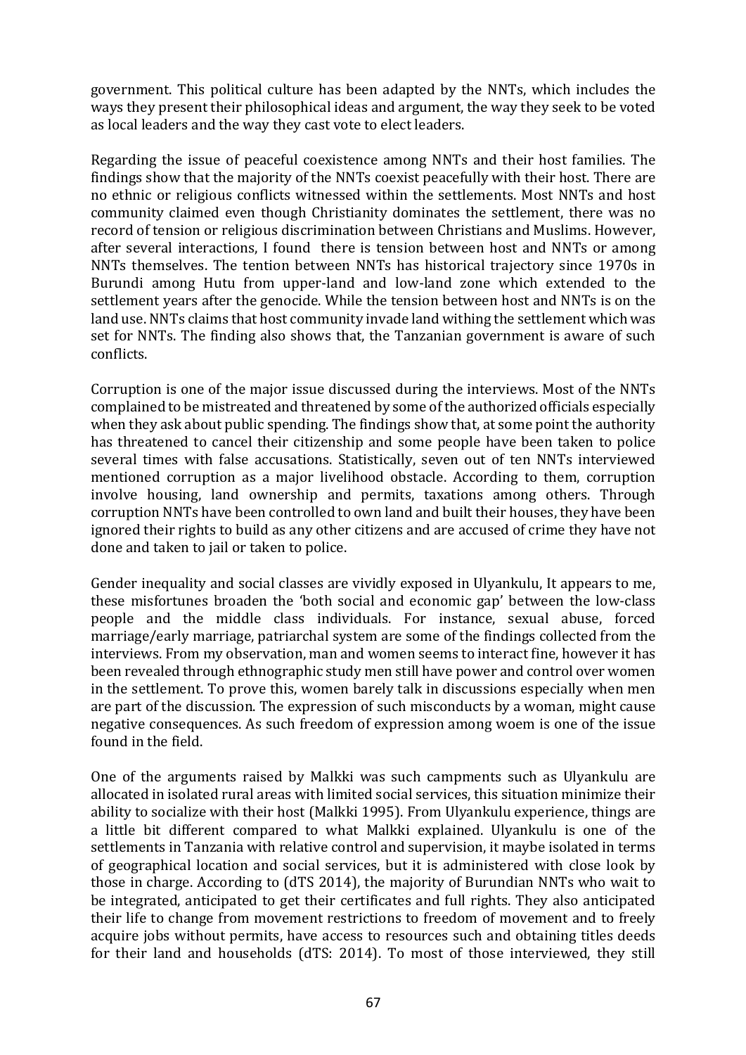government. This political culture has been adapted by the NNTs, which includes the ways they present their philosophical ideas and argument, the way they seek to be voted as local leaders and the way they cast vote to elect leaders.

Regarding the issue of peaceful coexistence among NNTs and their host families. The findings show that the majority of the NNTs coexist peacefully with their host. There are no ethnic or religious conflicts witnessed within the settlements. Most NNTs and host community claimed even though Christianity dominates the settlement, there was no record of tension or religious discrimination between Christians and Muslims. However, after several interactions, I found there is tension between host and NNTs or among NNTs themselves. The tention between NNTs has historical trajectory since 1970s in Burundi among Hutu from upper-land and low-land zone which extended to the settlement years after the genocide. While the tension between host and NNTs is on the land use. NNTs claims that host community invade land withing the settlement which was set for NNTs. The finding also shows that, the Tanzanian government is aware of such conflicts.

Corruption is one of the major issue discussed during the interviews. Most of the NNTs complained to be mistreated and threatened by some of the authorized officials especially when they ask about public spending. The findings show that, at some point the authority has threatened to cancel their citizenship and some people have been taken to police several times with false accusations. Statistically, seven out of ten NNTs interviewed mentioned corruption as a major livelihood obstacle. According to them, corruption involve housing, land ownership and permits, taxations among others. Through corruption NNTs have been controlled to own land and built their houses, they have been ignored their rights to build as any other citizens and are accused of crime they have not done and taken to jail or taken to police.

Gender inequality and social classes are vividly exposed in Ulyankulu, It appears to me, these misfortunes broaden the 'both social and economic gap' between the low-class people and the middle class individuals. For instance, sexual abuse, forced marriage/early marriage, patriarchal system are some of the findings collected from the interviews. From my observation, man and women seems to interact fine, however it has been revealed through ethnographic study men still have power and control over women in the settlement. To prove this, women barely talk in discussions especially when men are part of the discussion. The expression of such misconducts by a woman, might cause negative consequences. As such freedom of expression among woem is one of the issue found in the field.

One of the arguments raised by Malkki was such campments such as Ulyankulu are allocated in isolated rural areas with limited social services, this situation minimize their ability to socialize with their host (Malkki 1995). From Ulyankulu experience, things are a little bit different compared to what Malkki explained. Ulyankulu is one of the settlements in Tanzania with relative control and supervision, it maybe isolated in terms of geographical location and social services, but it is administered with close look by those in charge. According to (dTS 2014), the majority of Burundian NNTs who wait to be integrated, anticipated to get their certificates and full rights. They also anticipated their life to change from movement restrictions to freedom of movement and to freely acquire jobs without permits, have access to resources such and obtaining titles deeds for their land and households (dTS: 2014). To most of those interviewed, they still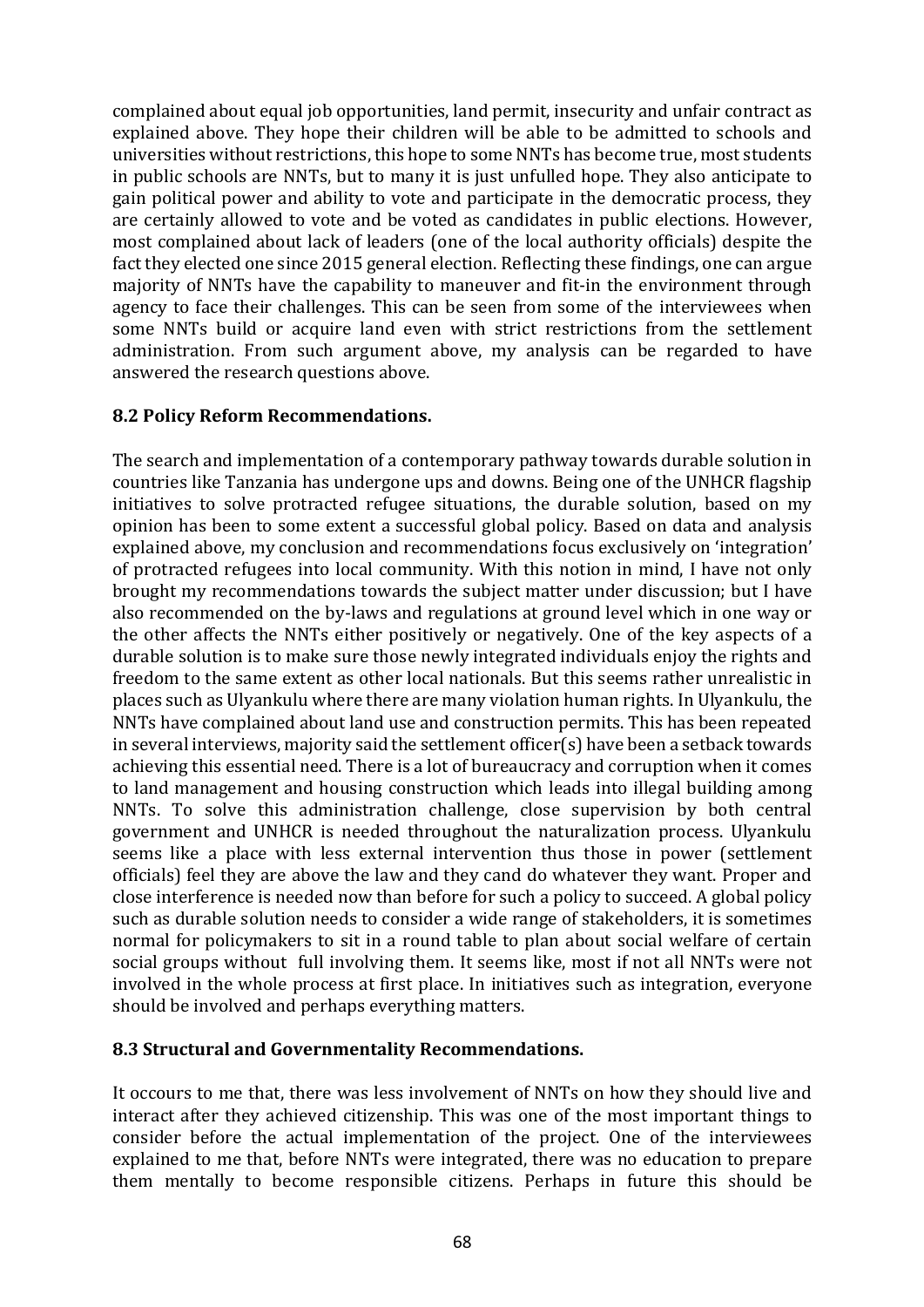complained about equal job opportunities, land permit, insecurity and unfair contract as explained above. They hope their children will be able to be admitted to schools and universities without restrictions, this hope to some NNTs has become true, most students in public schools are NNTs, but to many it is just unfulled hope. They also anticipate to gain political power and ability to vote and participate in the democratic process, they are certainly allowed to vote and be voted as candidates in public elections. However, most complained about lack of leaders (one of the local authority officials) despite the fact they elected one since 2015 general election. Reflecting these findings, one can argue majority of NNTs have the capability to maneuver and fit-in the environment through agency to face their challenges. This can be seen from some of the interviewees when some NNTs build or acquire land even with strict restrictions from the settlement administration. From such argument above, my analysis can be regarded to have answered the research questions above.

## 8.2 Policy Reform Recommendations.

The search and implementation of a contemporary pathway towards durable solution in countries like Tanzania has undergone ups and downs. Being one of the UNHCR flagship initiatives to solve protracted refugee situations, the durable solution, based on my opinion has been to some extent a successful global policy. Based on data and analysis explained above, my conclusion and recommendations focus exclusively on 'integration' of protracted refugees into local community. With this notion in mind, I have not only brought my recommendations towards the subject matter under discussion; but I have also recommended on the by-laws and regulations at ground level which in one way or the other affects the NNTs either positively or negatively. One of the key aspects of a durable solution is to make sure those newly integrated individuals enjoy the rights and freedom to the same extent as other local nationals. But this seems rather unrealistic in places such as Ulyankulu where there are many violation human rights. In Ulyankulu, the NNTs have complained about land use and construction permits. This has been repeated in several interviews, majority said the settlement officer(s) have been a setback towards achieving this essential need. There is a lot of bureaucracy and corruption when it comes to land management and housing construction which leads into illegal building among NNTs. To solve this administration challenge, close supervision by both central government and UNHCR is needed throughout the naturalization process. Ulyankulu seems like a place with less external intervention thus those in power (settlement officials) feel they are above the law and they cand do whatever they want. Proper and close interference is needed now than before for such a policy to succeed. A global policy such as durable solution needs to consider a wide range of stakeholders, it is sometimes normal for policymakers to sit in a round table to plan about social welfare of certain social groups without full involving them. It seems like, most if not all NNTs were not involved in the whole process at first place. In initiatives such as integration, everyone should be involved and perhaps everything matters.

## 8.3 Structural and Governmentality Recommendations.

It occours to me that, there was less involvement of NNTs on how they should live and interact after they achieved citizenship. This was one of the most important things to consider before the actual implementation of the project. One of the interviewees explained to me that, before NNTs were integrated, there was no education to prepare them mentally to become responsible citizens. Perhaps in future this should be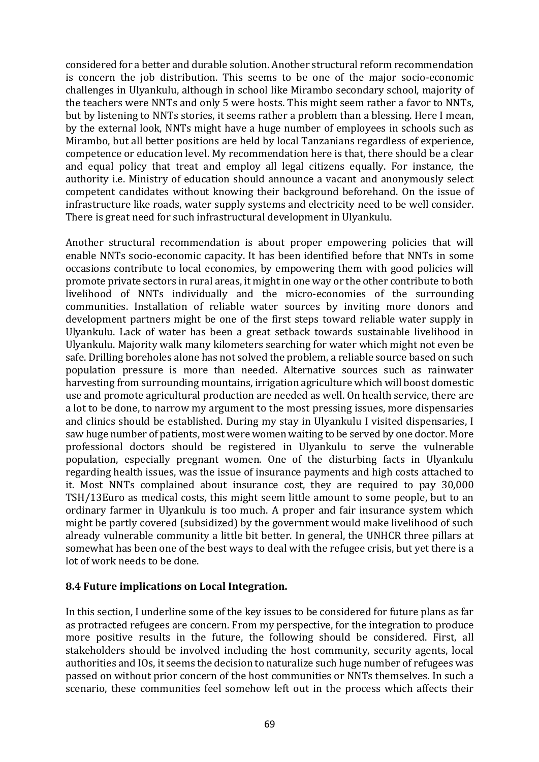considered for a better and durable solution. Another structural reform recommendation is concern the job distribution. This seems to be one of the major socio-economic challenges in Ulyankulu, although in school like Mirambo secondary school, majority of the teachers were NNTs and only 5 were hosts. This might seem rather a favor to NNTs, but by listening to NNTs stories, it seems rather a problem than a blessing. Here I mean, by the external look, NNTs might have a huge number of employees in schools such as Mirambo, but all better positions are held by local Tanzanians regardless of experience, competence or education level. My recommendation here is that, there should be a clear and equal policy that treat and employ all legal citizens equally. For instance, the authority i.e. Ministry of education should announce a vacant and anonymously select competent candidates without knowing their background beforehand. On the issue of infrastructure like roads, water supply systems and electricity need to be well consider. There is great need for such infrastructural development in Ulyankulu.

Another structural recommendation is about proper empowering policies that will enable NNTs socio-economic capacity. It has been identified before that NNTs in some occasions contribute to local economies, by empowering them with good policies will promote private sectors in rural areas, it might in one way or the other contribute to both livelihood of NNTs individually and the micro-economies of the surrounding communities. Installation of reliable water sources by inviting more donors and development partners might be one of the first steps toward reliable water supply in Ulyankulu. Lack of water has been a great setback towards sustainable livelihood in Ulyankulu. Majority walk many kilometers searching for water which might not even be safe. Drilling boreholes alone has not solved the problem, a reliable source based on such population pressure is more than needed. Alternative sources such as rainwater harvesting from surrounding mountains, irrigation agriculture which will boost domestic use and promote agricultural production are needed as well. On health service, there are a lot to be done, to narrow my argument to the most pressing issues, more dispensaries and clinics should be established. During my stay in Ulyankulu I visited dispensaries, I saw huge number of patients, most were women waiting to be served by one doctor. More professional doctors should be registered in Ulyankulu to serve the vulnerable population, especially pregnant women. One of the disturbing facts in Ulyankulu regarding health issues, was the issue of insurance payments and high costs attached to it. Most NNTs complained about insurance cost, they are required to pay 30,000 TSH/13Euro as medical costs, this might seem little amount to some people, but to an ordinary farmer in Ulyankulu is too much. A proper and fair insurance system which might be partly covered (subsidized) by the government would make livelihood of such already vulnerable community a little bit better. In general, the UNHCR three pillars at somewhat has been one of the best ways to deal with the refugee crisis, but yet there is a lot of work needs to be done.

### 8.4 Future implications on Local Integration.

In this section, I underline some of the key issues to be considered for future plans as far as protracted refugees are concern. From my perspective, for the integration to produce more positive results in the future, the following should be considered. First, all stakeholders should be involved including the host community, security agents, local authorities and IOs, it seems the decision to naturalize such huge number of refugees was passed on without prior concern of the host communities or NNTs themselves. In such a scenario, these communities feel somehow left out in the process which affects their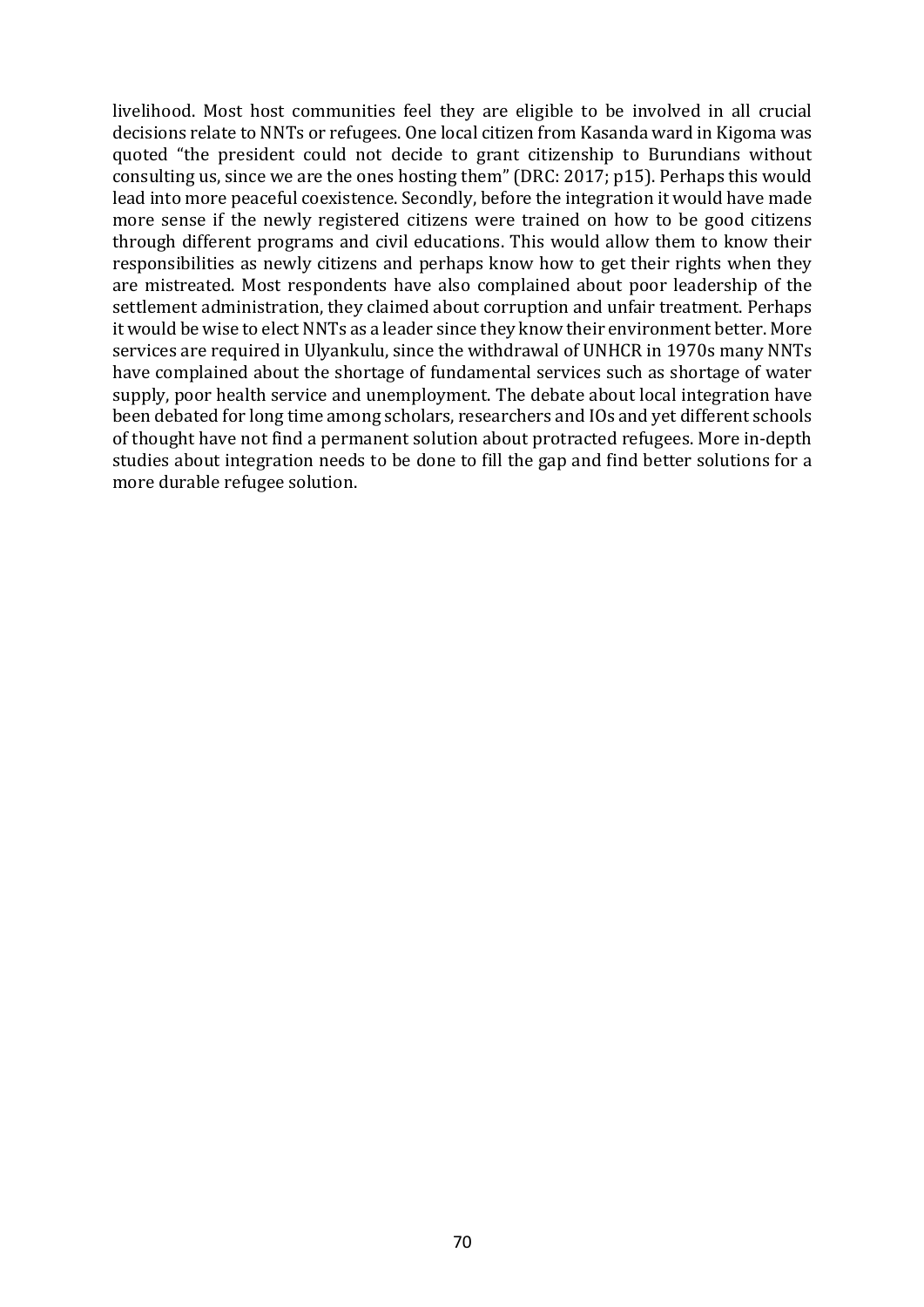livelihood. Most host communities feel they are eligible to be involved in all crucial decisions relate to NNTs or refugees. One local citizen from Kasanda ward in Kigoma was quoted "the president could not decide to grant citizenship to Burundians without consulting us, since we are the ones hosting them" (DRC: 2017; p15). Perhaps this would lead into more peaceful coexistence. Secondly, before the integration it would have made more sense if the newly registered citizens were trained on how to be good citizens through different programs and civil educations. This would allow them to know their responsibilities as newly citizens and perhaps know how to get their rights when they are mistreated. Most respondents have also complained about poor leadership of the settlement administration, they claimed about corruption and unfair treatment. Perhaps it would be wise to elect NNTs as a leader since they know their environment better. More services are required in Ulyankulu, since the withdrawal of UNHCR in 1970s many NNTs have complained about the shortage of fundamental services such as shortage of water supply, poor health service and unemployment. The debate about local integration have been debated for long time among scholars, researchers and IOs and yet different schools of thought have not find a permanent solution about protracted refugees. More in-depth studies about integration needs to be done to fill the gap and find better solutions for a more durable refugee solution.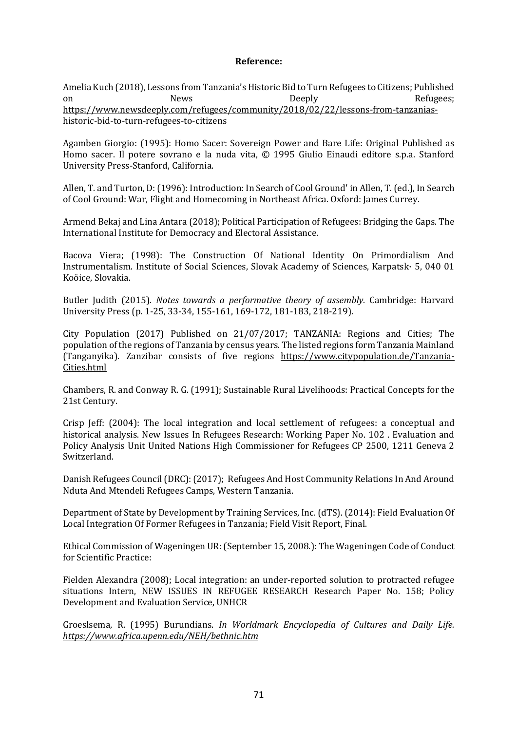**Reference:**

Amelia Kuch (2018), Lessons from Tanzania's Historic Bid to Turn Refugees to Citizens; Published on News Deeply Refugees; https://www.newsdeeply.com/refugees/community/2018/02/22/lessons-from-tanzanias-historic-bid-to-turn-refugees-to-citizens

Agamben Giorgio: (1995): Homo Sacer: Sovereign Power and Bare Life: Original Published as Homo sacer. Il potere sovrano e la nuda vita, © 1995 Giulio Einaudi editore s.p.a. Stanford University Press-Stanford, California.

Allen, T. and Turton, D: (1996): Introduction: In Search of Cool Ground' in Allen, T. (ed.), In Search of Cool Ground: War, Flight and Homecoming in Northeast Africa. Oxford: James Currey.

Armend Bekaj and Lina Antara (2018); Political Participation of Refugees: Bridging the Gaps. The International Institute for Democracy and Electoral Assistance.

Bacova Viera; (1998): The Construction Of National Identity On Primordialism And Instrumentalism. Institute of Social Sciences, Slovak Academy of Sciences, Karpatsk· 5, 040 01 Koöice, Slovakia.

Butler Judith (2015). *Notes towards a performative theory of assembly.* Cambridge: Harvard University Press (p. 1-25, 33-34, 155-161, 169-172, 181-183, 218-219).

City Population (2017) Published on 21/07/2017; TANZANIA: Regions and Cities; The population of the regions of Tanzania by census years. The listed regions form Tanzania Mainland (Tanganyika). Zanzibar consists of five regions https://www.citypopulation.de/Tanzania-Cities.html

Chambers, R. and Conway R. G. (1991); Sustainable Rural Livelihoods: Practical Concepts for the 21st Century.

Crisp Jeff: (2004): The local integration and local settlement of refugees: a conceptual and historical analysis. New Issues In Refugees Research: Working Paper No. 102 . Evaluation and Policy Analysis Unit United Nations High Commissioner for Refugees CP 2500, 1211 Geneva 2 Switzerland.

Danish Refugees Council (DRC): (2017); Refugees And Host Community Relations In And Around Nduta And Mtendeli Refugees Camps, Western Tanzania.

Department of State by Development by Training Services, Inc. (dTS). (2014): Field Evaluation Of Local Integration Of Former Refugees in Tanzania; Field Visit Report, Final.

Ethical Commission of Wageningen UR: (September 15, 2008.): The Wageningen Code of Conduct for Scientific Practice:

Fielden Alexandra (2008); Local integration: an under-reported solution to protracted refugee situations Intern, NEW ISSUES IN REFUGEE RESEARCH Research Paper No. 158; Policy Development and Evaluation Service, UNHCR

Groeslsema, R. (1995) Burundians. *In Worldmark Encyclopedia of Cultures and Daily Life. https://www.africa.upenn.edu/NEH/bethnic.htm*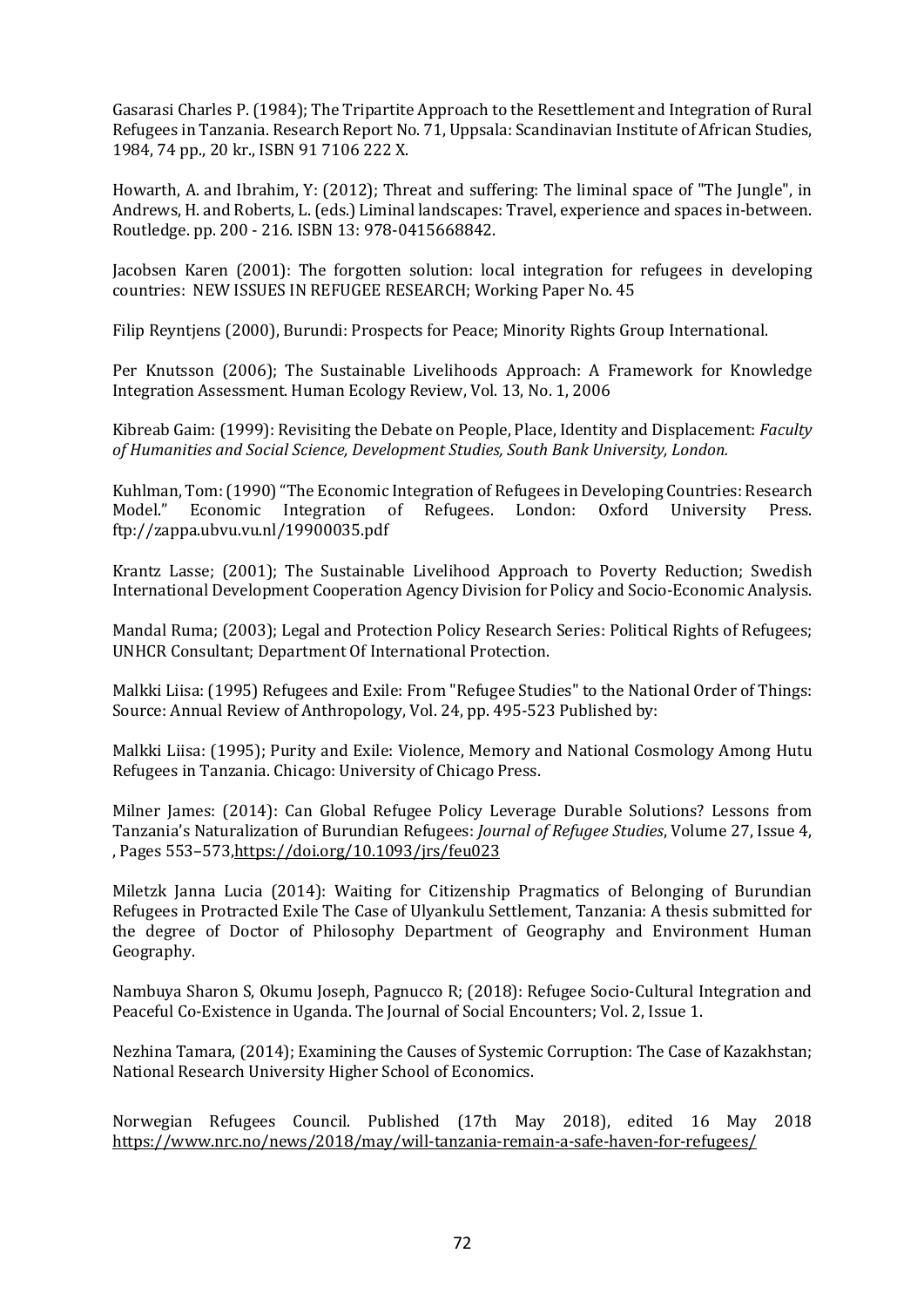Gasarasi Charles P. (1984); The Tripartite Approach to the Resettlement and Integration of Rural Refugees in Tanzania. Research Report No. 71, Uppsala: Scandinavian Institute of African Studies, 1984, 74 pp., 20 kr., ISBN 91 7106 222 X.

Howarth, A. and Ibrahim, Y: (2012); Threat and suffering: The liminal space of "The Jungle", in Andrews, H. and Roberts, L. (eds.) Liminal landscapes: Travel, experience and spaces in-between. Routledge. pp. 200 - 216. ISBN 13: 978-0415668842.

Jacobsen Karen (2001): The forgotten solution: local integration for refugees in developing countries: NEW ISSUES IN REFUGEE RESEARCH; Working Paper No. 45

Filip Reyntjens (2000), Burundi: Prospects for Peace; Minority Rights Group International.

Per Knutsson (2006); The Sustainable Livelihoods Approach: A Framework for Knowledge Integration Assessment. Human Ecology Review, Vol. 13, No. 1, 2006

Kibreab Gaim: (1999): Revisiting the Debate on People, Place, Identity and Displacement: *Faculty of Humanities and Social Science, Development Studies, South Bank University, London.*

Kuhlman, Tom: (1990) "The Economic Integration of Refugees in Developing Countries: Research Model." Economic Integration of Refugees. London: Oxford University Press. ftp://zappa.ubvu.vu.nl/19900035.pdf

Krantz Lasse; (2001); The Sustainable Livelihood Approach to Poverty Reduction; Swedish International Development Cooperation Agency Division for Policy and Socio-Economic Analysis.

Mandal Ruma; (2003); Legal and Protection Policy Research Series: Political Rights of Refugees; UNHCR Consultant; Department Of International Protection.

Malkki Liisa: (1995) Refugees and Exile: From "Refugee Studies" to the National Order of Things: Source: Annual Review of Anthropology, Vol. 24, pp. 495-523 Published by:

Malkki Liisa: (1995); Purity and Exile: Violence, Memory and National Cosmology Among Hutu Refugees in Tanzania. Chicago: University of Chicago Press.

Milner James: (2014): Can Global Refugee Policy Leverage Durable Solutions? Lessons from Tanzania's Naturalization of Burundian Refugees: *Journal of Refugee Studies*, Volume 27, Issue 4, , Pages 553–573,https://doi.org/10.1093/jrs/feu023

Miletzk Janna Lucia (2014): Waiting for Citizenship Pragmatics of Belonging of Burundian Refugees in Protracted Exile The Case of Ulyankulu Settlement, Tanzania: A thesis submitted for the degree of Doctor of Philosophy Department of Geography and Environment Human Geography.

Nambuya Sharon S, Okumu Joseph, Pagnucco R; (2018): Refugee Socio-Cultural Integration and Peaceful Co-Existence in Uganda. The Journal of Social Encounters; Vol. 2, Issue 1.

Nezhina Tamara, (2014); Examining the Causes of Systemic Corruption: The Case of Kazakhstan; National Research University Higher School of Economics.

Norwegian Refugees Council. Published (17th May 2018), edited 16 May 2018 https://www.nrc.no/news/2018/may/will-tanzania-remain-a-safe-haven-for-refugees/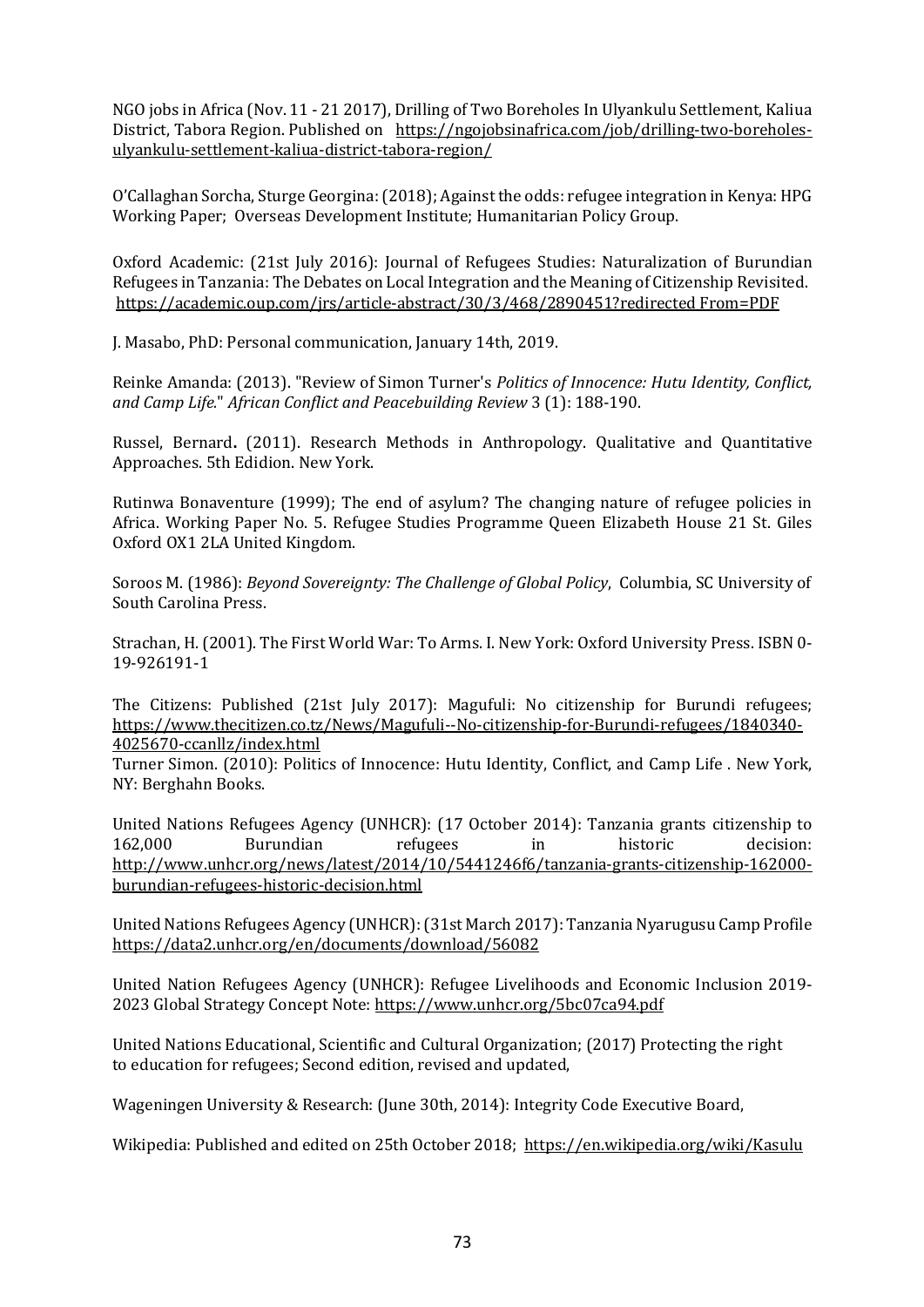NGO jobs in Africa (Nov. 11 - 21 2017), Drilling of Two Boreholes In Ulyankulu Settlement, Kaliua District, Tabora Region. Published on https://ngojobsinafrica.com/job/drilling-two-boreholes-ulyankulu-settlement-kaliua-district-tabora-region/

O'Callaghan Sorcha, Sturge Georgina: (2018); Against the odds: refugee integration in Kenya: HPG Working Paper; Overseas Development Institute; Humanitarian Policy Group.

Oxford Academic: (21st July 2016): Journal of Refugees Studies: Naturalization of Burundian Refugees in Tanzania: The Debates on Local Integration and the Meaning of Citizenship Revisited. https://academic.oup.com/jrs/article-abstract/30/3/468/2890451?redirected From=PDF

J. Masabo, PhD: Personal communication, January 14th, 2019.

Reinke Amanda: (2013). "Review of Simon Turner's *Politics of Innocence: Hutu Identity, Conflict, and Camp Life.*" *African Conflict and Peacebuilding Review* 3 (1): 188-190.

Russel, Bernard**.** (2011). Research Methods in Anthropology. Qualitative and Quantitative Approaches. 5th Edidion. New York.

Rutinwa Bonaventure (1999); The end of asylum? The changing nature of refugee policies in Africa. Working Paper No. 5. Refugee Studies Programme Queen Elizabeth House 21 St. Giles Oxford OX1 2LA United Kingdom.

Soroos M. (1986): *Beyond Sovereignty: The Challenge of Global Policy*, Columbia, SC University of South Carolina Press.

Strachan, H. (2001). The First World War: To Arms. I. New York: Oxford University Press. ISBN 0-19-926191-1

The Citizens: Published (21st July 2017): Magufuli: No citizenship for Burundi refugees; https://www.thecitizen.co.tz/News/Magufuli--No-citizenship-for-Burundi-refugees/1840340-4025670-ccanllz/index.html

Turner Simon. (2010): Politics of Innocence: Hutu Identity, Conflict, and Camp Life . New York, NY: Berghahn Books.

United Nations Refugees Agency (UNHCR): (17 October 2014): Tanzania grants citizenship to 162,000 Burundian refugees in historic decision: http://www.unhcr.org/news/latest/2014/10/5441246f6/tanzania-grants-citizenship-162000-burundian-refugees-historic-decision.html

United Nations Refugees Agency (UNHCR): (31st March 2017): Tanzania Nyarugusu Camp Profile https://data2.unhcr.org/en/documents/download/56082

United Nation Refugees Agency (UNHCR): Refugee Livelihoods and Economic Inclusion 2019-2023 Global Strategy Concept Note: https://www.unhcr.org/5bc07ca94.pdf

United Nations Educational, Scientific and Cultural Organization; (2017) Protecting the right to education for refugees; Second edition, revised and updated,

Wageningen University & Research: (June 30th, 2014): Integrity Code Executive Board,

Wikipedia: Published and edited on 25th October 2018; https://en.wikipedia.org/wiki/Kasulu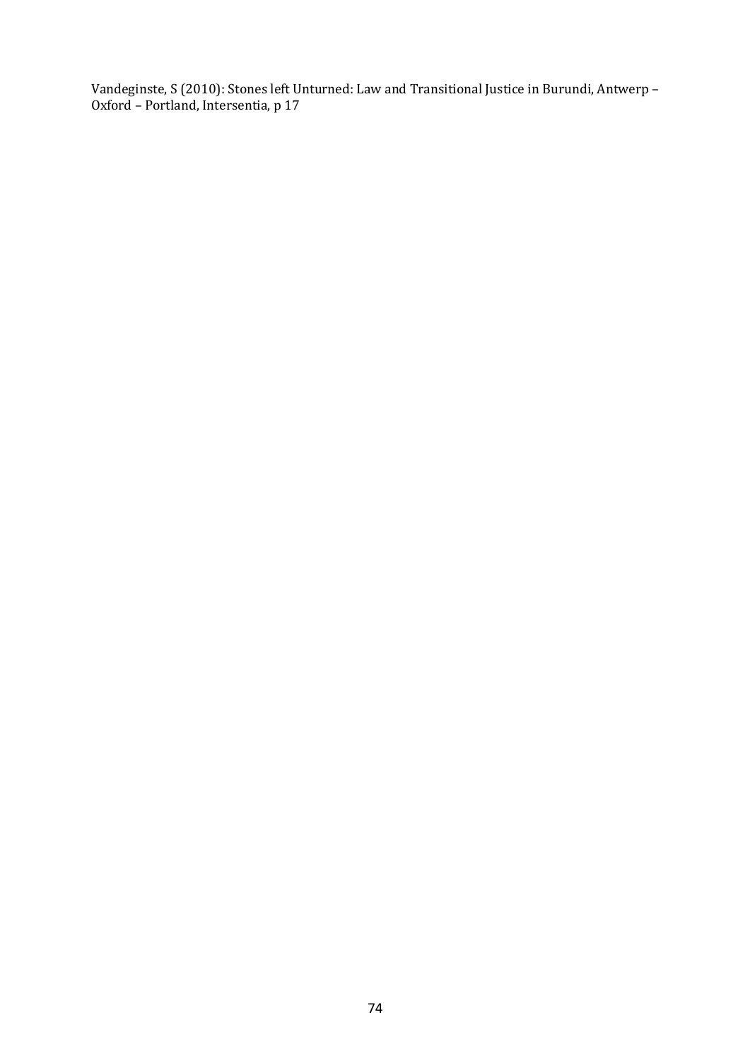Vandeginste, S (2010): Stones left Unturned: Law and Transitional Justice in Burundi, Antwerp – Oxford – Portland, Intersentia, p 17